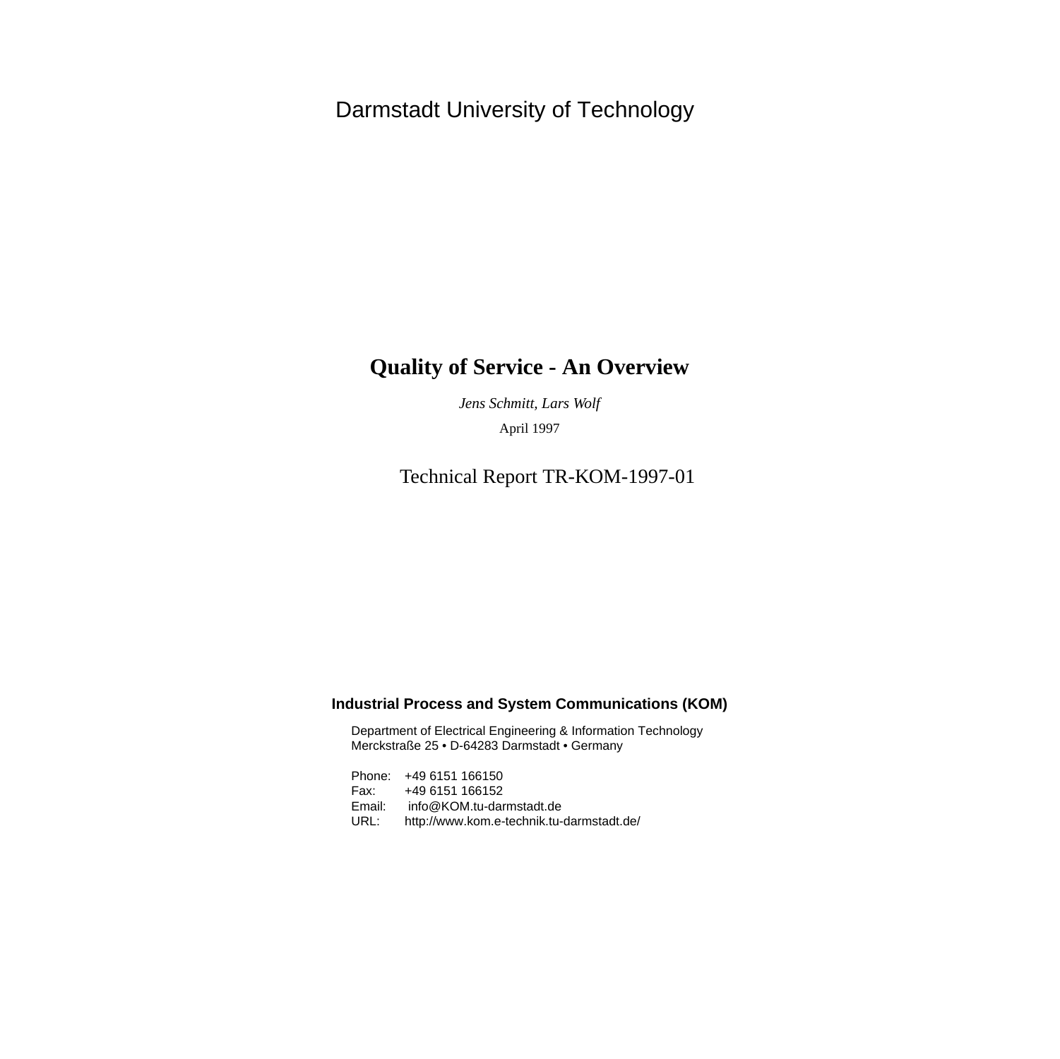Darmstadt University of Technology

# Quality of Service - An Overview

*Jens Schmitt, Lars Wolf*

April 1997

Technical Report TR-KOM-1997-01

**Industrial Process and System Communications (KOM)**

Department of Electrical Engineering & Information Technology
Merckstraße 25 • D-64283 Darmstadt • Germany

Phone: +49 6151 166150
Fax: +49 6151 166152
Email: info@KOM.tu-darmstadt.de
URL: http://www.kom.e-technik.tu-darmstadt.de/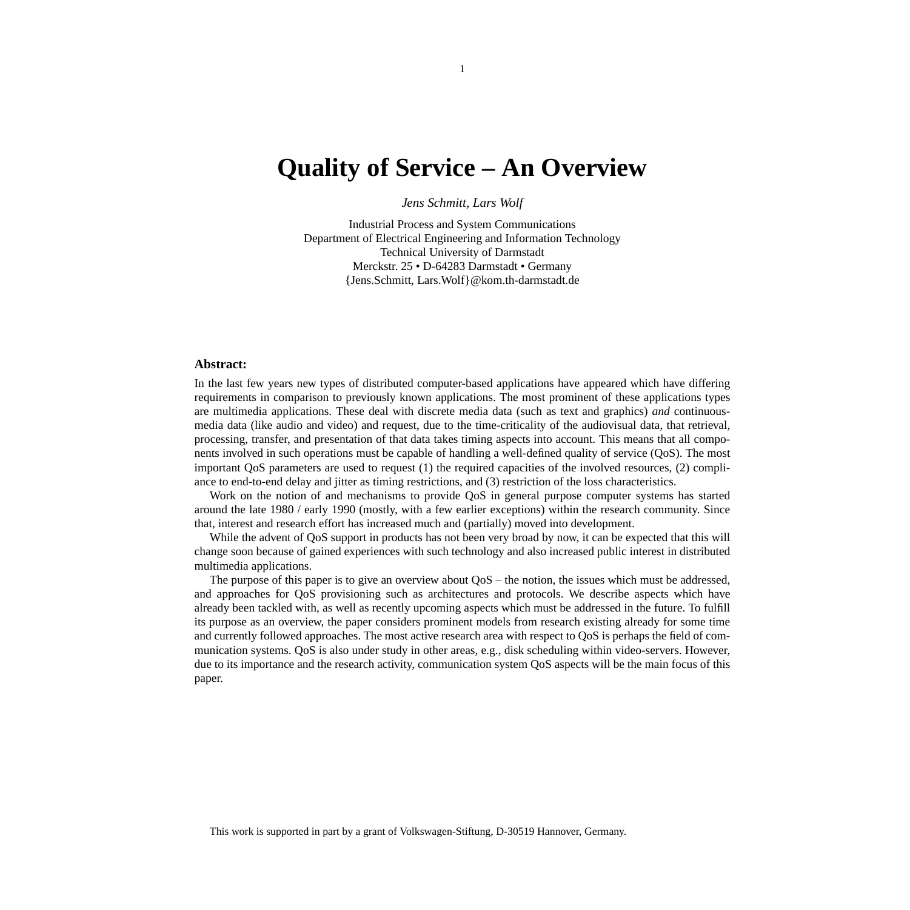# Quality of Service – An Overview

*Jens Schmitt, Lars Wolf*

Industrial Process and System Communications
Department of Electrical Engineering and Information Technology
Technical University of Darmstadt
Merckstr. 25 • D-64283 Darmstadt • Germany
{Jens.Schmitt, Lars.Wolf}@kom.th-darmstadt.de

**Abstract:**

In the last few years new types of distributed computer-based applications have appeared which have differing requirements in comparison to previously known applications. The most prominent of these applications types are multimedia applications. These deal with discrete media data (such as text and graphics) *and* continuous-media data (like audio and video) and request, due to the time-criticality of the audiovisual data, that retrieval, processing, transfer, and presentation of that data takes timing aspects into account. This means that all components involved in such operations must be capable of handling a well-defined quality of service (QoS). The most important QoS parameters are used to request (1) the required capacities of the involved resources, (2) compliance to end-to-end delay and jitter as timing restrictions, and (3) restriction of the loss characteristics.

Work on the notion of and mechanisms to provide QoS in general purpose computer systems has started around the late 1980 / early 1990 (mostly, with a few earlier exceptions) within the research community. Since that, interest and research effort has increased much and (partially) moved into development.

While the advent of QoS support in products has not been very broad by now, it can be expected that this will change soon because of gained experiences with such technology and also increased public interest in distributed multimedia applications.

The purpose of this paper is to give an overview about QoS – the notion, the issues which must be addressed, and approaches for QoS provisioning such as architectures and protocols. We describe aspects which have already been tackled with, as well as recently upcoming aspects which must be addressed in the future. To fulfill its purpose as an overview, the paper considers prominent models from research existing already for some time and currently followed approaches. The most active research area with respect to QoS is perhaps the field of communication systems. QoS is also under study in other areas, e.g., disk scheduling within video-servers. However, due to its importance and the research activity, communication system QoS aspects will be the main focus of this paper.

This work is supported in part by a grant of Volkswagen-Stiftung, D-30519 Hannover, Germany.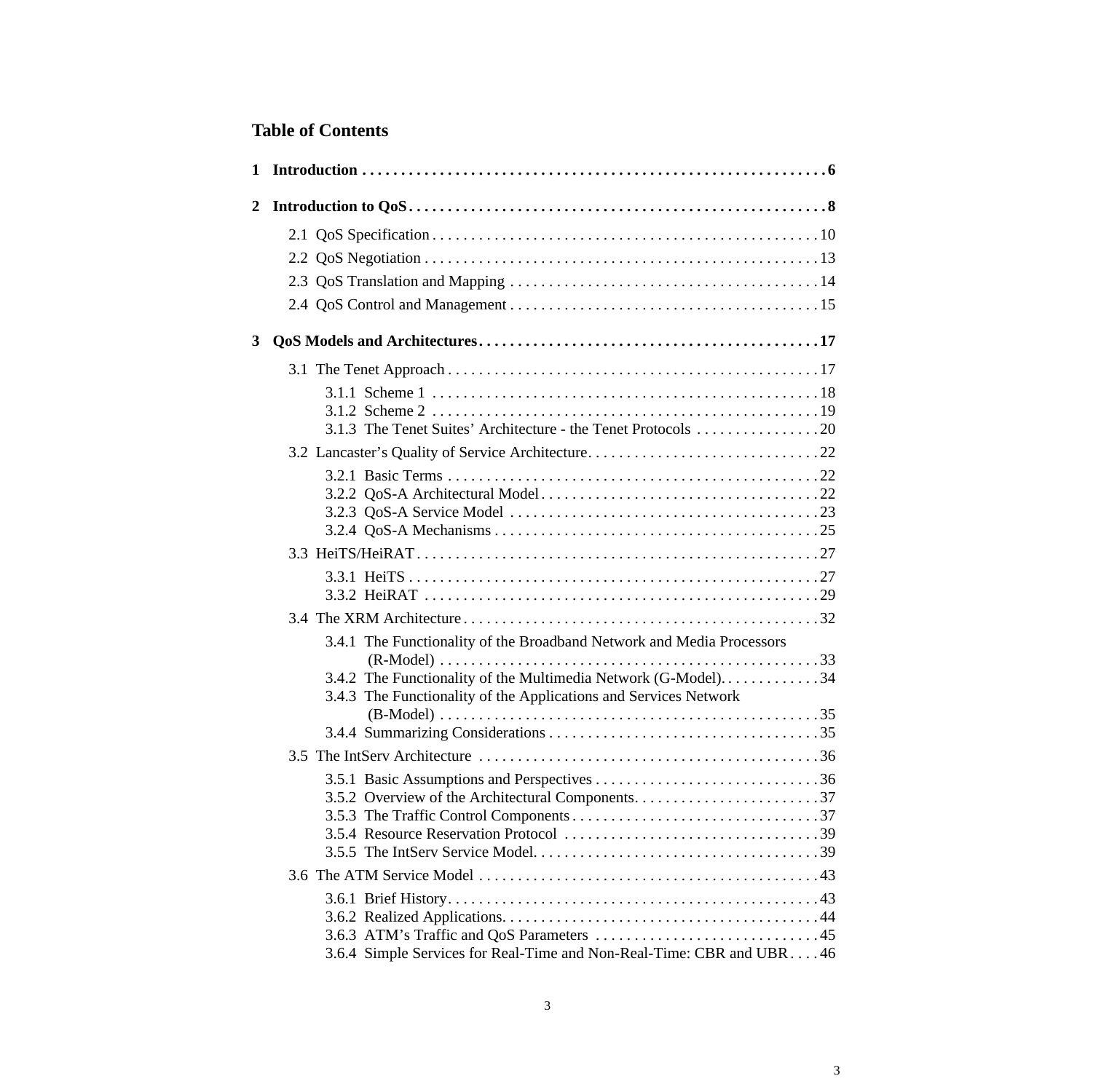## Table of Contents

**1 Introduction** . . . . . . . . . . . . . . . . . . . . . . . . . . . . . . . . . . . . . . . . . . . . . . . . . . . . . . . . . . . . **6**

**2 Introduction to QoS** . . . . . . . . . . . . . . . . . . . . . . . . . . . . . . . . . . . . . . . . . . . . . . . . . . . . . **8**

- 2.1 QoS Specification . . . . . . . . . . . . . . . . . . . . . . . . . . . . . . . . . . . . . . . . . . . . . . . . . 10
- 2.2 QoS Negotiation . . . . . . . . . . . . . . . . . . . . . . . . . . . . . . . . . . . . . . . . . . . . . . . . . . 13
- 2.3 QoS Translation and Mapping . . . . . . . . . . . . . . . . . . . . . . . . . . . . . . . . . . . . . . . 14
- 2.4 QoS Control and Management . . . . . . . . . . . . . . . . . . . . . . . . . . . . . . . . . . . . . . . 15

**3 QoS Models and Architectures** . . . . . . . . . . . . . . . . . . . . . . . . . . . . . . . . . . . . . . . . . . . **17**

- 3.1 The Tenet Approach . . . . . . . . . . . . . . . . . . . . . . . . . . . . . . . . . . . . . . . . . . . . . . . 17
  - 3.1.1 Scheme 1 . . . . . . . . . . . . . . . . . . . . . . . . . . . . . . . . . . . . . . . . . . . . . . . . . 18
  - 3.1.2 Scheme 2 . . . . . . . . . . . . . . . . . . . . . . . . . . . . . . . . . . . . . . . . . . . . . . . . . 19
  - 3.1.3 The Tenet Suites' Architecture - the Tenet Protocols . . . . . . . . . . . . . . . . 20
- 3.2 Lancaster's Quality of Service Architecture. . . . . . . . . . . . . . . . . . . . . . . . . . . . . 22
  - 3.2.1 Basic Terms . . . . . . . . . . . . . . . . . . . . . . . . . . . . . . . . . . . . . . . . . . . . . . . 22
  - 3.2.2 QoS-A Architectural Model . . . . . . . . . . . . . . . . . . . . . . . . . . . . . . . . . . . 22
  - 3.2.3 QoS-A Service Model . . . . . . . . . . . . . . . . . . . . . . . . . . . . . . . . . . . . . . . 23
  - 3.2.4 QoS-A Mechanisms . . . . . . . . . . . . . . . . . . . . . . . . . . . . . . . . . . . . . . . . . 25
- 3.3 HeiTS/HeiRAT . . . . . . . . . . . . . . . . . . . . . . . . . . . . . . . . . . . . . . . . . . . . . . . . . . . 27
  - 3.3.1 HeiTS . . . . . . . . . . . . . . . . . . . . . . . . . . . . . . . . . . . . . . . . . . . . . . . . . . . . 27
  - 3.3.2 HeiRAT . . . . . . . . . . . . . . . . . . . . . . . . . . . . . . . . . . . . . . . . . . . . . . . . . . 29
- 3.4 The XRM Architecture . . . . . . . . . . . . . . . . . . . . . . . . . . . . . . . . . . . . . . . . . . . . . 32
  - 3.4.1 The Functionality of the Broadband Network and Media Processors (R-Model) . . . . . . . . . . . . . . . . . . . . . . . . . . . . . . . . . . . . . . . . . . . . . . . . 33
  - 3.4.2 The Functionality of the Multimedia Network (G-Model). . . . . . . . . . . . . 34
  - 3.4.3 The Functionality of the Applications and Services Network (B-Model) . . . . . . . . . . . . . . . . . . . . . . . . . . . . . . . . . . . . . . . . . . . . . . . . 35
  - 3.4.4 Summarizing Considerations . . . . . . . . . . . . . . . . . . . . . . . . . . . . . . . . . . 35
- 3.5 The IntServ Architecture . . . . . . . . . . . . . . . . . . . . . . . . . . . . . . . . . . . . . . . . . . . 36
  - 3.5.1 Basic Assumptions and Perspectives . . . . . . . . . . . . . . . . . . . . . . . . . . . . 36
  - 3.5.2 Overview of the Architectural Components. . . . . . . . . . . . . . . . . . . . . . . . 37
  - 3.5.3 The Traffic Control Components . . . . . . . . . . . . . . . . . . . . . . . . . . . . . . . 37
  - 3.5.4 Resource Reservation Protocol . . . . . . . . . . . . . . . . . . . . . . . . . . . . . . . . 39
  - 3.5.5 The IntServ Service Model. . . . . . . . . . . . . . . . . . . . . . . . . . . . . . . . . . . . 39
- 3.6 The ATM Service Model . . . . . . . . . . . . . . . . . . . . . . . . . . . . . . . . . . . . . . . . . . . . 43
  - 3.6.1 Brief History. . . . . . . . . . . . . . . . . . . . . . . . . . . . . . . . . . . . . . . . . . . . . . . . 43
  - 3.6.2 Realized Applications. . . . . . . . . . . . . . . . . . . . . . . . . . . . . . . . . . . . . . . . . 44
  - 3.6.3 ATM's Traffic and QoS Parameters . . . . . . . . . . . . . . . . . . . . . . . . . . . . . 45
  - 3.6.4 Simple Services for Real-Time and Non-Real-Time: CBR and UBR . . . . 46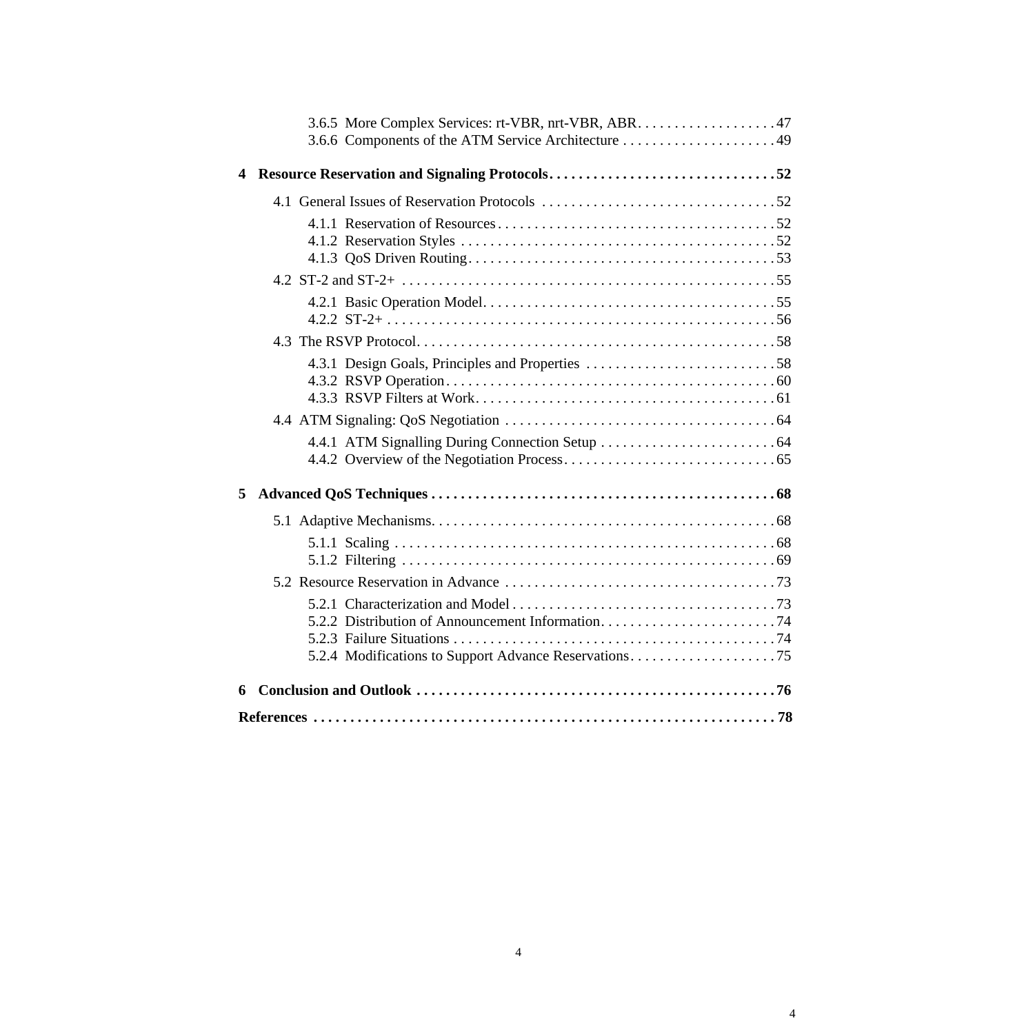3.6.5 More Complex Services: rt-VBR, nrt-VBR, ABR . . . . . . . . . . . . . . . . . . . 47
3.6.6 Components of the ATM Service Architecture . . . . . . . . . . . . . . . . . . . . . 49

**4 Resource Reservation and Signaling Protocols . . . . . . . . . . . . . . . . . . . . . . . . . . . . . . 52**

4.1 General Issues of Reservation Protocols . . . . . . . . . . . . . . . . . . . . . . . . . . . . . . 52

4.1.1 Reservation of Resources . . . . . . . . . . . . . . . . . . . . . . . . . . . . . . . . . . . . . . 52
4.1.2 Reservation Styles . . . . . . . . . . . . . . . . . . . . . . . . . . . . . . . . . . . . . . . . . . . 52
4.1.3 QoS Driven Routing . . . . . . . . . . . . . . . . . . . . . . . . . . . . . . . . . . . . . . . . . . 53

4.2 ST-2 and ST-2+ . . . . . . . . . . . . . . . . . . . . . . . . . . . . . . . . . . . . . . . . . . . . . . . . . . 55

4.2.1 Basic Operation Model . . . . . . . . . . . . . . . . . . . . . . . . . . . . . . . . . . . . . . . 55
4.2.2 ST-2+ . . . . . . . . . . . . . . . . . . . . . . . . . . . . . . . . . . . . . . . . . . . . . . . . . . . . 56

4.3 The RSVP Protocol . . . . . . . . . . . . . . . . . . . . . . . . . . . . . . . . . . . . . . . . . . . . . . . . 58

4.3.1 Design Goals, Principles and Properties . . . . . . . . . . . . . . . . . . . . . . . . . . 58
4.3.2 RSVP Operation . . . . . . . . . . . . . . . . . . . . . . . . . . . . . . . . . . . . . . . . . . . . 60
4.3.3 RSVP Filters at Work . . . . . . . . . . . . . . . . . . . . . . . . . . . . . . . . . . . . . . . . 61

4.4 ATM Signaling: QoS Negotiation . . . . . . . . . . . . . . . . . . . . . . . . . . . . . . . . . . . . 64

4.4.1 ATM Signalling During Connection Setup . . . . . . . . . . . . . . . . . . . . . . . . 64
4.4.2 Overview of the Negotiation Process . . . . . . . . . . . . . . . . . . . . . . . . . . . . . 65

**5 Advanced QoS Techniques . . . . . . . . . . . . . . . . . . . . . . . . . . . . . . . . . . . . . . . . . . . . . . 68**

5.1 Adaptive Mechanisms . . . . . . . . . . . . . . . . . . . . . . . . . . . . . . . . . . . . . . . . . . . . . . 68

5.1.1 Scaling . . . . . . . . . . . . . . . . . . . . . . . . . . . . . . . . . . . . . . . . . . . . . . . . . . . 68
5.1.2 Filtering . . . . . . . . . . . . . . . . . . . . . . . . . . . . . . . . . . . . . . . . . . . . . . . . . . 69

5.2 Resource Reservation in Advance . . . . . . . . . . . . . . . . . . . . . . . . . . . . . . . . . . . . 73

5.2.1 Characterization and Model . . . . . . . . . . . . . . . . . . . . . . . . . . . . . . . . . . . 73
5.2.2 Distribution of Announcement Information . . . . . . . . . . . . . . . . . . . . . . . 74
5.2.3 Failure Situations . . . . . . . . . . . . . . . . . . . . . . . . . . . . . . . . . . . . . . . . . . . 74
5.2.4 Modifications to Support Advance Reservations . . . . . . . . . . . . . . . . . . . . 75

**6 Conclusion and Outlook . . . . . . . . . . . . . . . . . . . . . . . . . . . . . . . . . . . . . . . . . . . . . . . . 76**

**References . . . . . . . . . . . . . . . . . . . . . . . . . . . . . . . . . . . . . . . . . . . . . . . . . . . . . . . . . . . . . 78**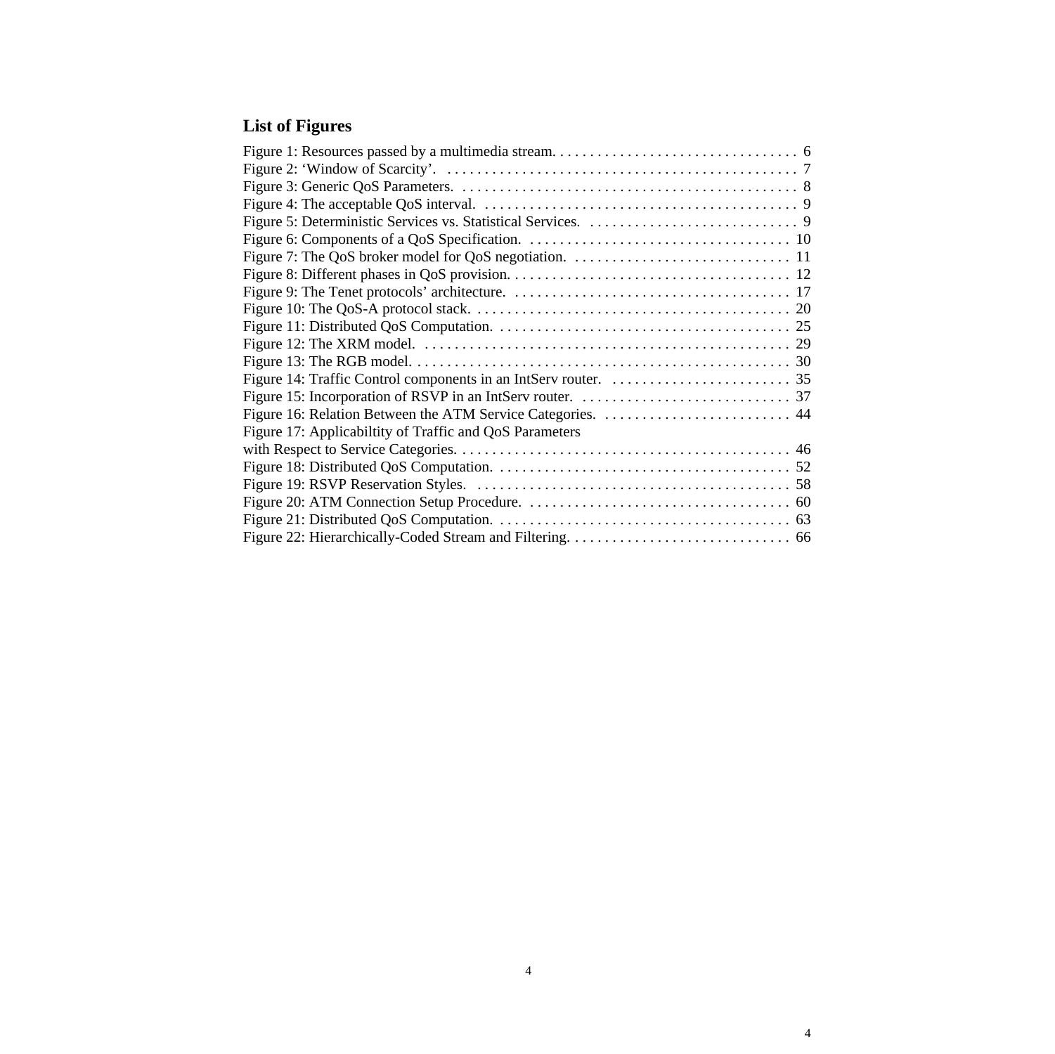## List of Figures

Figure 1: Resources passed by a multimedia stream. . . . . . . . . . . . . . . . . . . . . . . . . . . . . . . . . 6
Figure 2: ‘Window of Scarcity’. . . . . . . . . . . . . . . . . . . . . . . . . . . . . . . . . . . . . . . . . . . . . . . 7
Figure 3: Generic QoS Parameters. . . . . . . . . . . . . . . . . . . . . . . . . . . . . . . . . . . . . . . . . . . . . . 8
Figure 4: The acceptable QoS interval. . . . . . . . . . . . . . . . . . . . . . . . . . . . . . . . . . . . . . . . . . . 9
Figure 5: Deterministic Services vs. Statistical Services. . . . . . . . . . . . . . . . . . . . . . . . . . . . . 9
Figure 6: Components of a QoS Specification. . . . . . . . . . . . . . . . . . . . . . . . . . . . . . . . . . . . 10
Figure 7: The QoS broker model for QoS negotiation. . . . . . . . . . . . . . . . . . . . . . . . . . . . . . 11
Figure 8: Different phases in QoS provision. . . . . . . . . . . . . . . . . . . . . . . . . . . . . . . . . . . . . . 12
Figure 9: The Tenet protocols’ architecture. . . . . . . . . . . . . . . . . . . . . . . . . . . . . . . . . . . . . . 17
Figure 10: The QoS-A protocol stack. . . . . . . . . . . . . . . . . . . . . . . . . . . . . . . . . . . . . . . . . . . 20
Figure 11: Distributed QoS Computation. . . . . . . . . . . . . . . . . . . . . . . . . . . . . . . . . . . . . . . . 25
Figure 12: The XRM model. . . . . . . . . . . . . . . . . . . . . . . . . . . . . . . . . . . . . . . . . . . . . . . . . . 29
Figure 13: The RGB model. . . . . . . . . . . . . . . . . . . . . . . . . . . . . . . . . . . . . . . . . . . . . . . . . . . 30
Figure 14: Traffic Control components in an IntServ router. . . . . . . . . . . . . . . . . . . . . . . . . 35
Figure 15: Incorporation of RSVP in an IntServ router. . . . . . . . . . . . . . . . . . . . . . . . . . . . . 37
Figure 16: Relation Between the ATM Service Categories. . . . . . . . . . . . . . . . . . . . . . . . . . 44
Figure 17: Applicabiltity of Traffic and QoS Parameters
with Respect to Service Categories. . . . . . . . . . . . . . . . . . . . . . . . . . . . . . . . . . . . . . . . . . . . . 46
Figure 18: Distributed QoS Computation. . . . . . . . . . . . . . . . . . . . . . . . . . . . . . . . . . . . . . . . 52
Figure 19: RSVP Reservation Styles. . . . . . . . . . . . . . . . . . . . . . . . . . . . . . . . . . . . . . . . . . . 58
Figure 20: ATM Connection Setup Procedure. . . . . . . . . . . . . . . . . . . . . . . . . . . . . . . . . . . . 60
Figure 21: Distributed QoS Computation. . . . . . . . . . . . . . . . . . . . . . . . . . . . . . . . . . . . . . . . 63
Figure 22: Hierarchically-Coded Stream and Filtering. . . . . . . . . . . . . . . . . . . . . . . . . . . . . . 66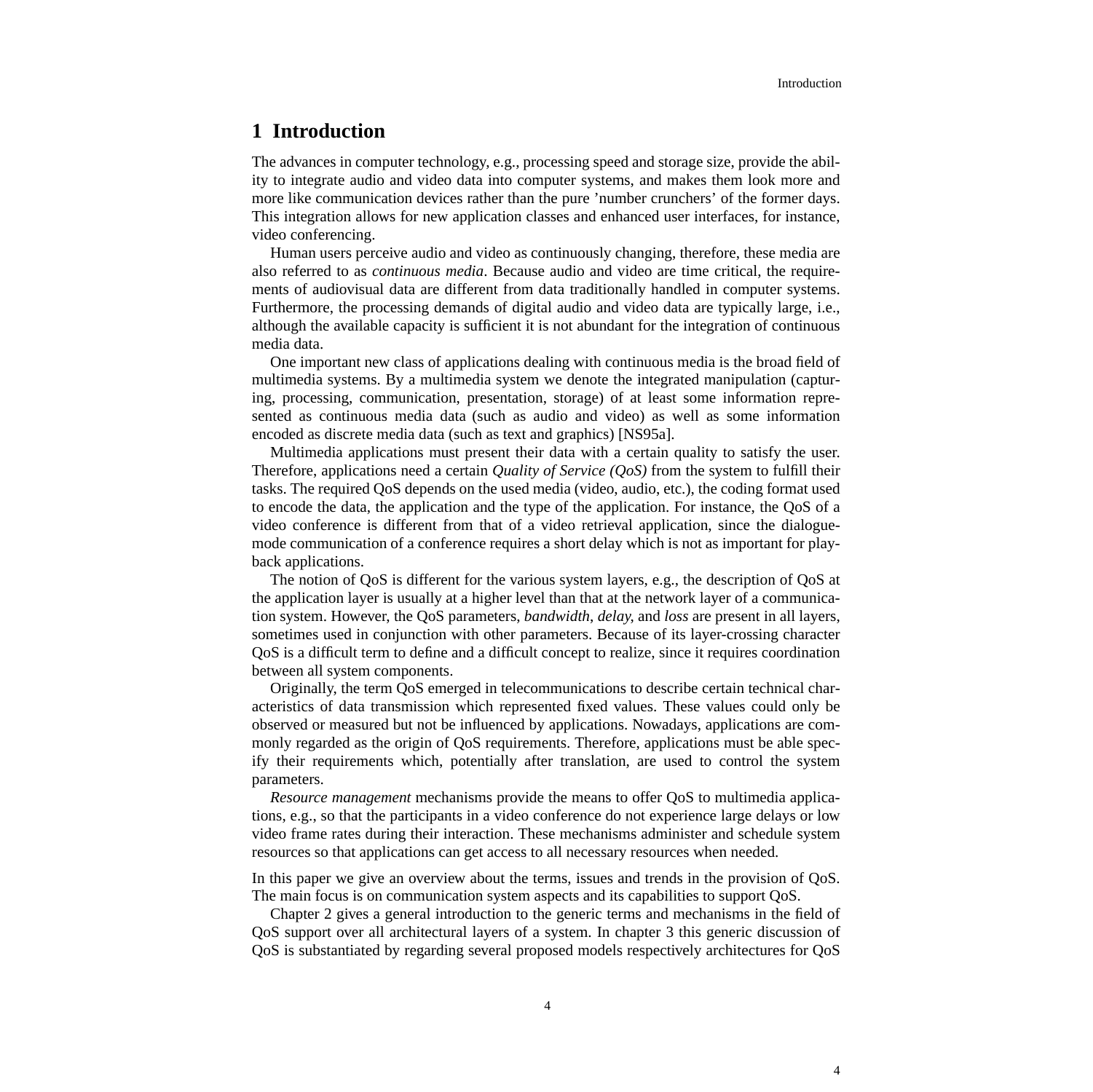# 1 Introduction

The advances in computer technology, e.g., processing speed and storage size, provide the ability to integrate audio and video data into computer systems, and makes them look more and more like communication devices rather than the pure 'number crunchers' of the former days. This integration allows for new application classes and enhanced user interfaces, for instance, video conferencing.

Human users perceive audio and video as continuously changing, therefore, these media are also referred to as *continuous media*. Because audio and video are time critical, the requirements of audiovisual data are different from data traditionally handled in computer systems. Furthermore, the processing demands of digital audio and video data are typically large, i.e., although the available capacity is sufficient it is not abundant for the integration of continuous media data.

One important new class of applications dealing with continuous media is the broad field of multimedia systems. By a multimedia system we denote the integrated manipulation (capturing, processing, communication, presentation, storage) of at least some information represented as continuous media data (such as audio and video) as well as some information encoded as discrete media data (such as text and graphics) [NS95a].

Multimedia applications must present their data with a certain quality to satisfy the user. Therefore, applications need a certain *Quality of Service (QoS)* from the system to fulfill their tasks. The required QoS depends on the used media (video, audio, etc.), the coding format used to encode the data, the application and the type of the application. For instance, the QoS of a video conference is different from that of a video retrieval application, since the dialogue-mode communication of a conference requires a short delay which is not as important for playback applications.

The notion of QoS is different for the various system layers, e.g., the description of QoS at the application layer is usually at a higher level than that at the network layer of a communication system. However, the QoS parameters, *bandwidth*, *delay*, and *loss* are present in all layers, sometimes used in conjunction with other parameters. Because of its layer-crossing character QoS is a difficult term to define and a difficult concept to realize, since it requires coordination between all system components.

Originally, the term QoS emerged in telecommunications to describe certain technical characteristics of data transmission which represented fixed values. These values could only be observed or measured but not be influenced by applications. Nowadays, applications are commonly regarded as the origin of QoS requirements. Therefore, applications must be able specify their requirements which, potentially after translation, are used to control the system parameters.

*Resource management* mechanisms provide the means to offer QoS to multimedia applications, e.g., so that the participants in a video conference do not experience large delays or low video frame rates during their interaction. These mechanisms administer and schedule system resources so that applications can get access to all necessary resources when needed.

In this paper we give an overview about the terms, issues and trends in the provision of QoS. The main focus is on communication system aspects and its capabilities to support QoS.

Chapter 2 gives a general introduction to the generic terms and mechanisms in the field of QoS support over all architectural layers of a system. In chapter 3 this generic discussion of QoS is substantiated by regarding several proposed models respectively architectures for QoS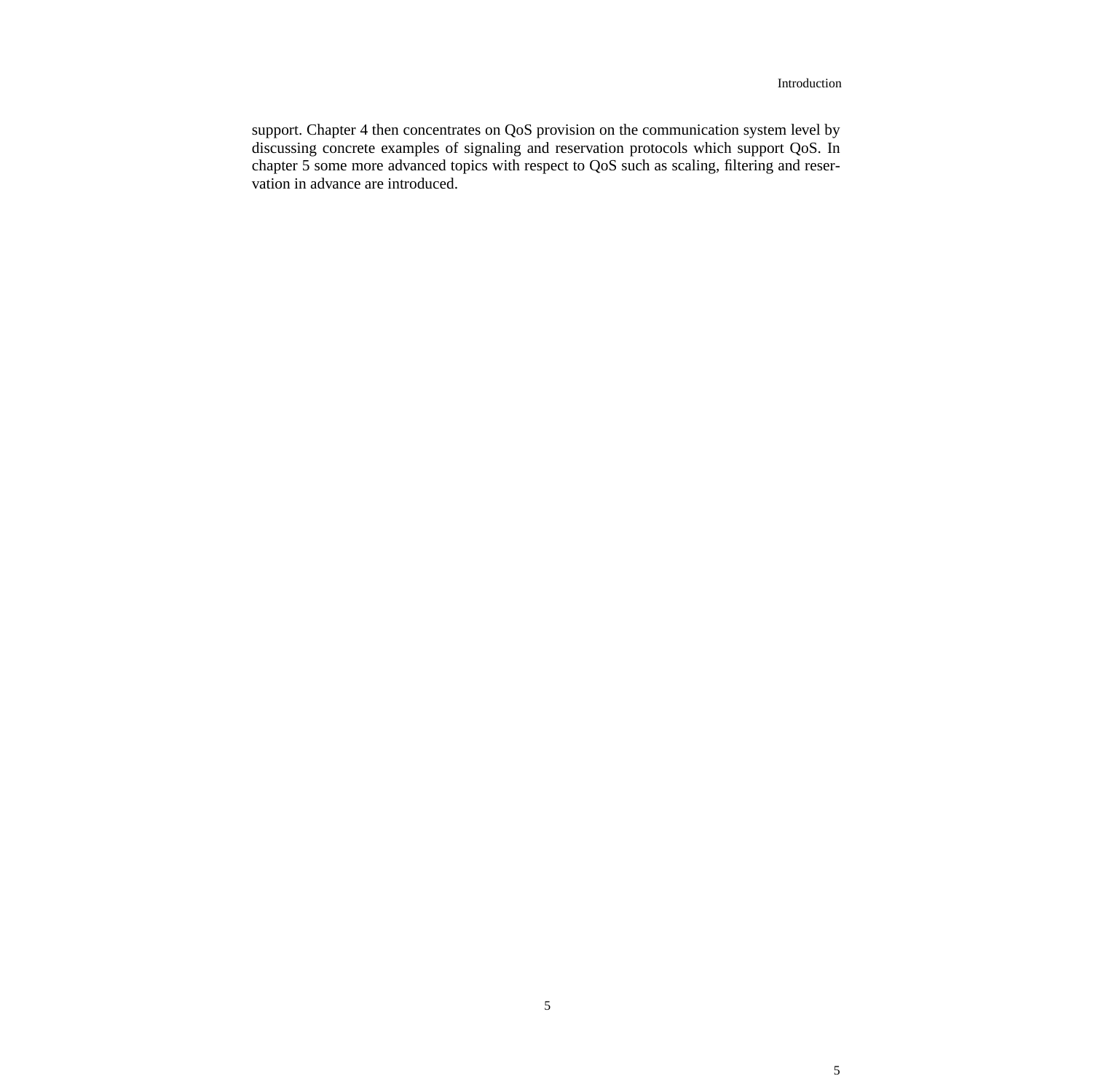support. Chapter 4 then concentrates on QoS provision on the communication system level by discussing concrete examples of signaling and reservation protocols which support QoS. In chapter 5 some more advanced topics with respect to QoS such as scaling, filtering and reservation in advance are introduced.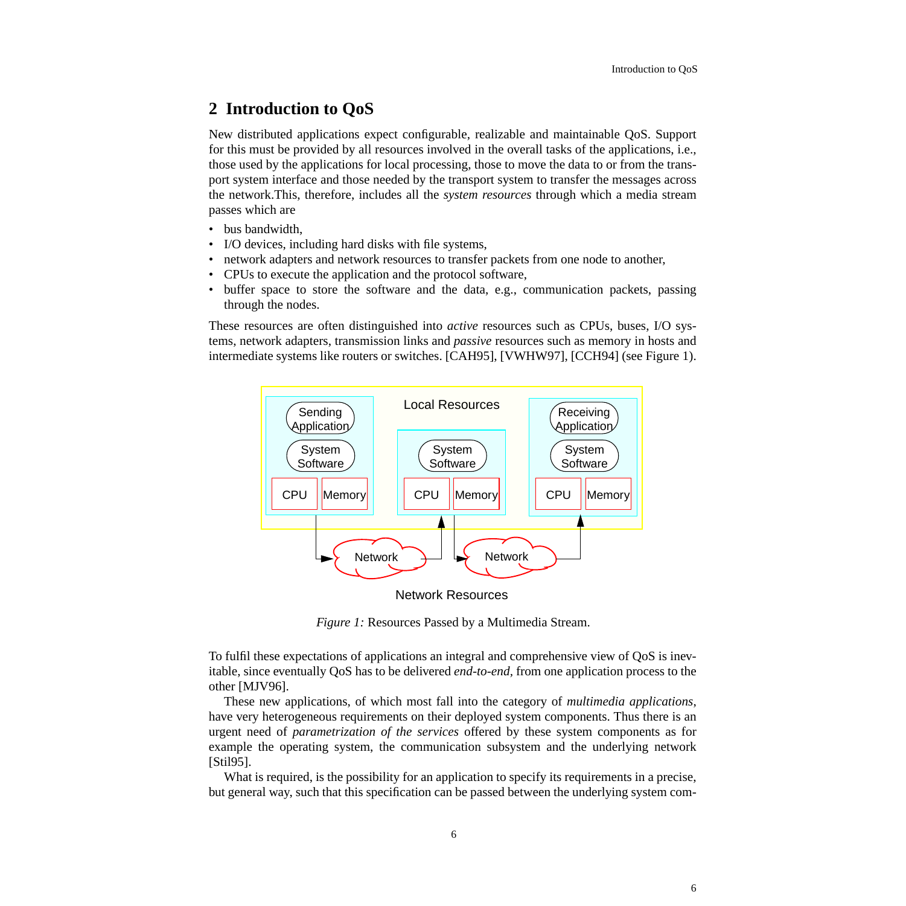## 2 Introduction to QoS

New distributed applications expect configurable, realizable and maintainable QoS. Support for this must be provided by all resources involved in the overall tasks of the applications, i.e., those used by the applications for local processing, those to move the data to or from the transport system interface and those needed by the transport system to transfer the messages across the network.This, therefore, includes all the *system resources* through which a media stream passes which are

- bus bandwidth,
- I/O devices, including hard disks with file systems,
- network adapters and network resources to transfer packets from one node to another,
- CPUs to execute the application and the protocol software,
- buffer space to store the software and the data, e.g., communication packets, passing through the nodes.

These resources are often distinguished into *active* resources such as CPUs, buses, I/O systems, network adapters, transmission links and *passive* resources such as memory in hosts and intermediate systems like routers or switches. [CAH95], [VWHW97], [CCH94] (see Figure 1).

*Figure 1:* Resources Passed by a Multimedia Stream.

To fulfil these expectations of applications an integral and comprehensive view of QoS is inevitable, since eventually QoS has to be delivered *end-to-end*, from one application process to the other [MJV96].

These new applications, of which most fall into the category of *multimedia applications*, have very heterogeneous requirements on their deployed system components. Thus there is an urgent need of *parametrization of the services* offered by these system components as for example the operating system, the communication subsystem and the underlying network [Stil95].

What is required, is the possibility for an application to specify its requirements in a precise, but general way, such that this specification can be passed between the underlying system com-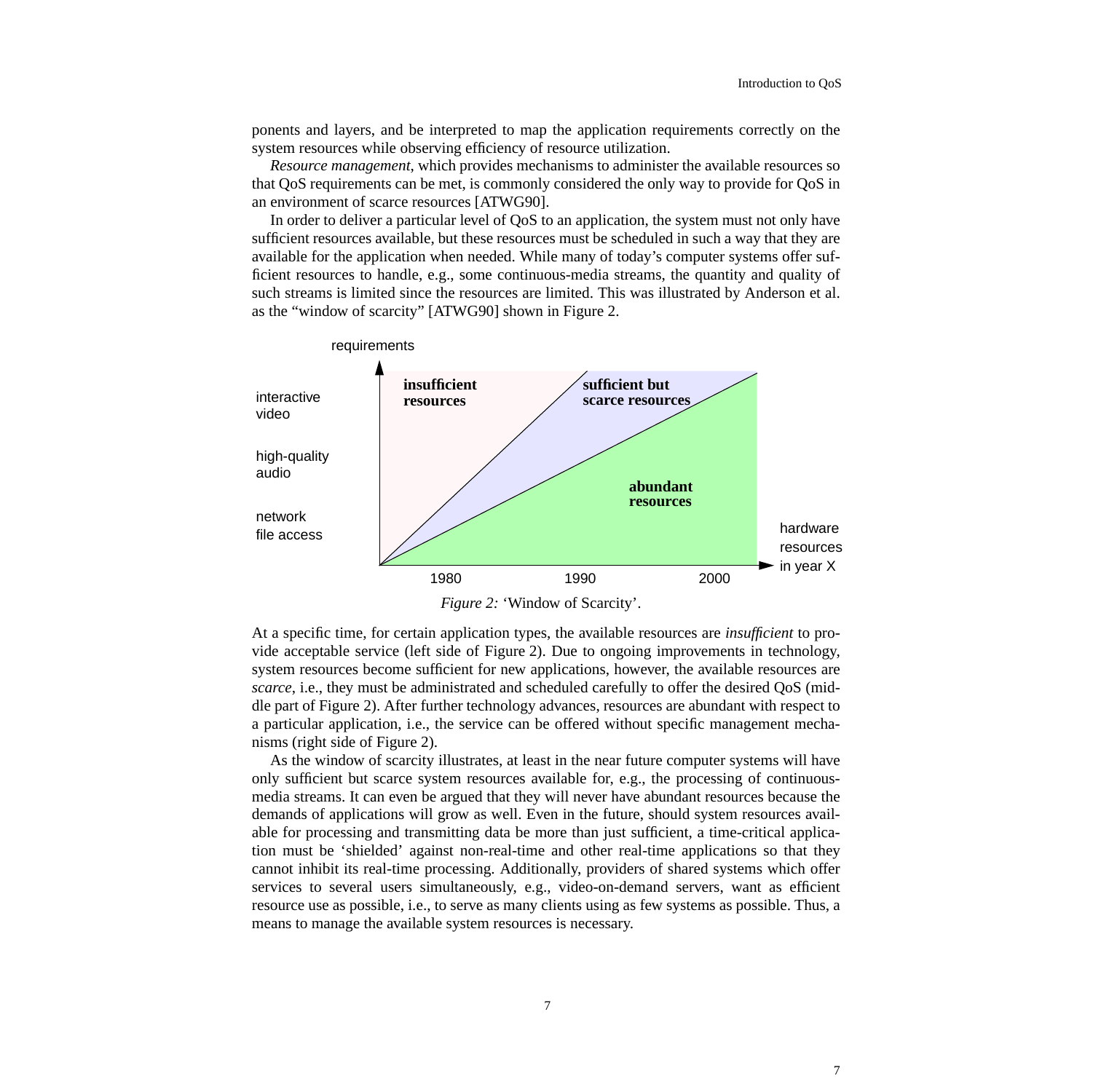ponents and layers, and be interpreted to map the application requirements correctly on the system resources while observing efficiency of resource utilization.

*Resource management*, which provides mechanisms to administer the available resources so that QoS requirements can be met, is commonly considered the only way to provide for QoS in an environment of scarce resources [ATWG90].

In order to deliver a particular level of QoS to an application, the system must not only have sufficient resources available, but these resources must be scheduled in such a way that they are available for the application when needed. While many of today's computer systems offer sufficient resources to handle, e.g., some continuous-media streams, the quantity and quality of such streams is limited since the resources are limited. This was illustrated by Anderson et al. as the "window of scarcity" [ATWG90] shown in Figure 2.

*Figure 2:* 'Window of Scarcity'.

At a specific time, for certain application types, the available resources are *insufficient* to provide acceptable service (left side of Figure 2). Due to ongoing improvements in technology, system resources become sufficient for new applications, however, the available resources are *scarce*, i.e., they must be administrated and scheduled carefully to offer the desired QoS (middle part of Figure 2). After further technology advances, resources are abundant with respect to a particular application, i.e., the service can be offered without specific management mechanisms (right side of Figure 2).

As the window of scarcity illustrates, at least in the near future computer systems will have only sufficient but scarce system resources available for, e.g., the processing of continuous-media streams. It can even be argued that they will never have abundant resources because the demands of applications will grow as well. Even in the future, should system resources available for processing and transmitting data be more than just sufficient, a time-critical application must be 'shielded' against non-real-time and other real-time applications so that they cannot inhibit its real-time processing. Additionally, providers of shared systems which offer services to several users simultaneously, e.g., video-on-demand servers, want as efficient resource use as possible, i.e., to serve as many clients using as few systems as possible. Thus, a means to manage the available system resources is necessary.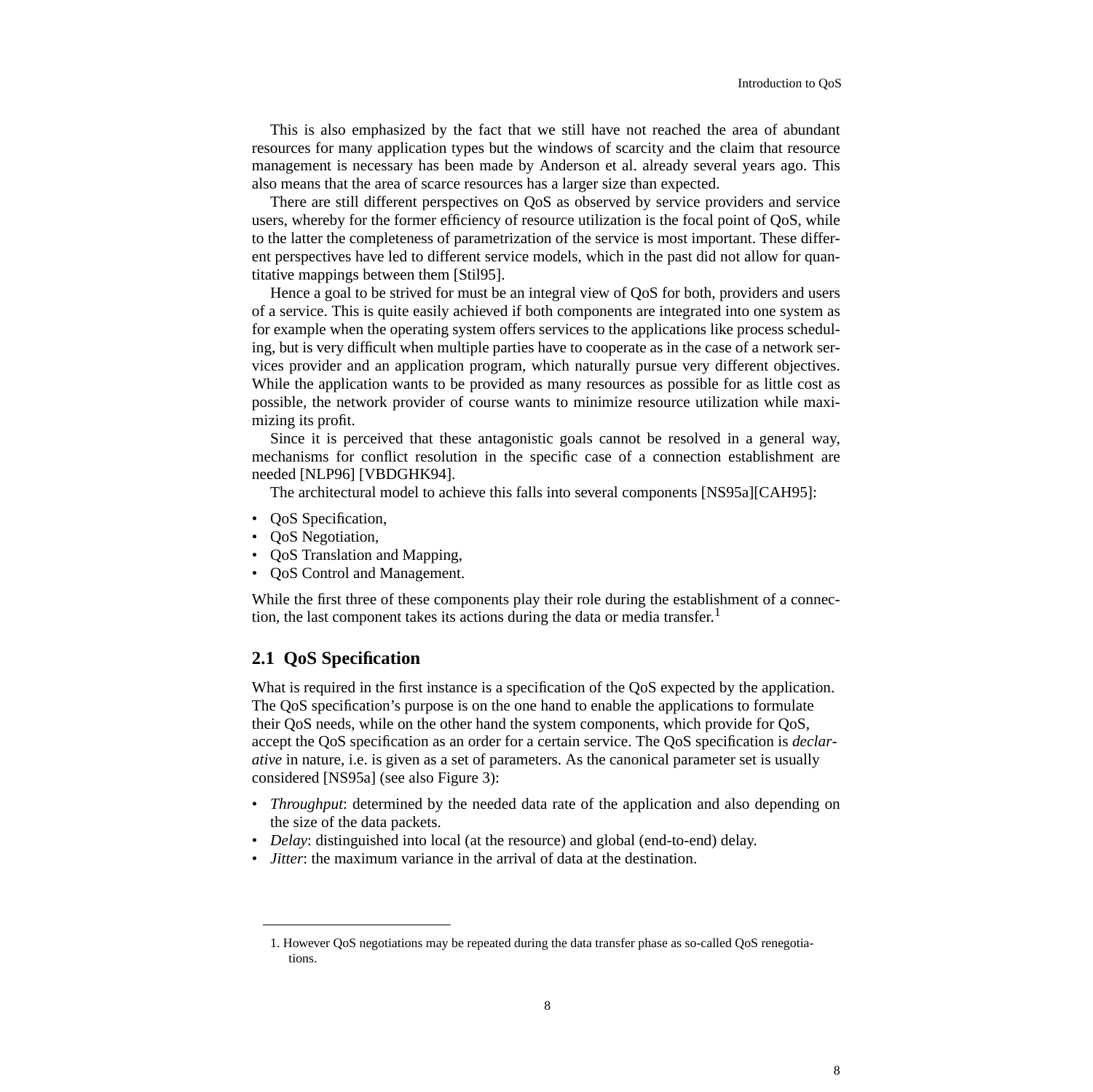This is also emphasized by the fact that we still have not reached the area of abundant resources for many application types but the windows of scarcity and the claim that resource management is necessary has been made by Anderson et al. already several years ago. This also means that the area of scarce resources has a larger size than expected.

There are still different perspectives on QoS as observed by service providers and service users, whereby for the former efficiency of resource utilization is the focal point of QoS, while to the latter the completeness of parametrization of the service is most important. These different perspectives have led to different service models, which in the past did not allow for quantitative mappings between them [Stil95].

Hence a goal to be strived for must be an integral view of QoS for both, providers and users of a service. This is quite easily achieved if both components are integrated into one system as for example when the operating system offers services to the applications like process scheduling, but is very difficult when multiple parties have to cooperate as in the case of a network services provider and an application program, which naturally pursue very different objectives. While the application wants to be provided as many resources as possible for as little cost as possible, the network provider of course wants to minimize resource utilization while maximizing its profit.

Since it is perceived that these antagonistic goals cannot be resolved in a general way, mechanisms for conflict resolution in the specific case of a connection establishment are needed [NLP96] [VBDGHK94].

The architectural model to achieve this falls into several components [NS95a][CAH95]:

- QoS Specification,
- QoS Negotiation,
- QoS Translation and Mapping,
- QoS Control and Management.

While the first three of these components play their role during the establishment of a connection, the last component takes its actions during the data or media transfer.[1]

## 2.1 QoS Specification

What is required in the first instance is a specification of the QoS expected by the application. The QoS specification's purpose is on the one hand to enable the applications to formulate their QoS needs, while on the other hand the system components, which provide for QoS, accept the QoS specification as an order for a certain service. The QoS specification is *declarative* in nature, i.e. is given as a set of parameters. As the canonical parameter set is usually considered [NS95a] (see also Figure 3):

- *Throughput*: determined by the needed data rate of the application and also depending on the size of the data packets.
- *Delay*: distinguished into local (at the resource) and global (end-to-end) delay.
- *Jitter*: the maximum variance in the arrival of data at the destination.

1. However QoS negotiations may be repeated during the data transfer phase as so-called QoS renegotiations.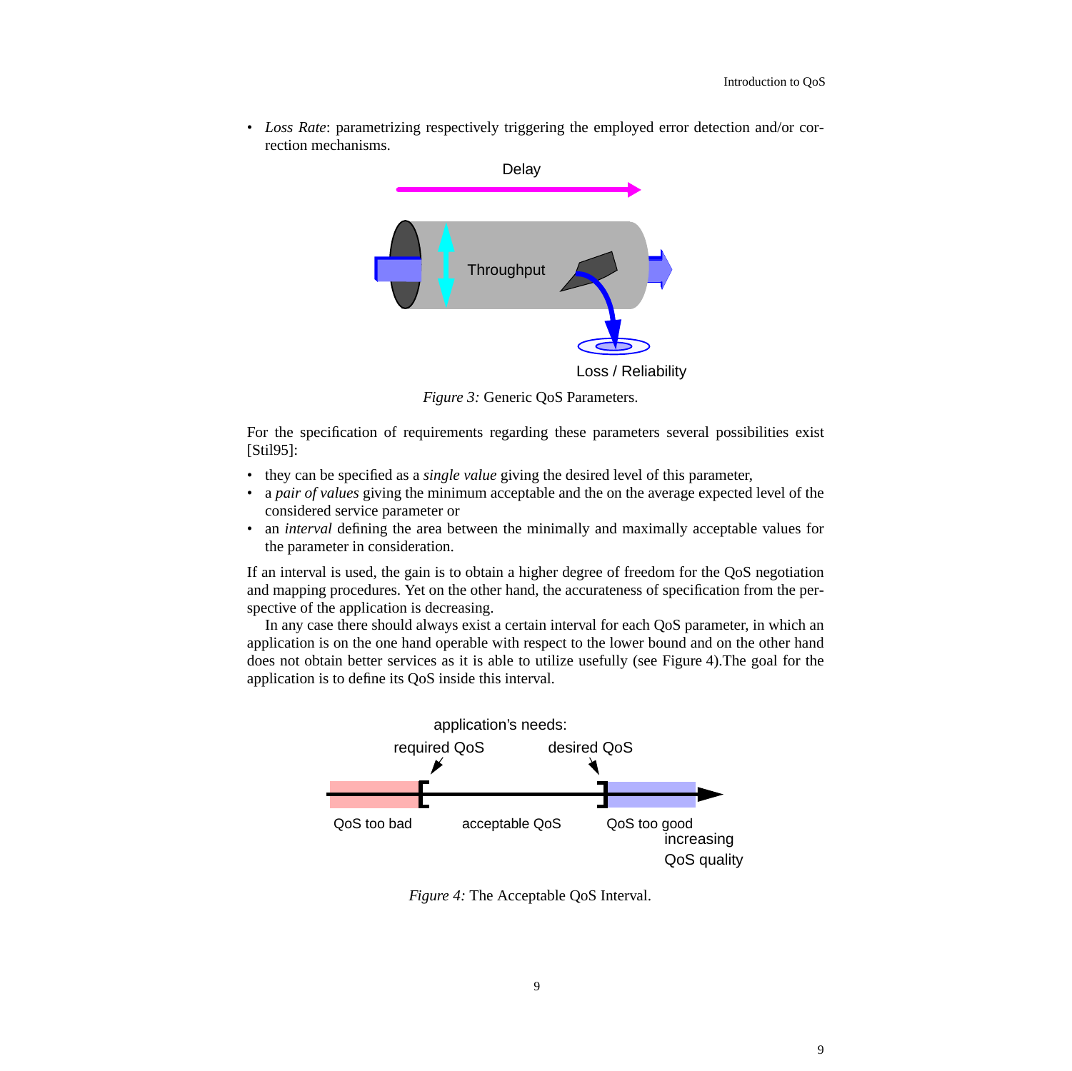- *Loss Rate*: parametrizing respectively triggering the employed error detection and/or correction mechanisms.

*Figure 3:* Generic QoS Parameters.

For the specification of requirements regarding these parameters several possibilities exist [Stil95]:

- they can be specified as a *single value* giving the desired level of this parameter,
- a *pair of values* giving the minimum acceptable and the on the average expected level of the considered service parameter or
- an *interval* defining the area between the minimally and maximally acceptable values for the parameter in consideration.

If an interval is used, the gain is to obtain a higher degree of freedom for the QoS negotiation and mapping procedures. Yet on the other hand, the accurateness of specification from the perspective of the application is decreasing.

In any case there should always exist a certain interval for each QoS parameter, in which an application is on the one hand operable with respect to the lower bound and on the other hand does not obtain better services as it is able to utilize usefully (see Figure 4).The goal for the application is to define its QoS inside this interval.

*Figure 4:* The Acceptable QoS Interval.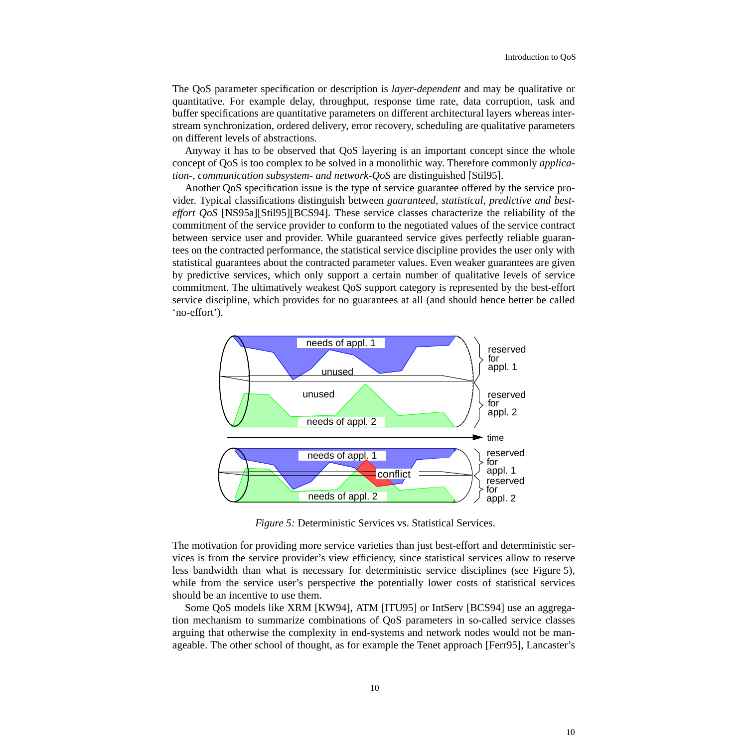The QoS parameter specification or description is *layer-dependent* and may be qualitative or quantitative. For example delay, throughput, response time rate, data corruption, task and buffer specifications are quantitative parameters on different architectural layers whereas inter-stream synchronization, ordered delivery, error recovery, scheduling are qualitative parameters on different levels of abstractions.

Anyway it has to be observed that QoS layering is an important concept since the whole concept of QoS is too complex to be solved in a monolithic way. Therefore commonly *application-, communication subsystem- and network-QoS* are distinguished [Stil95].

Another QoS specification issue is the type of service guarantee offered by the service provider. Typical classifications distinguish between *guaranteed, statistical, predictive and best-effort QoS* [NS95a][Stil95][BCS94]. These service classes characterize the reliability of the commitment of the service provider to conform to the negotiated values of the service contract between service user and provider. While guaranteed service gives perfectly reliable guarantees on the contracted performance, the statistical service discipline provides the user only with statistical guarantees about the contracted parameter values. Even weaker guarantees are given by predictive services, which only support a certain number of qualitative levels of service commitment. The ultimatively weakest QoS support category is represented by the best-effort service discipline, which provides for no guarantees at all (and should hence better be called 'no-effort').

*Figure 5:* Deterministic Services vs. Statistical Services.

The motivation for providing more service varieties than just best-effort and deterministic services is from the service provider's view efficiency, since statistical services allow to reserve less bandwidth than what is necessary for deterministic service disciplines (see Figure 5), while from the service user's perspective the potentially lower costs of statistical services should be an incentive to use them.

Some QoS models like XRM [KW94], ATM [ITU95] or IntServ [BCS94] use an aggregation mechanism to summarize combinations of QoS parameters in so-called service classes arguing that otherwise the complexity in end-systems and network nodes would not be manageable. The other school of thought, as for example the Tenet approach [Ferr95], Lancaster's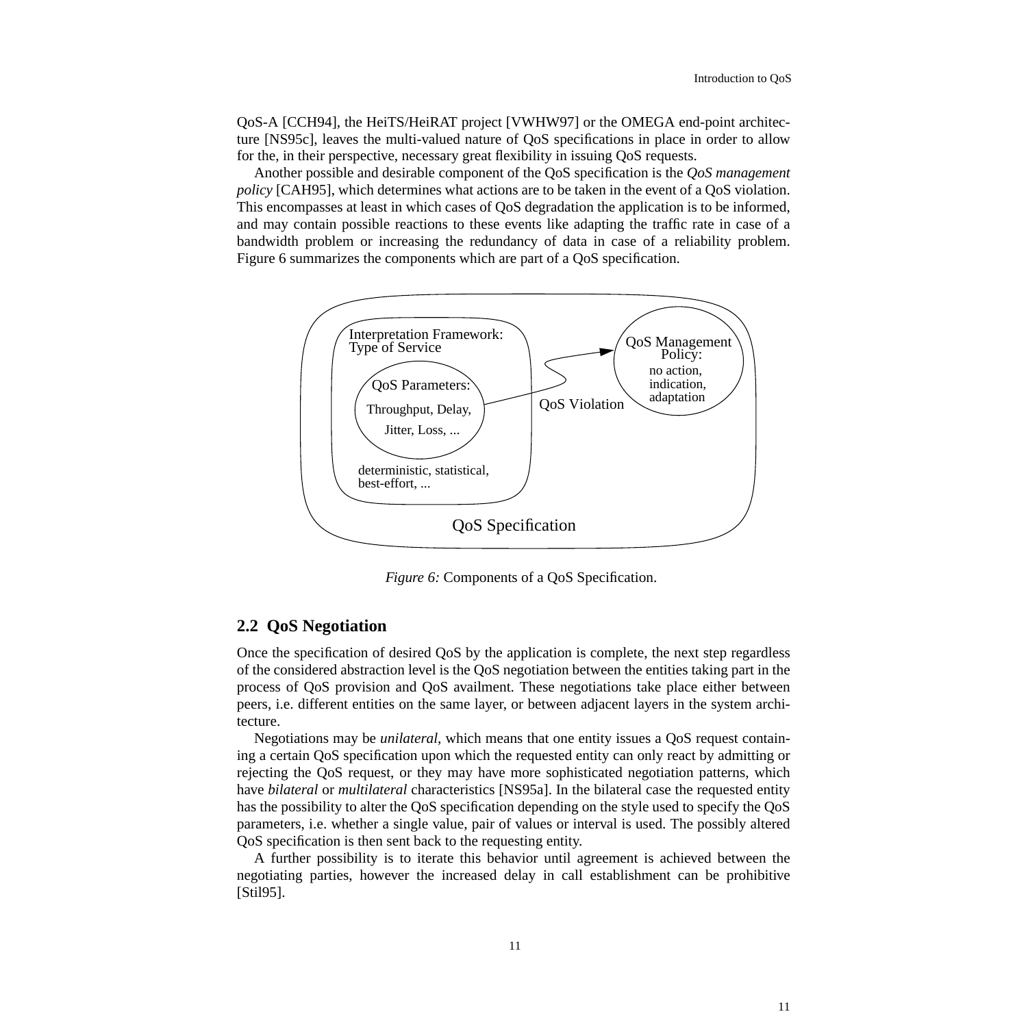QoS-A [CCH94], the HeiTS/HeiRAT project [VWHW97] or the OMEGA end-point architecture [NS95c], leaves the multi-valued nature of QoS specifications in place in order to allow for the, in their perspective, necessary great flexibility in issuing QoS requests.

Another possible and desirable component of the QoS specification is the *QoS management policy* [CAH95], which determines what actions are to be taken in the event of a QoS violation. This encompasses at least in which cases of QoS degradation the application is to be informed, and may contain possible reactions to these events like adapting the traffic rate in case of a bandwidth problem or increasing the redundancy of data in case of a reliability problem. Figure 6 summarizes the components which are part of a QoS specification.

Interpretation Framework: Type of Service

QoS Parameters: Throughput, Delay, Jitter, Loss, ...

deterministic, statistical, best-effort, ...

QoS Violation

QoS Management Policy: no action, indication, adaptation

QoS Specification

*Figure 6:* Components of a QoS Specification.

## 2.2 QoS Negotiation

Once the specification of desired QoS by the application is complete, the next step regardless of the considered abstraction level is the QoS negotiation between the entities taking part in the process of QoS provision and QoS availment. These negotiations take place either between peers, i.e. different entities on the same layer, or between adjacent layers in the system architecture.

Negotiations may be *unilateral*, which means that one entity issues a QoS request containing a certain QoS specification upon which the requested entity can only react by admitting or rejecting the QoS request, or they may have more sophisticated negotiation patterns, which have *bilateral* or *multilateral* characteristics [NS95a]. In the bilateral case the requested entity has the possibility to alter the QoS specification depending on the style used to specify the QoS parameters, i.e. whether a single value, pair of values or interval is used. The possibly altered QoS specification is then sent back to the requesting entity.

A further possibility is to iterate this behavior until agreement is achieved between the negotiating parties, however the increased delay in call establishment can be prohibitive [Stil95].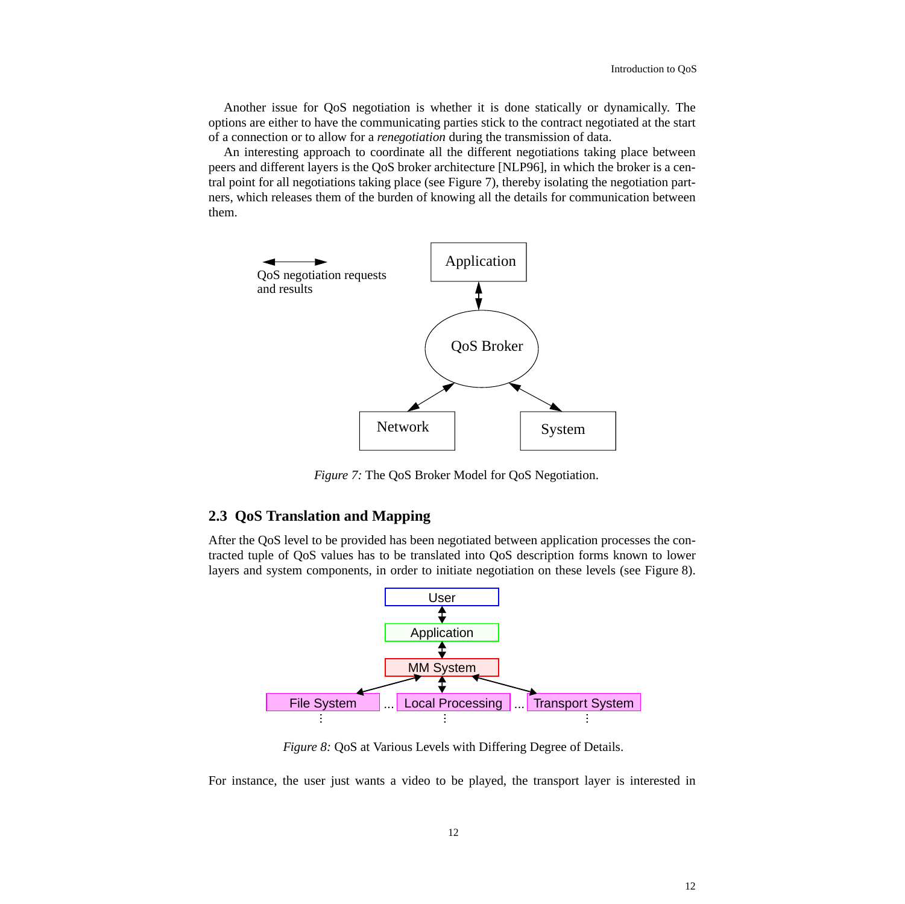Another issue for QoS negotiation is whether it is done statically or dynamically. The options are either to have the communicating parties stick to the contract negotiated at the start of a connection or to allow for a *renegotiation* during the transmission of data.

An interesting approach to coordinate all the different negotiations taking place between peers and different layers is the QoS broker architecture [NLP96], in which the broker is a central point for all negotiations taking place (see Figure 7), thereby isolating the negotiation partners, which releases them of the burden of knowing all the details for communication between them.

*Figure 7:* The QoS Broker Model for QoS Negotiation.

## 2.3 QoS Translation and Mapping

After the QoS level to be provided has been negotiated between application processes the contracted tuple of QoS values has to be translated into QoS description forms known to lower layers and system components, in order to initiate negotiation on these levels (see Figure 8).

*Figure 8:* QoS at Various Levels with Differing Degree of Details.

For instance, the user just wants a video to be played, the transport layer is interested in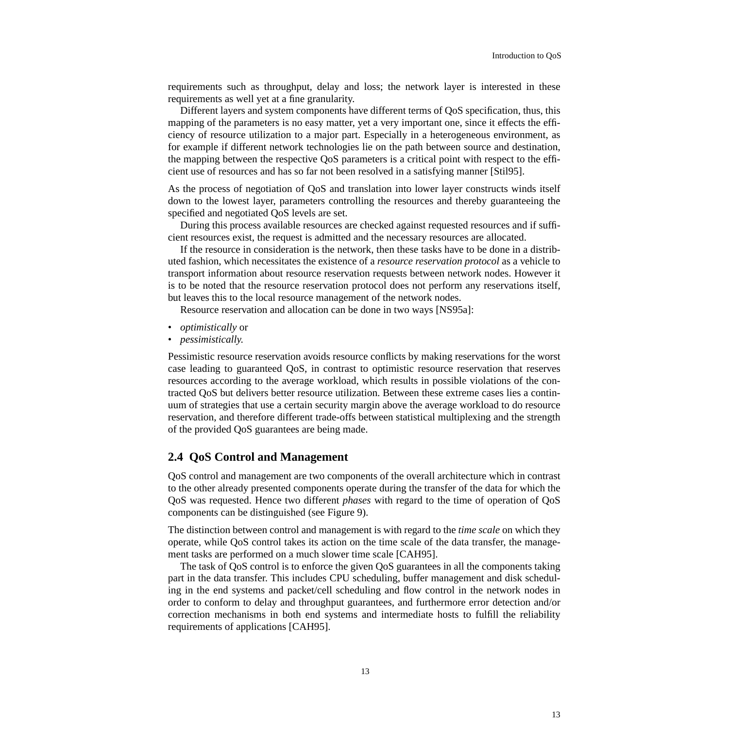requirements such as throughput, delay and loss; the network layer is interested in these requirements as well yet at a fine granularity.

Different layers and system components have different terms of QoS specification, thus, this mapping of the parameters is no easy matter, yet a very important one, since it effects the efficiency of resource utilization to a major part. Especially in a heterogeneous environment, as for example if different network technologies lie on the path between source and destination, the mapping between the respective QoS parameters is a critical point with respect to the efficient use of resources and has so far not been resolved in a satisfying manner [Stil95].

As the process of negotiation of QoS and translation into lower layer constructs winds itself down to the lowest layer, parameters controlling the resources and thereby guaranteeing the specified and negotiated QoS levels are set.

During this process available resources are checked against requested resources and if sufficient resources exist, the request is admitted and the necessary resources are allocated.

If the resource in consideration is the network, then these tasks have to be done in a distributed fashion, which necessitates the existence of a *resource reservation protocol* as a vehicle to transport information about resource reservation requests between network nodes. However it is to be noted that the resource reservation protocol does not perform any reservations itself, but leaves this to the local resource management of the network nodes.

Resource reservation and allocation can be done in two ways [NS95a]:

- *optimistically* or
- *pessimistically.*

Pessimistic resource reservation avoids resource conflicts by making reservations for the worst case leading to guaranteed QoS, in contrast to optimistic resource reservation that reserves resources according to the average workload, which results in possible violations of the contracted QoS but delivers better resource utilization. Between these extreme cases lies a continuum of strategies that use a certain security margin above the average workload to do resource reservation, and therefore different trade-offs between statistical multiplexing and the strength of the provided QoS guarantees are being made.

## 2.4 QoS Control and Management

QoS control and management are two components of the overall architecture which in contrast to the other already presented components operate during the transfer of the data for which the QoS was requested. Hence two different *phases* with regard to the time of operation of QoS components can be distinguished (see Figure 9).

The distinction between control and management is with regard to the *time scale* on which they operate, while QoS control takes its action on the time scale of the data transfer, the management tasks are performed on a much slower time scale [CAH95].

The task of QoS control is to enforce the given QoS guarantees in all the components taking part in the data transfer. This includes CPU scheduling, buffer management and disk scheduling in the end systems and packet/cell scheduling and flow control in the network nodes in order to conform to delay and throughput guarantees, and furthermore error detection and/or correction mechanisms in both end systems and intermediate hosts to fulfill the reliability requirements of applications [CAH95].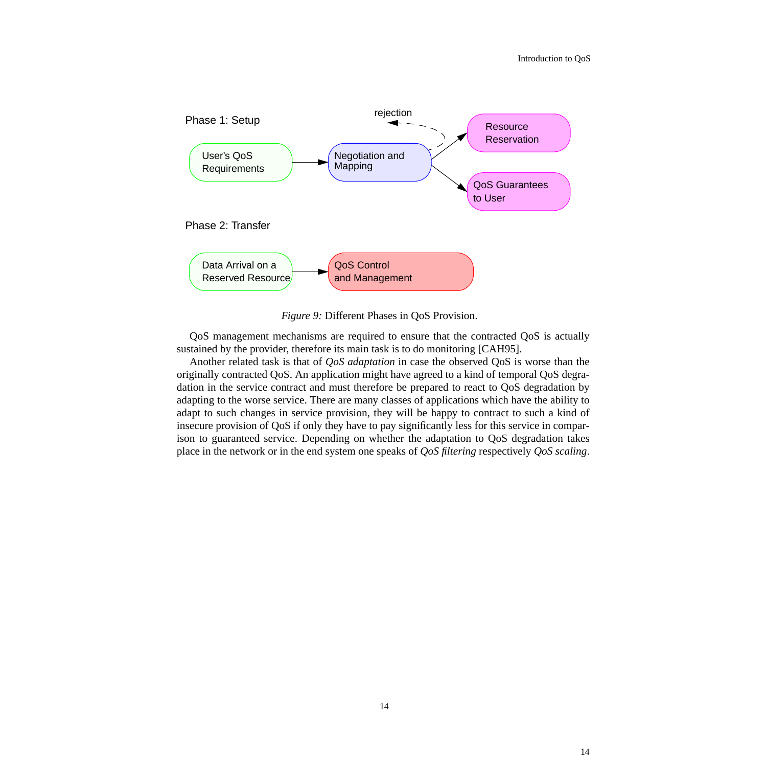Phase 1: Setup

User's QoS Requirements → Negotiation and Mapping → Resource Reservation / QoS Guarantees to User (rejection)

Phase 2: Transfer

Data Arrival on a Reserved Resource → QoS Control and Management

*Figure 9:* Different Phases in QoS Provision.

QoS management mechanisms are required to ensure that the contracted QoS is actually sustained by the provider, therefore its main task is to do monitoring [CAH95].

Another related task is that of *QoS adaptation* in case the observed QoS is worse than the originally contracted QoS. An application might have agreed to a kind of temporal QoS degradation in the service contract and must therefore be prepared to react to QoS degradation by adapting to the worse service. There are many classes of applications which have the ability to adapt to such changes in service provision, they will be happy to contract to such a kind of insecure provision of QoS if only they have to pay significantly less for this service in comparison to guaranteed service. Depending on whether the adaptation to QoS degradation takes place in the network or in the end system one speaks of *QoS filtering* respectively *QoS scaling*.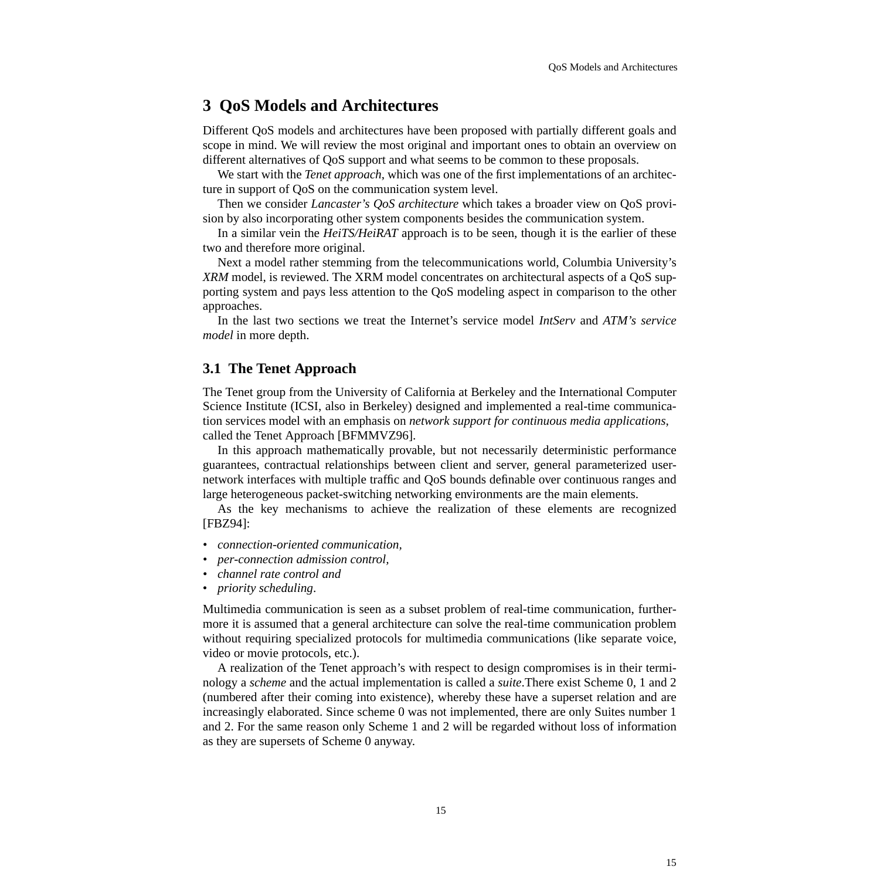# 3 QoS Models and Architectures

Different QoS models and architectures have been proposed with partially different goals and scope in mind. We will review the most original and important ones to obtain an overview on different alternatives of QoS support and what seems to be common to these proposals.

We start with the *Tenet approach*, which was one of the first implementations of an architecture in support of QoS on the communication system level.

Then we consider *Lancaster's QoS architecture* which takes a broader view on QoS provision by also incorporating other system components besides the communication system.

In a similar vein the *HeiTS/HeiRAT* approach is to be seen, though it is the earlier of these two and therefore more original.

Next a model rather stemming from the telecommunications world, Columbia University's *XRM* model, is reviewed. The XRM model concentrates on architectural aspects of a QoS supporting system and pays less attention to the QoS modeling aspect in comparison to the other approaches.

In the last two sections we treat the Internet's service model *IntServ* and *ATM's service model* in more depth.

## 3.1 The Tenet Approach

The Tenet group from the University of California at Berkeley and the International Computer Science Institute (ICSI, also in Berkeley) designed and implemented a real-time communication services model with an emphasis on *network support for continuous media applications*, called the Tenet Approach [BFMMVZ96].

In this approach mathematically provable, but not necessarily deterministic performance guarantees, contractual relationships between client and server, general parameterized user-network interfaces with multiple traffic and QoS bounds definable over continuous ranges and large heterogeneous packet-switching networking environments are the main elements.

As the key mechanisms to achieve the realization of these elements are recognized [FBZ94]:

- *connection-oriented communication,*
- *per-connection admission control,*
- *channel rate control and*
- *priority scheduling*.

Multimedia communication is seen as a subset problem of real-time communication, furthermore it is assumed that a general architecture can solve the real-time communication problem without requiring specialized protocols for multimedia communications (like separate voice, video or movie protocols, etc.).

A realization of the Tenet approach's with respect to design compromises is in their terminology a *scheme* and the actual implementation is called a *suite*.There exist Scheme 0, 1 and 2 (numbered after their coming into existence), whereby these have a superset relation and are increasingly elaborated. Since scheme 0 was not implemented, there are only Suites number 1 and 2. For the same reason only Scheme 1 and 2 will be regarded without loss of information as they are supersets of Scheme 0 anyway.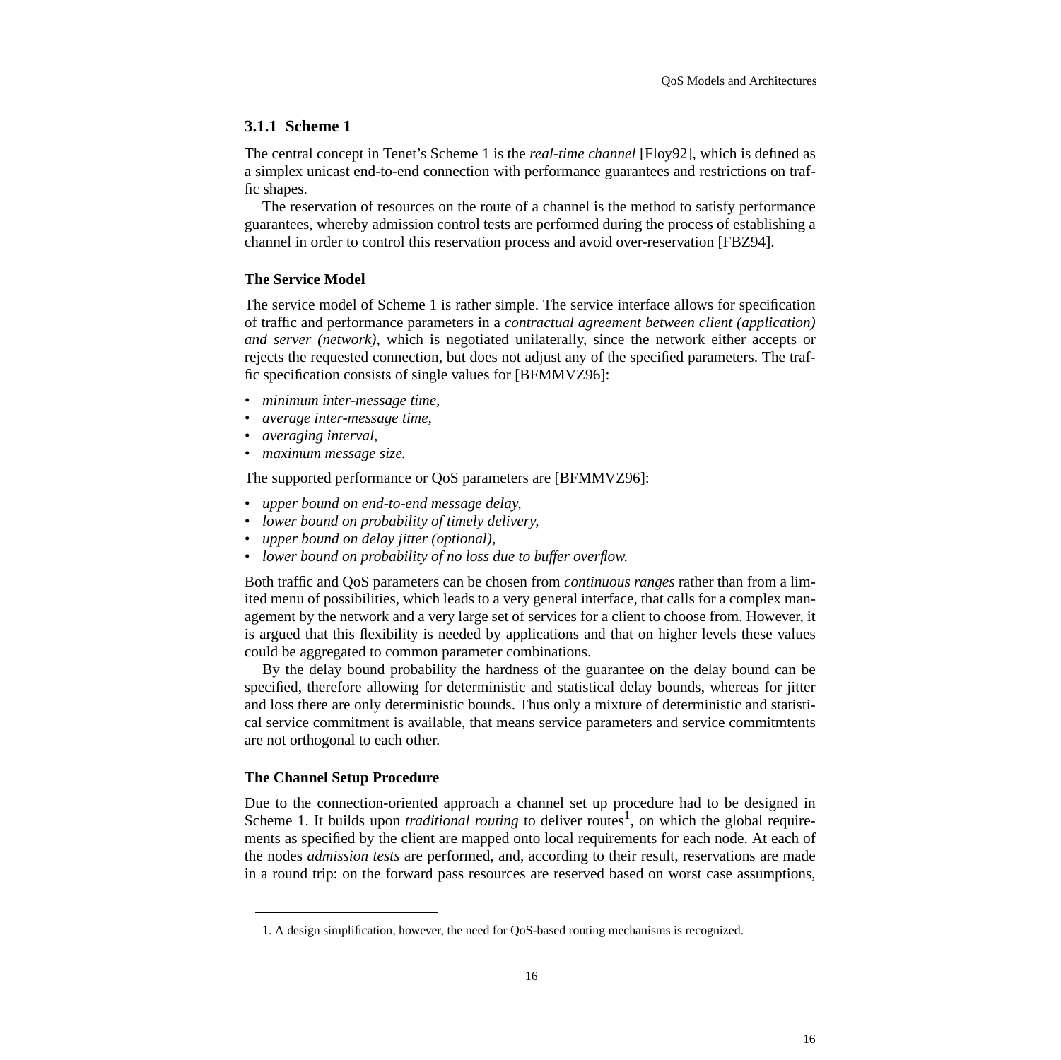### 3.1.1 Scheme 1

The central concept in Tenet's Scheme 1 is the *real-time channel* [Floy92], which is defined as a simplex unicast end-to-end connection with performance guarantees and restrictions on traffic shapes.

The reservation of resources on the route of a channel is the method to satisfy performance guarantees, whereby admission control tests are performed during the process of establishing a channel in order to control this reservation process and avoid over-reservation [FBZ94].

#### The Service Model

The service model of Scheme 1 is rather simple. The service interface allows for specification of traffic and performance parameters in a *contractual agreement between client (application) and server (network)*, which is negotiated unilaterally, since the network either accepts or rejects the requested connection, but does not adjust any of the specified parameters. The traffic specification consists of single values for [BFMMVZ96]:

- *minimum inter-message time,*
- *average inter-message time,*
- *averaging interval,*
- *maximum message size.*

The supported performance or QoS parameters are [BFMMVZ96]:

- *upper bound on end-to-end message delay,*
- *lower bound on probability of timely delivery,*
- *upper bound on delay jitter (optional),*
- *lower bound on probability of no loss due to buffer overflow.*

Both traffic and QoS parameters can be chosen from *continuous ranges* rather than from a limited menu of possibilities, which leads to a very general interface, that calls for a complex management by the network and a very large set of services for a client to choose from. However, it is argued that this flexibility is needed by applications and that on higher levels these values could be aggregated to common parameter combinations.

By the delay bound probability the hardness of the guarantee on the delay bound can be specified, therefore allowing for deterministic and statistical delay bounds, whereas for jitter and loss there are only deterministic bounds. Thus only a mixture of deterministic and statistical service commitment is available, that means service parameters and service commitmtents are not orthogonal to each other.

#### The Channel Setup Procedure

Due to the connection-oriented approach a channel set up procedure had to be designed in Scheme 1. It builds upon *traditional routing* to deliver routes[1], on which the global requirements as specified by the client are mapped onto local requirements for each node. At each of the nodes *admission tests* are performed, and, according to their result, reservations are made in a round trip: on the forward pass resources are reserved based on worst case assumptions,

1. A design simplification, however, the need for QoS-based routing mechanisms is recognized.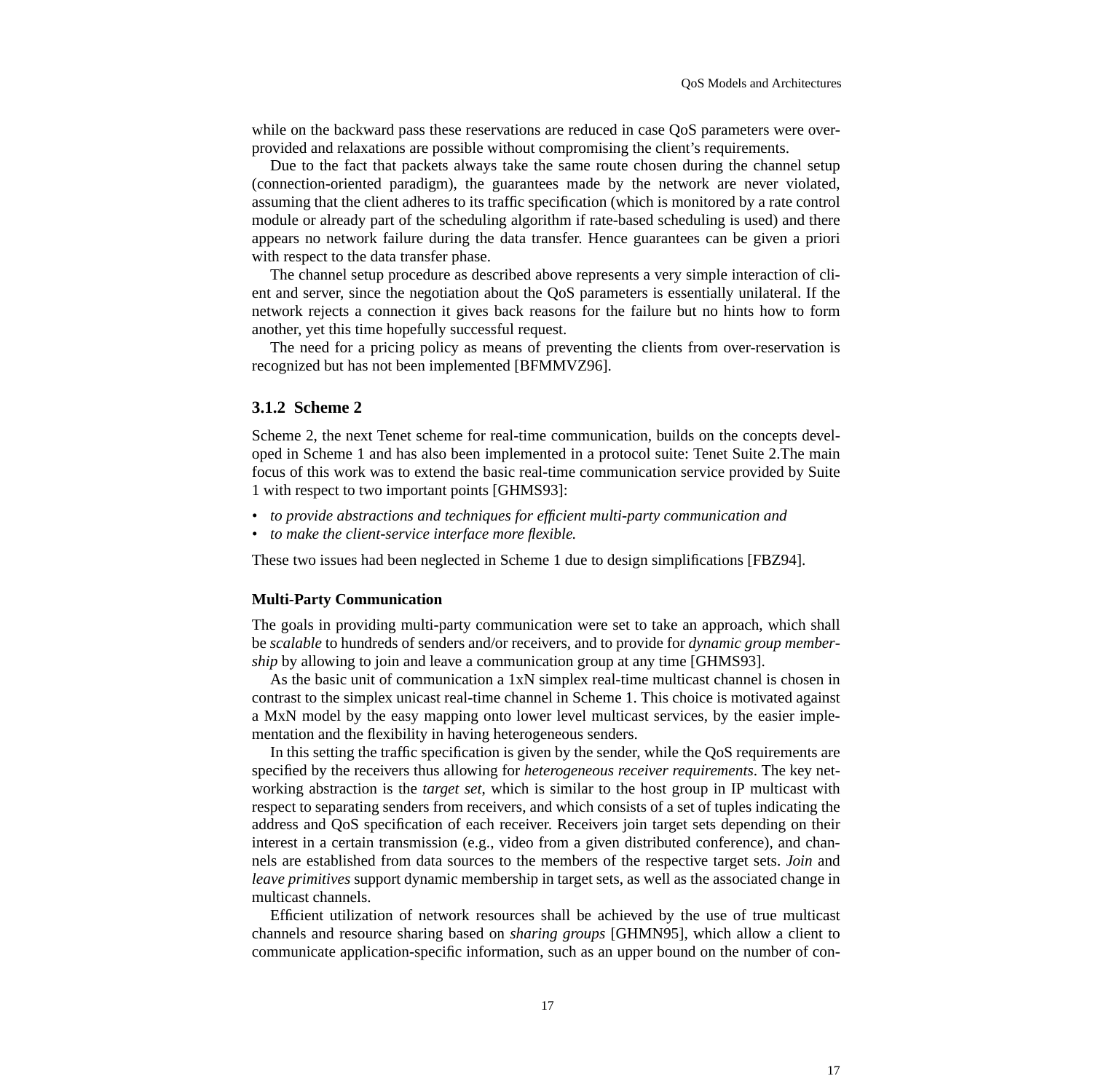while on the backward pass these reservations are reduced in case QoS parameters were over-provided and relaxations are possible without compromising the client's requirements.

Due to the fact that packets always take the same route chosen during the channel setup (connection-oriented paradigm), the guarantees made by the network are never violated, assuming that the client adheres to its traffic specification (which is monitored by a rate control module or already part of the scheduling algorithm if rate-based scheduling is used) and there appears no network failure during the data transfer. Hence guarantees can be given a priori with respect to the data transfer phase.

The channel setup procedure as described above represents a very simple interaction of client and server, since the negotiation about the QoS parameters is essentially unilateral. If the network rejects a connection it gives back reasons for the failure but no hints how to form another, yet this time hopefully successful request.

The need for a pricing policy as means of preventing the clients from over-reservation is recognized but has not been implemented [BFMMVZ96].

### 3.1.2 Scheme 2

Scheme 2, the next Tenet scheme for real-time communication, builds on the concepts developed in Scheme 1 and has also been implemented in a protocol suite: Tenet Suite 2.The main focus of this work was to extend the basic real-time communication service provided by Suite 1 with respect to two important points [GHMS93]:

- *to provide abstractions and techniques for efficient multi-party communication and*
- *to make the client-service interface more flexible.*

These two issues had been neglected in Scheme 1 due to design simplifications [FBZ94].

#### Multi-Party Communication

The goals in providing multi-party communication were set to take an approach, which shall be *scalable* to hundreds of senders and/or receivers, and to provide for *dynamic group membership* by allowing to join and leave a communication group at any time [GHMS93].

As the basic unit of communication a 1xN simplex real-time multicast channel is chosen in contrast to the simplex unicast real-time channel in Scheme 1. This choice is motivated against a MxN model by the easy mapping onto lower level multicast services, by the easier implementation and the flexibility in having heterogeneous senders.

In this setting the traffic specification is given by the sender, while the QoS requirements are specified by the receivers thus allowing for *heterogeneous receiver requirements*. The key networking abstraction is the *target set*, which is similar to the host group in IP multicast with respect to separating senders from receivers, and which consists of a set of tuples indicating the address and QoS specification of each receiver. Receivers join target sets depending on their interest in a certain transmission (e.g., video from a given distributed conference), and channels are established from data sources to the members of the respective target sets. *Join* and *leave primitives* support dynamic membership in target sets, as well as the associated change in multicast channels.

Efficient utilization of network resources shall be achieved by the use of true multicast channels and resource sharing based on *sharing groups* [GHMN95], which allow a client to communicate application-specific information, such as an upper bound on the number of con-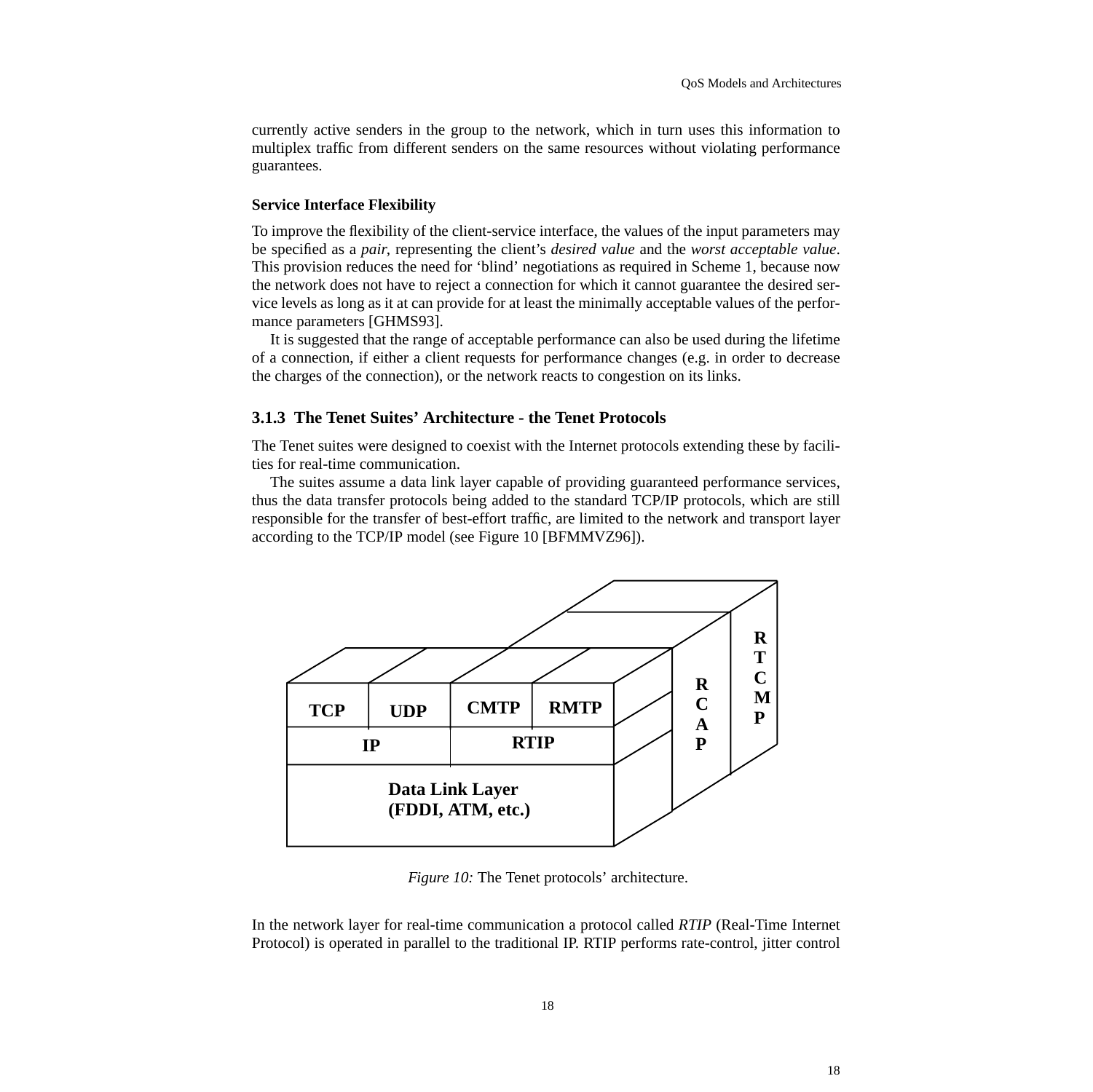currently active senders in the group to the network, which in turn uses this information to multiplex traffic from different senders on the same resources without violating performance guarantees.

**Service Interface Flexibility**

To improve the flexibility of the client-service interface, the values of the input parameters may be specified as a *pair*, representing the client's *desired value* and the *worst acceptable value*. This provision reduces the need for 'blind' negotiations as required in Scheme 1, because now the network does not have to reject a connection for which it cannot guarantee the desired service levels as long as it at can provide for at least the minimally acceptable values of the performance parameters [GHMS93].

It is suggested that the range of acceptable performance can also be used during the lifetime of a connection, if either a client requests for performance changes (e.g. in order to decrease the charges of the connection), or the network reacts to congestion on its links.

### 3.1.3 The Tenet Suites' Architecture - the Tenet Protocols

The Tenet suites were designed to coexist with the Internet protocols extending these by facilities for real-time communication.

The suites assume a data link layer capable of providing guaranteed performance services, thus the data transfer protocols being added to the standard TCP/IP protocols, which are still responsible for the transfer of best-effort traffic, are limited to the network and transport layer according to the TCP/IP model (see Figure 10 [BFMMVZ96]).

TCP | UDP | CMTP | RMTP | RCAP | RTCMP
IP | RTIP
Data Link Layer (FDDI, ATM, etc.)

*Figure 10:* The Tenet protocols' architecture.

In the network layer for real-time communication a protocol called *RTIP* (Real-Time Internet Protocol) is operated in parallel to the traditional IP. RTIP performs rate-control, jitter control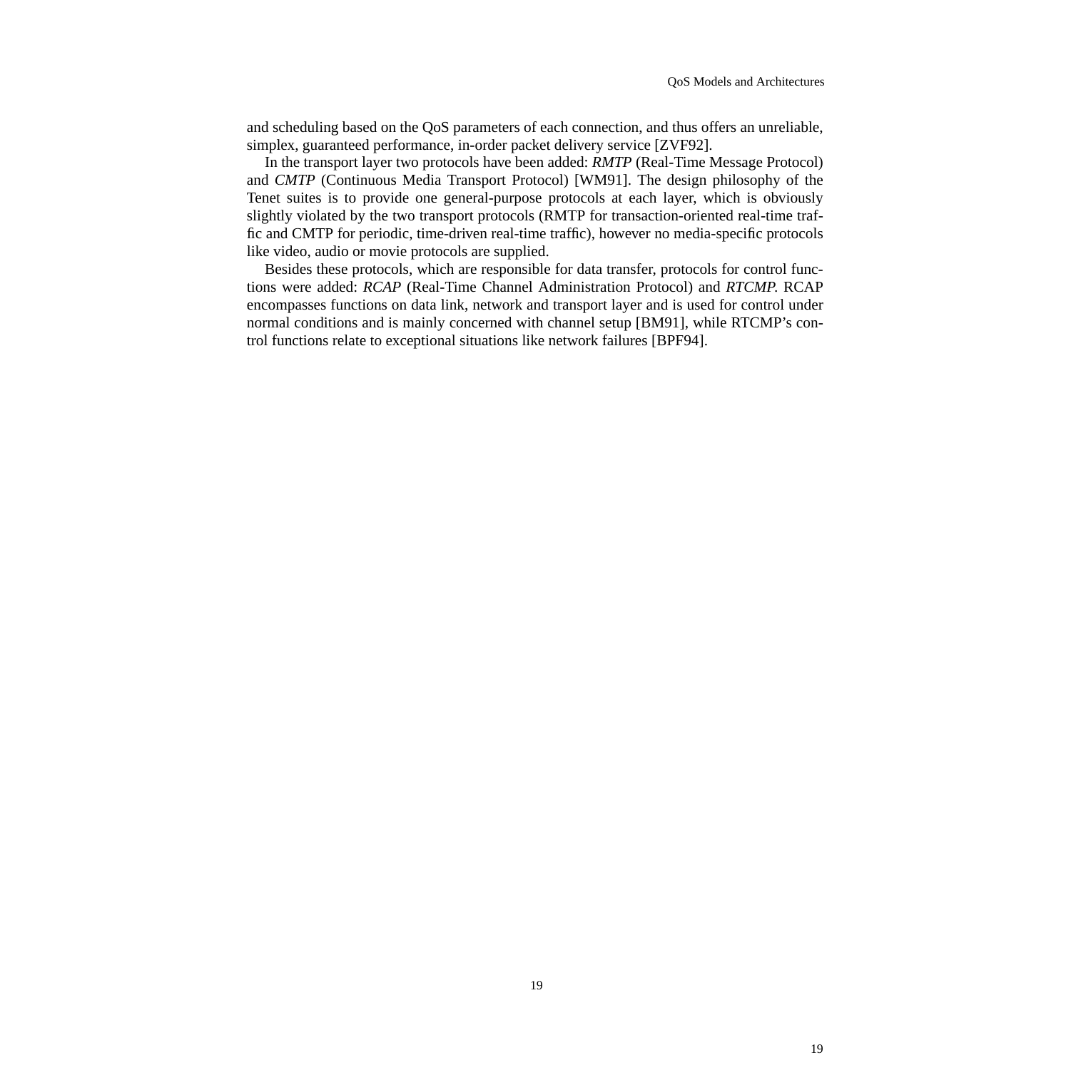and scheduling based on the QoS parameters of each connection, and thus offers an unreliable, simplex, guaranteed performance, in-order packet delivery service [ZVF92].

In the transport layer two protocols have been added: *RMTP* (Real-Time Message Protocol) and *CMTP* (Continuous Media Transport Protocol) [WM91]. The design philosophy of the Tenet suites is to provide one general-purpose protocols at each layer, which is obviously slightly violated by the two transport protocols (RMTP for transaction-oriented real-time traffic and CMTP for periodic, time-driven real-time traffic), however no media-specific protocols like video, audio or movie protocols are supplied.

Besides these protocols, which are responsible for data transfer, protocols for control functions were added: *RCAP* (Real-Time Channel Administration Protocol) and *RTCMP*. RCAP encompasses functions on data link, network and transport layer and is used for control under normal conditions and is mainly concerned with channel setup [BM91], while RTCMP's control functions relate to exceptional situations like network failures [BPF94].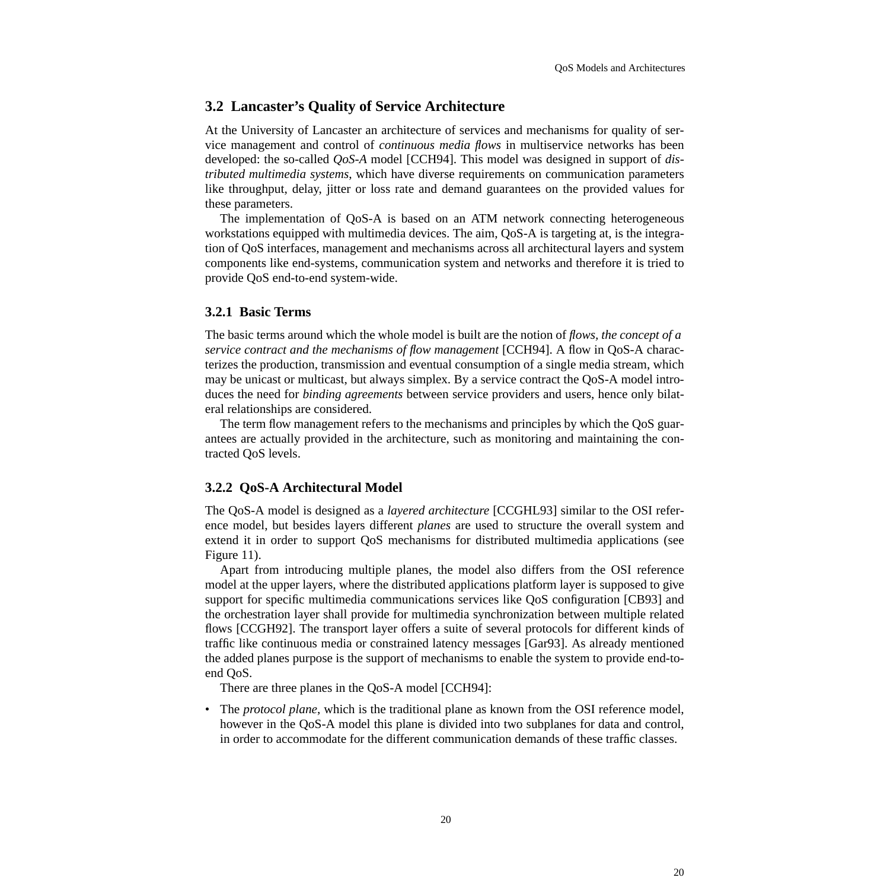## 3.2 Lancaster's Quality of Service Architecture

At the University of Lancaster an architecture of services and mechanisms for quality of service management and control of *continuous media flows* in multiservice networks has been developed: the so-called *QoS-A* model [CCH94]. This model was designed in support of *distributed multimedia systems*, which have diverse requirements on communication parameters like throughput, delay, jitter or loss rate and demand guarantees on the provided values for these parameters.

The implementation of QoS-A is based on an ATM network connecting heterogeneous workstations equipped with multimedia devices. The aim, QoS-A is targeting at, is the integration of QoS interfaces, management and mechanisms across all architectural layers and system components like end-systems, communication system and networks and therefore it is tried to provide QoS end-to-end system-wide.

### 3.2.1 Basic Terms

The basic terms around which the whole model is built are the notion of *flows, the concept of a service contract and the mechanisms of flow management* [CCH94]. A flow in QoS-A characterizes the production, transmission and eventual consumption of a single media stream, which may be unicast or multicast, but always simplex. By a service contract the QoS-A model introduces the need for *binding agreements* between service providers and users, hence only bilateral relationships are considered.

The term flow management refers to the mechanisms and principles by which the QoS guarantees are actually provided in the architecture, such as monitoring and maintaining the contracted QoS levels.

### 3.2.2 QoS-A Architectural Model

The QoS-A model is designed as a *layered architecture* [CCGHL93] similar to the OSI reference model, but besides layers different *planes* are used to structure the overall system and extend it in order to support QoS mechanisms for distributed multimedia applications (see Figure 11).

Apart from introducing multiple planes, the model also differs from the OSI reference model at the upper layers, where the distributed applications platform layer is supposed to give support for specific multimedia communications services like QoS configuration [CB93] and the orchestration layer shall provide for multimedia synchronization between multiple related flows [CCGH92]. The transport layer offers a suite of several protocols for different kinds of traffic like continuous media or constrained latency messages [Gar93]. As already mentioned the added planes purpose is the support of mechanisms to enable the system to provide end-to-end QoS.

There are three planes in the QoS-A model [CCH94]:

- The *protocol plane*, which is the traditional plane as known from the OSI reference model, however in the QoS-A model this plane is divided into two subplanes for data and control, in order to accommodate for the different communication demands of these traffic classes.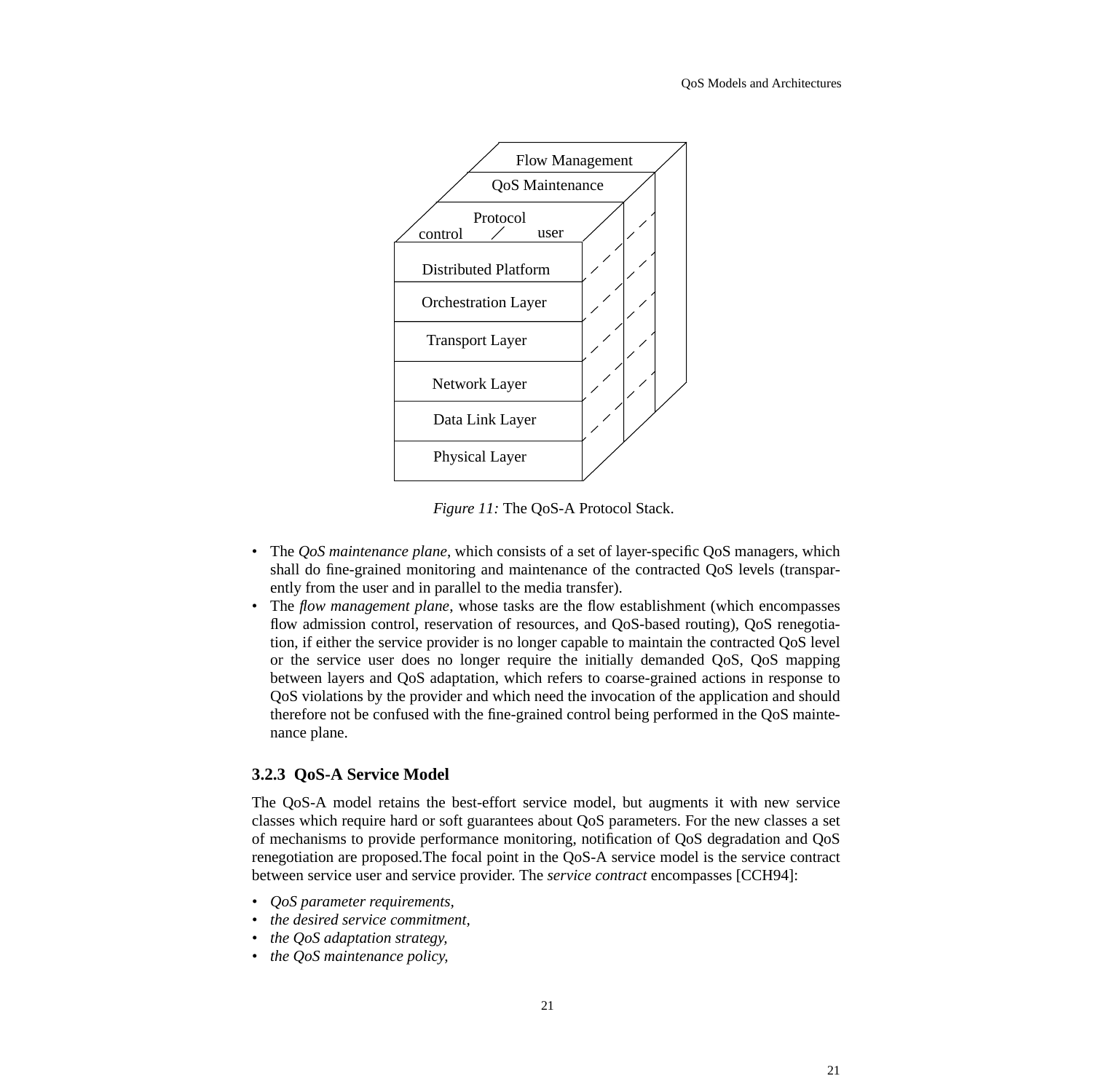Flow Management

QoS Maintenance

Protocol

control / user

Distributed Platform

Orchestration Layer

Transport Layer

Network Layer

Data Link Layer

Physical Layer

*Figure 11:* The QoS-A Protocol Stack.

- The *QoS maintenance plane*, which consists of a set of layer-specific QoS managers, which shall do fine-grained monitoring and maintenance of the contracted QoS levels (transparently from the user and in parallel to the media transfer).
- The *flow management plane*, whose tasks are the flow establishment (which encompasses flow admission control, reservation of resources, and QoS-based routing), QoS renegotiation, if either the service provider is no longer capable to maintain the contracted QoS level or the service user does no longer require the initially demanded QoS, QoS mapping between layers and QoS adaptation, which refers to coarse-grained actions in response to QoS violations by the provider and which need the invocation of the application and should therefore not be confused with the fine-grained control being performed in the QoS maintenance plane.

### 3.2.3 QoS-A Service Model

The QoS-A model retains the best-effort service model, but augments it with new service classes which require hard or soft guarantees about QoS parameters. For the new classes a set of mechanisms to provide performance monitoring, notification of QoS degradation and QoS renegotiation are proposed.The focal point in the QoS-A service model is the service contract between service user and service provider. The *service contract* encompasses [CCH94]:

- *QoS parameter requirements,*
- *the desired service commitment,*
- *the QoS adaptation strategy,*
- *the QoS maintenance policy,*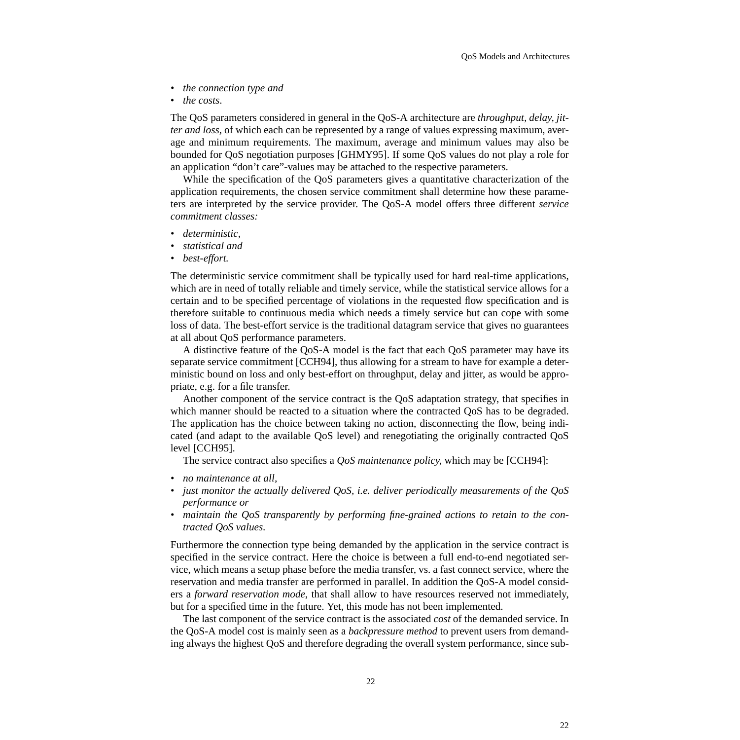- *the connection type and*
- *the costs*.

The QoS parameters considered in general in the QoS-A architecture are *throughput, delay, jitter and loss*, of which each can be represented by a range of values expressing maximum, average and minimum requirements. The maximum, average and minimum values may also be bounded for QoS negotiation purposes [GHMY95]. If some QoS values do not play a role for an application “don’t care”-values may be attached to the respective parameters.

While the specification of the QoS parameters gives a quantitative characterization of the application requirements, the chosen service commitment shall determine how these parameters are interpreted by the service provider. The QoS-A model offers three different *service commitment classes:*

- *deterministic,*
- *statistical and*
- *best-effort.*

The deterministic service commitment shall be typically used for hard real-time applications, which are in need of totally reliable and timely service, while the statistical service allows for a certain and to be specified percentage of violations in the requested flow specification and is therefore suitable to continuous media which needs a timely service but can cope with some loss of data. The best-effort service is the traditional datagram service that gives no guarantees at all about QoS performance parameters.

A distinctive feature of the QoS-A model is the fact that each QoS parameter may have its separate service commitment [CCH94], thus allowing for a stream to have for example a deterministic bound on loss and only best-effort on throughput, delay and jitter, as would be appropriate, e.g. for a file transfer.

Another component of the service contract is the QoS adaptation strategy, that specifies in which manner should be reacted to a situation where the contracted QoS has to be degraded. The application has the choice between taking no action, disconnecting the flow, being indicated (and adapt to the available QoS level) and renegotiating the originally contracted QoS level [CCH95].

The service contract also specifies a *QoS maintenance policy*, which may be [CCH94]:

- *no maintenance at all,*
- *just monitor the actually delivered QoS, i.e. deliver periodically measurements of the QoS performance or*
- *maintain the QoS transparently by performing fine-grained actions to retain to the contracted QoS values.*

Furthermore the connection type being demanded by the application in the service contract is specified in the service contract. Here the choice is between a full end-to-end negotiated service, which means a setup phase before the media transfer, vs. a fast connect service, where the reservation and media transfer are performed in parallel. In addition the QoS-A model considers a *forward reservation mode*, that shall allow to have resources reserved not immediately, but for a specified time in the future. Yet, this mode has not been implemented.

The last component of the service contract is the associated *cost* of the demanded service. In the QoS-A model cost is mainly seen as a *backpressure method* to prevent users from demanding always the highest QoS and therefore degrading the overall system performance, since sub-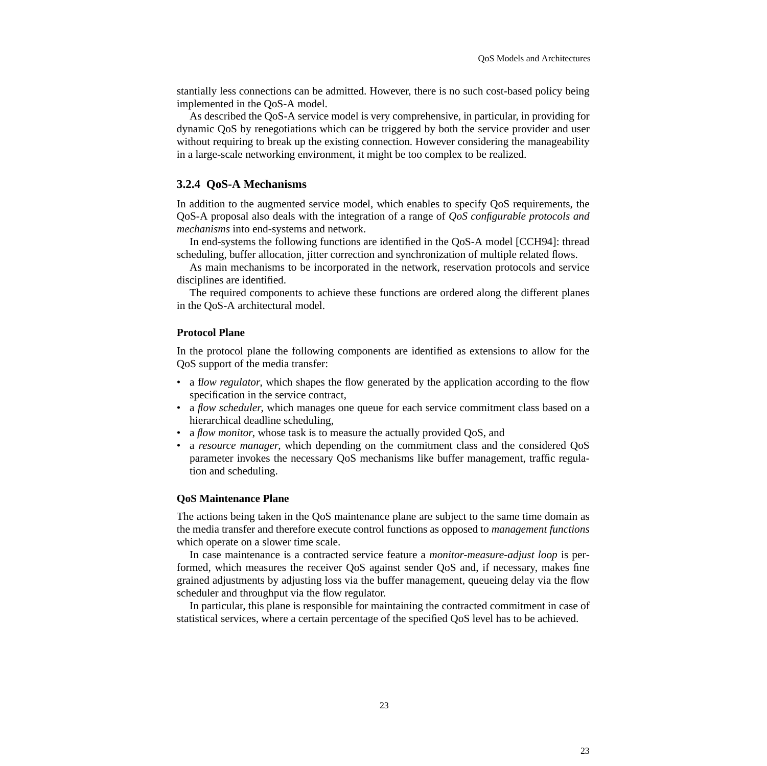stantially less connections can be admitted. However, there is no such cost-based policy being implemented in the QoS-A model.

As described the QoS-A service model is very comprehensive, in particular, in providing for dynamic QoS by renegotiations which can be triggered by both the service provider and user without requiring to break up the existing connection. However considering the manageability in a large-scale networking environment, it might be too complex to be realized.

### 3.2.4 QoS-A Mechanisms

In addition to the augmented service model, which enables to specify QoS requirements, the QoS-A proposal also deals with the integration of a range of *QoS configurable protocols and mechanisms* into end-systems and network.

In end-systems the following functions are identified in the QoS-A model [CCH94]: thread scheduling, buffer allocation, jitter correction and synchronization of multiple related flows.

As main mechanisms to be incorporated in the network, reservation protocols and service disciplines are identified.

The required components to achieve these functions are ordered along the different planes in the QoS-A architectural model.

#### Protocol Plane

In the protocol plane the following components are identified as extensions to allow for the QoS support of the media transfer:

- a f*low regulator*, which shapes the flow generated by the application according to the flow specification in the service contract,
- a *flow scheduler*, which manages one queue for each service commitment class based on a hierarchical deadline scheduling,
- a *flow monitor*, whose task is to measure the actually provided QoS, and
- a *resource manager*, which depending on the commitment class and the considered QoS parameter invokes the necessary QoS mechanisms like buffer management, traffic regulation and scheduling.

#### QoS Maintenance Plane

The actions being taken in the QoS maintenance plane are subject to the same time domain as the media transfer and therefore execute control functions as opposed to *management functions* which operate on a slower time scale.

In case maintenance is a contracted service feature a *monitor-measure-adjust loop* is performed, which measures the receiver QoS against sender QoS and, if necessary, makes fine grained adjustments by adjusting loss via the buffer management, queueing delay via the flow scheduler and throughput via the flow regulator.

In particular, this plane is responsible for maintaining the contracted commitment in case of statistical services, where a certain percentage of the specified QoS level has to be achieved.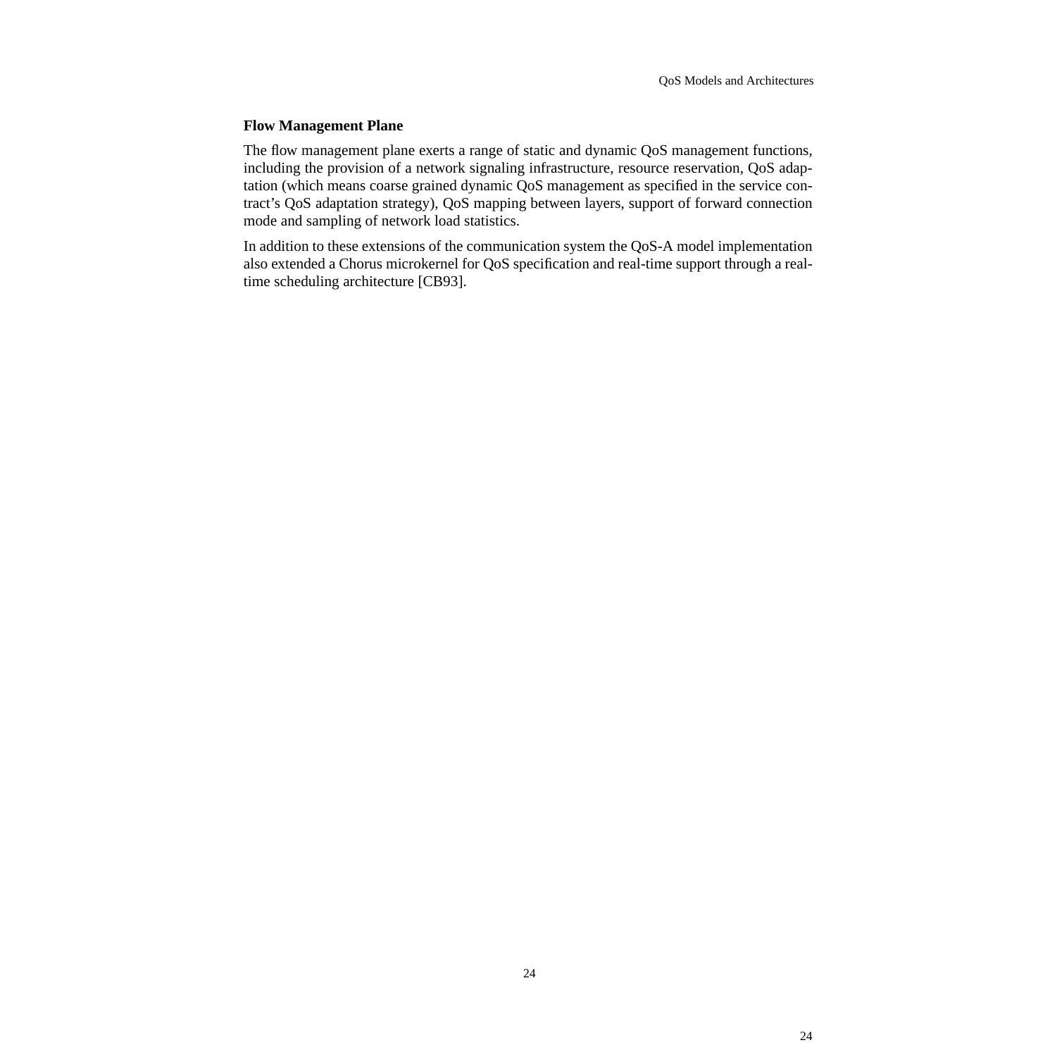#### Flow Management Plane

The flow management plane exerts a range of static and dynamic QoS management functions, including the provision of a network signaling infrastructure, resource reservation, QoS adaptation (which means coarse grained dynamic QoS management as specified in the service contract's QoS adaptation strategy), QoS mapping between layers, support of forward connection mode and sampling of network load statistics.

In addition to these extensions of the communication system the QoS-A model implementation also extended a Chorus microkernel for QoS specification and real-time support through a real-time scheduling architecture [CB93].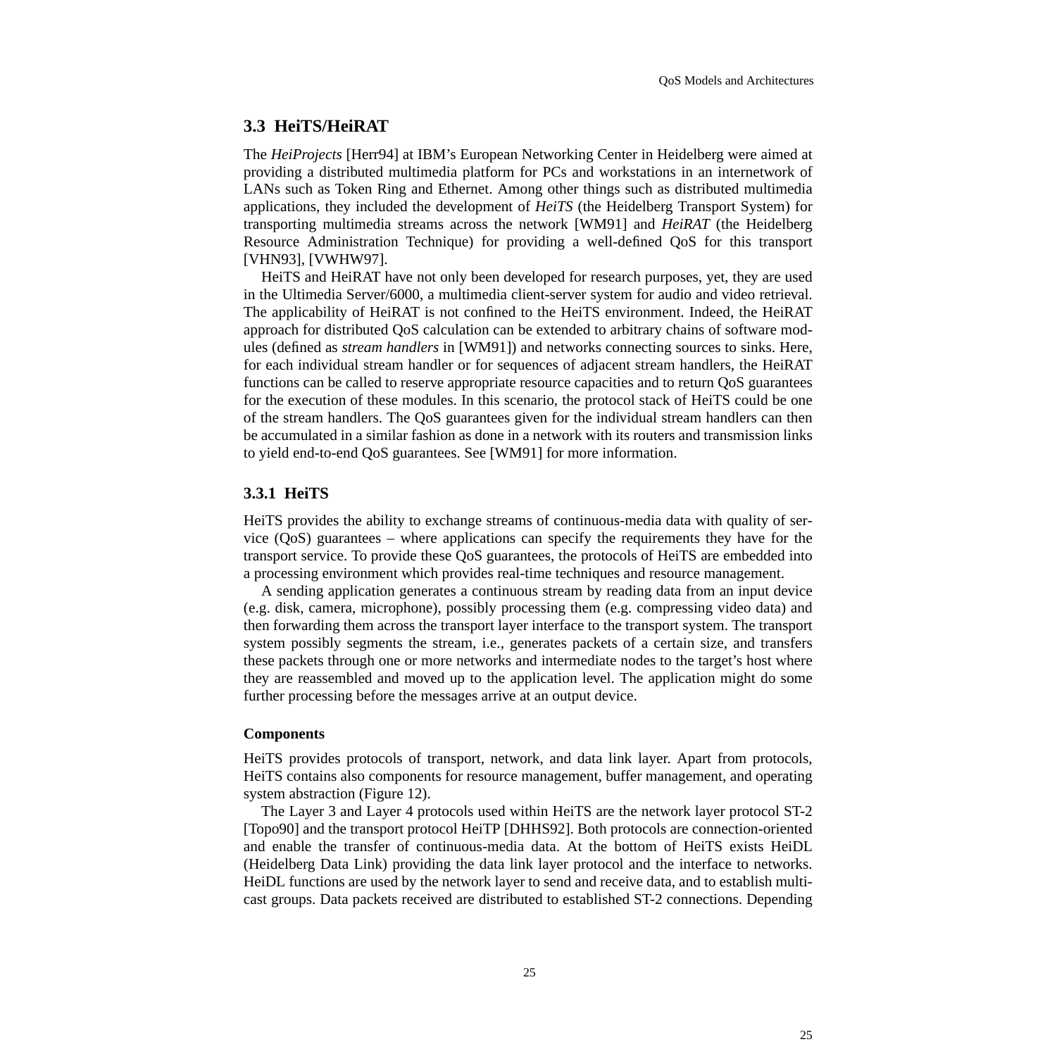## 3.3 HeiTS/HeiRAT

The *HeiProjects* [Herr94] at IBM's European Networking Center in Heidelberg were aimed at providing a distributed multimedia platform for PCs and workstations in an internetwork of LANs such as Token Ring and Ethernet. Among other things such as distributed multimedia applications, they included the development of *HeiTS* (the Heidelberg Transport System) for transporting multimedia streams across the network [WM91] and *HeiRAT* (the Heidelberg Resource Administration Technique) for providing a well-defined QoS for this transport [VHN93], [VWHW97].

HeiTS and HeiRAT have not only been developed for research purposes, yet, they are used in the Ultimedia Server/6000, a multimedia client-server system for audio and video retrieval. The applicability of HeiRAT is not confined to the HeiTS environment. Indeed, the HeiRAT approach for distributed QoS calculation can be extended to arbitrary chains of software modules (defined as *stream handlers* in [WM91]) and networks connecting sources to sinks. Here, for each individual stream handler or for sequences of adjacent stream handlers, the HeiRAT functions can be called to reserve appropriate resource capacities and to return QoS guarantees for the execution of these modules. In this scenario, the protocol stack of HeiTS could be one of the stream handlers. The QoS guarantees given for the individual stream handlers can then be accumulated in a similar fashion as done in a network with its routers and transmission links to yield end-to-end QoS guarantees. See [WM91] for more information.

### 3.3.1 HeiTS

HeiTS provides the ability to exchange streams of continuous-media data with quality of service (QoS) guarantees – where applications can specify the requirements they have for the transport service. To provide these QoS guarantees, the protocols of HeiTS are embedded into a processing environment which provides real-time techniques and resource management.

A sending application generates a continuous stream by reading data from an input device (e.g. disk, camera, microphone), possibly processing them (e.g. compressing video data) and then forwarding them across the transport layer interface to the transport system. The transport system possibly segments the stream, i.e., generates packets of a certain size, and transfers these packets through one or more networks and intermediate nodes to the target's host where they are reassembled and moved up to the application level. The application might do some further processing before the messages arrive at an output device.

#### Components

HeiTS provides protocols of transport, network, and data link layer. Apart from protocols, HeiTS contains also components for resource management, buffer management, and operating system abstraction (Figure 12).

The Layer 3 and Layer 4 protocols used within HeiTS are the network layer protocol ST-2 [Topo90] and the transport protocol HeiTP [DHHS92]. Both protocols are connection-oriented and enable the transfer of continuous-media data. At the bottom of HeiTS exists HeiDL (Heidelberg Data Link) providing the data link layer protocol and the interface to networks. HeiDL functions are used by the network layer to send and receive data, and to establish multicast groups. Data packets received are distributed to established ST-2 connections. Depending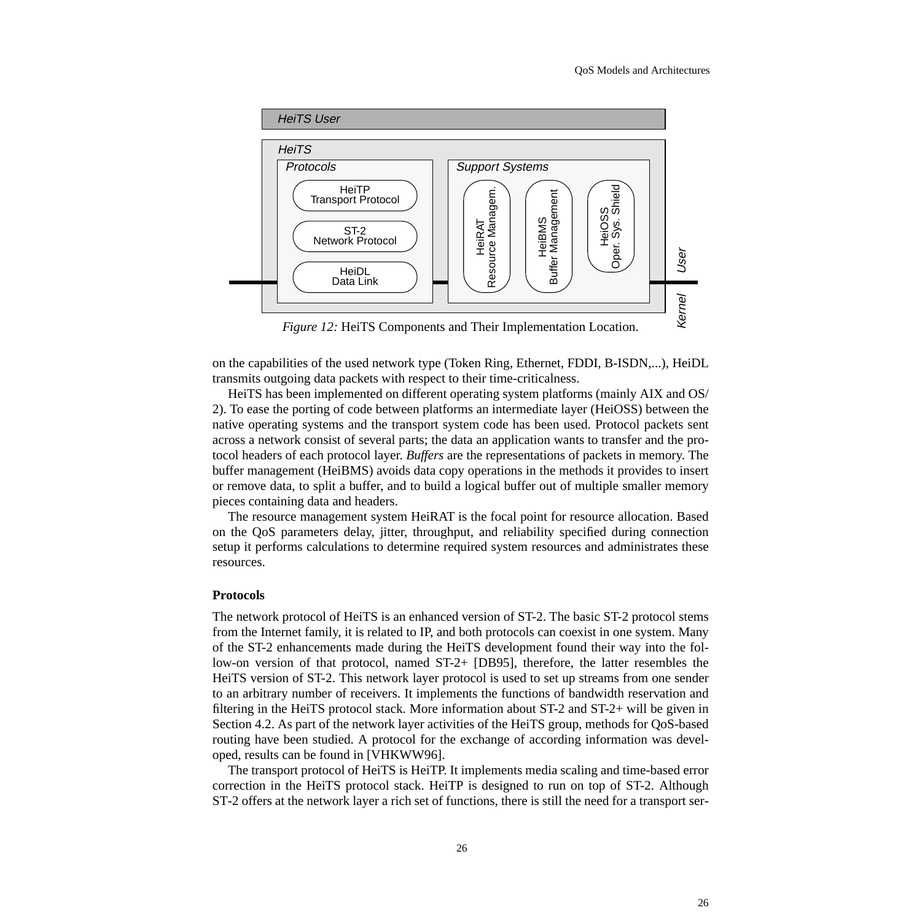*Figure 12:* HeiTS Components and Their Implementation Location.

on the capabilities of the used network type (Token Ring, Ethernet, FDDI, B-ISDN,...), HeiDL transmits outgoing data packets with respect to their time-criticalness.

HeiTS has been implemented on different operating system platforms (mainly AIX and OS/2). To ease the porting of code between platforms an intermediate layer (HeiOSS) between the native operating systems and the transport system code has been used. Protocol packets sent across a network consist of several parts; the data an application wants to transfer and the protocol headers of each protocol layer. *Buffers* are the representations of packets in memory. The buffer management (HeiBMS) avoids data copy operations in the methods it provides to insert or remove data, to split a buffer, and to build a logical buffer out of multiple smaller memory pieces containing data and headers.

The resource management system HeiRAT is the focal point for resource allocation. Based on the QoS parameters delay, jitter, throughput, and reliability specified during connection setup it performs calculations to determine required system resources and administrates these resources.

**Protocols**

The network protocol of HeiTS is an enhanced version of ST-2. The basic ST-2 protocol stems from the Internet family, it is related to IP, and both protocols can coexist in one system. Many of the ST-2 enhancements made during the HeiTS development found their way into the follow-on version of that protocol, named ST-2+ [DB95], therefore, the latter resembles the HeiTS version of ST-2. This network layer protocol is used to set up streams from one sender to an arbitrary number of receivers. It implements the functions of bandwidth reservation and filtering in the HeiTS protocol stack. More information about ST-2 and ST-2+ will be given in Section 4.2. As part of the network layer activities of the HeiTS group, methods for QoS-based routing have been studied. A protocol for the exchange of according information was developed, results can be found in [VHKWW96].

The transport protocol of HeiTS is HeiTP. It implements media scaling and time-based error correction in the HeiTS protocol stack. HeiTP is designed to run on top of ST-2. Although ST-2 offers at the network layer a rich set of functions, there is still the need for a transport ser-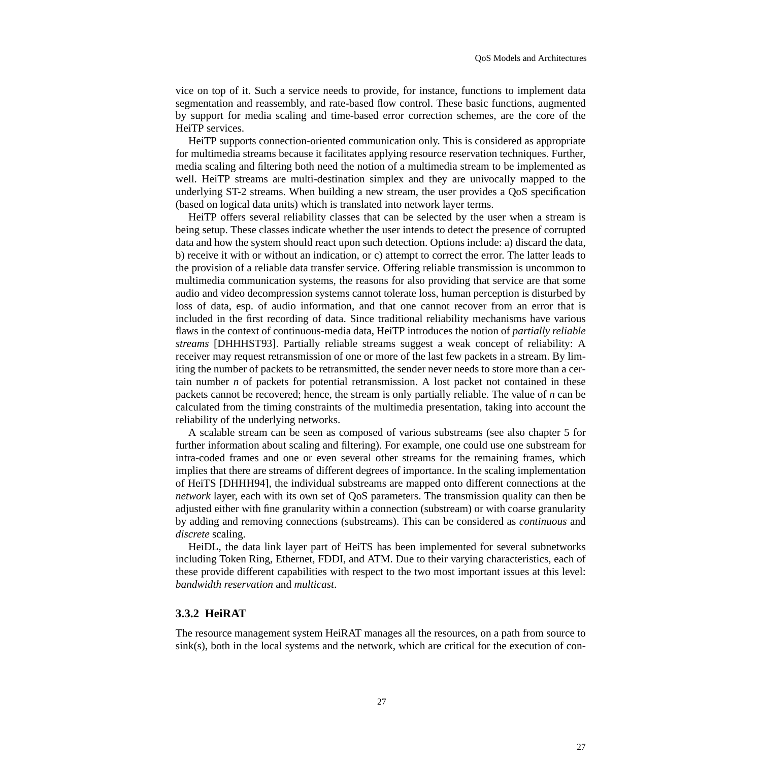vice on top of it. Such a service needs to provide, for instance, functions to implement data segmentation and reassembly, and rate-based flow control. These basic functions, augmented by support for media scaling and time-based error correction schemes, are the core of the HeiTP services.

HeiTP supports connection-oriented communication only. This is considered as appropriate for multimedia streams because it facilitates applying resource reservation techniques. Further, media scaling and filtering both need the notion of a multimedia stream to be implemented as well. HeiTP streams are multi-destination simplex and they are univocally mapped to the underlying ST-2 streams. When building a new stream, the user provides a QoS specification (based on logical data units) which is translated into network layer terms.

HeiTP offers several reliability classes that can be selected by the user when a stream is being setup. These classes indicate whether the user intends to detect the presence of corrupted data and how the system should react upon such detection. Options include: a) discard the data, b) receive it with or without an indication, or c) attempt to correct the error. The latter leads to the provision of a reliable data transfer service. Offering reliable transmission is uncommon to multimedia communication systems, the reasons for also providing that service are that some audio and video decompression systems cannot tolerate loss, human perception is disturbed by loss of data, esp. of audio information, and that one cannot recover from an error that is included in the first recording of data. Since traditional reliability mechanisms have various flaws in the context of continuous-media data, HeiTP introduces the notion of *partially reliable streams* [DHHHST93]. Partially reliable streams suggest a weak concept of reliability: A receiver may request retransmission of one or more of the last few packets in a stream. By limiting the number of packets to be retransmitted, the sender never needs to store more than a certain number $n$ of packets for potential retransmission. A lost packet not contained in these packets cannot be recovered; hence, the stream is only partially reliable. The value of $n$ can be calculated from the timing constraints of the multimedia presentation, taking into account the reliability of the underlying networks.

A scalable stream can be seen as composed of various substreams (see also chapter 5 for further information about scaling and filtering). For example, one could use one substream for intra-coded frames and one or even several other streams for the remaining frames, which implies that there are streams of different degrees of importance. In the scaling implementation of HeiTS [DHHH94], the individual substreams are mapped onto different connections at the *network* layer, each with its own set of QoS parameters. The transmission quality can then be adjusted either with fine granularity within a connection (substream) or with coarse granularity by adding and removing connections (substreams). This can be considered as *continuous* and *discrete* scaling.

HeiDL, the data link layer part of HeiTS has been implemented for several subnetworks including Token Ring, Ethernet, FDDI, and ATM. Due to their varying characteristics, each of these provide different capabilities with respect to the two most important issues at this level: *bandwidth reservation* and *multicast*.

### 3.3.2 HeiRAT

The resource management system HeiRAT manages all the resources, on a path from source to sink(s), both in the local systems and the network, which are critical for the execution of con-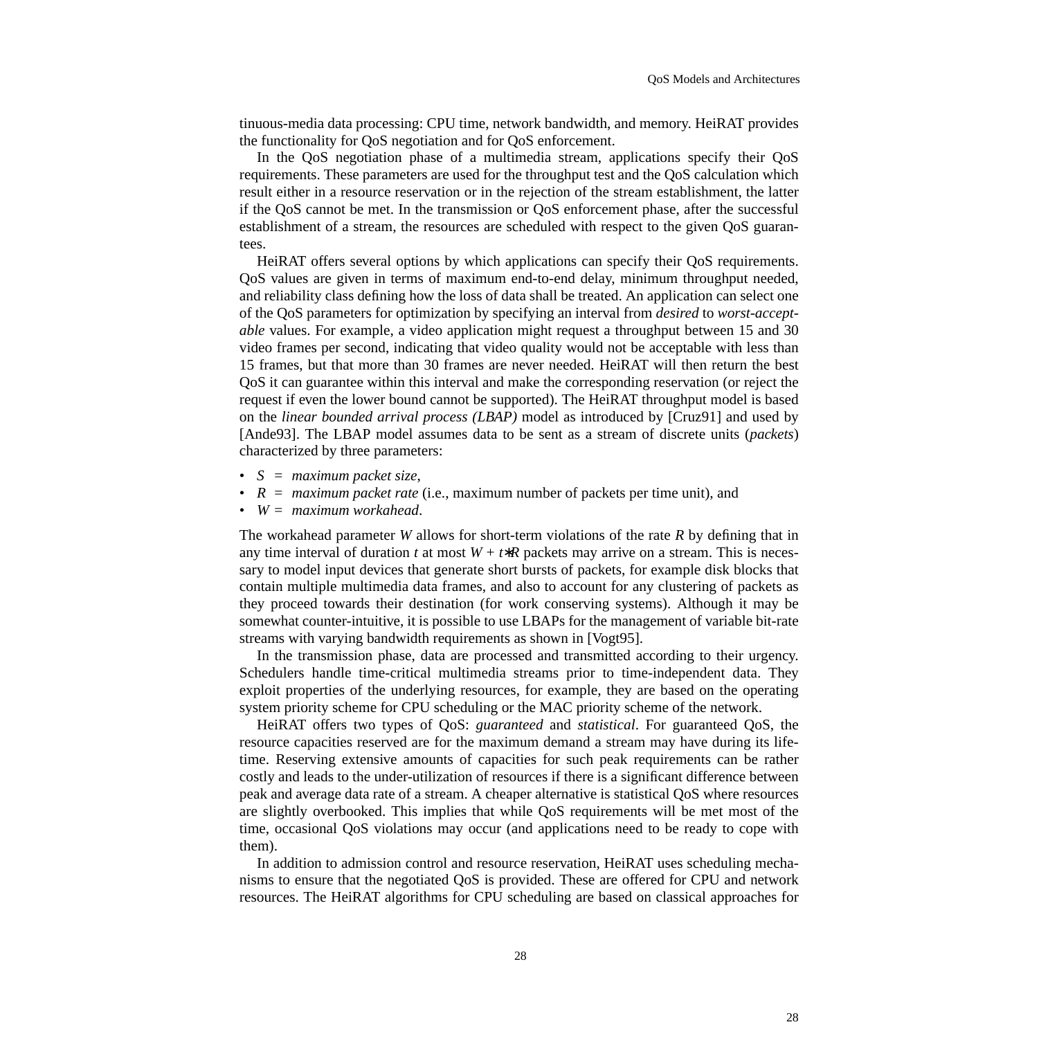tinuous-media data processing: CPU time, network bandwidth, and memory. HeiRAT provides the functionality for QoS negotiation and for QoS enforcement.

In the QoS negotiation phase of a multimedia stream, applications specify their QoS requirements. These parameters are used for the throughput test and the QoS calculation which result either in a resource reservation or in the rejection of the stream establishment, the latter if the QoS cannot be met. In the transmission or QoS enforcement phase, after the successful establishment of a stream, the resources are scheduled with respect to the given QoS guarantees.

HeiRAT offers several options by which applications can specify their QoS requirements. QoS values are given in terms of maximum end-to-end delay, minimum throughput needed, and reliability class defining how the loss of data shall be treated. An application can select one of the QoS parameters for optimization by specifying an interval from *desired* to *worst-acceptable* values. For example, a video application might request a throughput between 15 and 30 video frames per second, indicating that video quality would not be acceptable with less than 15 frames, but that more than 30 frames are never needed. HeiRAT will then return the best QoS it can guarantee within this interval and make the corresponding reservation (or reject the request if even the lower bound cannot be supported). The HeiRAT throughput model is based on the *linear bounded arrival process (LBAP)* model as introduced by [Cruz91] and used by [Ande93]. The LBAP model assumes data to be sent as a stream of discrete units (*packets*) characterized by three parameters:

- $S$ = *maximum packet size*,
- $R$ = *maximum packet rate* (i.e., maximum number of packets per time unit), and
- $W$ = *maximum workahead*.

The workahead parameter $W$ allows for short-term violations of the rate $R$ by defining that in any time interval of duration $t$ at most $W + t*R$ packets may arrive on a stream. This is necessary to model input devices that generate short bursts of packets, for example disk blocks that contain multiple multimedia data frames, and also to account for any clustering of packets as they proceed towards their destination (for work conserving systems). Although it may be somewhat counter-intuitive, it is possible to use LBAPs for the management of variable bit-rate streams with varying bandwidth requirements as shown in [Vogt95].

In the transmission phase, data are processed and transmitted according to their urgency. Schedulers handle time-critical multimedia streams prior to time-independent data. They exploit properties of the underlying resources, for example, they are based on the operating system priority scheme for CPU scheduling or the MAC priority scheme of the network.

HeiRAT offers two types of QoS: *guaranteed* and *statistical*. For guaranteed QoS, the resource capacities reserved are for the maximum demand a stream may have during its lifetime. Reserving extensive amounts of capacities for such peak requirements can be rather costly and leads to the under-utilization of resources if there is a significant difference between peak and average data rate of a stream. A cheaper alternative is statistical QoS where resources are slightly overbooked. This implies that while QoS requirements will be met most of the time, occasional QoS violations may occur (and applications need to be ready to cope with them).

In addition to admission control and resource reservation, HeiRAT uses scheduling mechanisms to ensure that the negotiated QoS is provided. These are offered for CPU and network resources. The HeiRAT algorithms for CPU scheduling are based on classical approaches for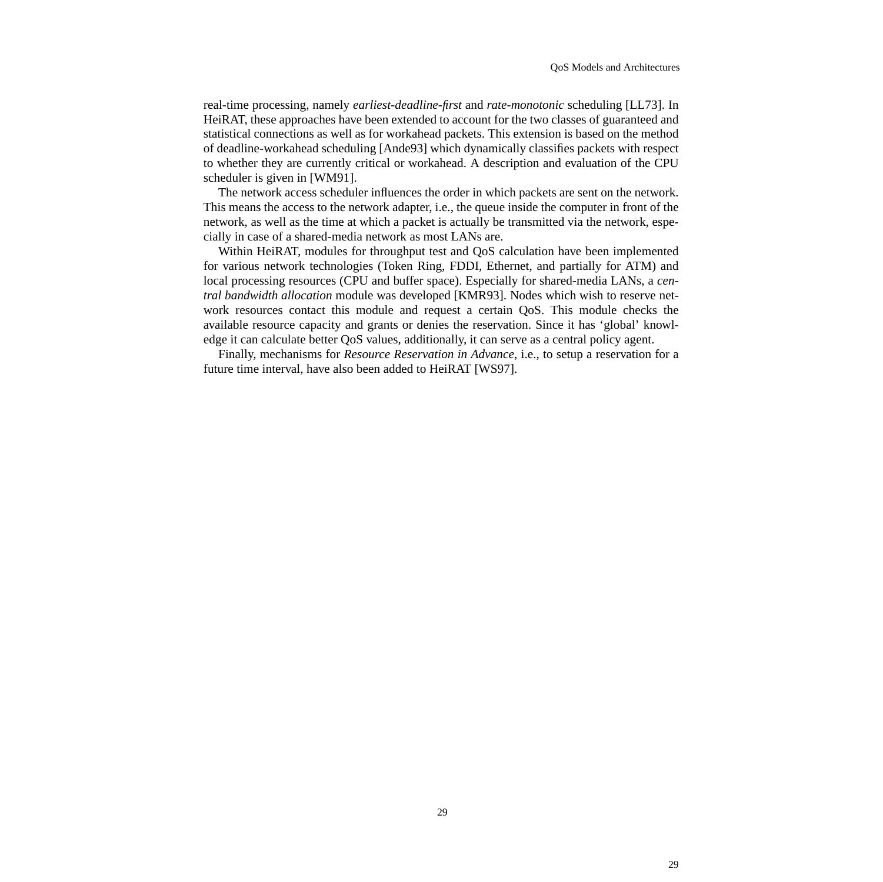real-time processing, namely *earliest-deadline-first* and *rate-monotonic* scheduling [LL73]. In HeiRAT, these approaches have been extended to account for the two classes of guaranteed and statistical connections as well as for workahead packets. This extension is based on the method of deadline-workahead scheduling [Ande93] which dynamically classifies packets with respect to whether they are currently critical or workahead. A description and evaluation of the CPU scheduler is given in [WM91].

The network access scheduler influences the order in which packets are sent on the network. This means the access to the network adapter, i.e., the queue inside the computer in front of the network, as well as the time at which a packet is actually be transmitted via the network, especially in case of a shared-media network as most LANs are.

Within HeiRAT, modules for throughput test and QoS calculation have been implemented for various network technologies (Token Ring, FDDI, Ethernet, and partially for ATM) and local processing resources (CPU and buffer space). Especially for shared-media LANs, a *central bandwidth allocation* module was developed [KMR93]. Nodes which wish to reserve network resources contact this module and request a certain QoS. This module checks the available resource capacity and grants or denies the reservation. Since it has ‘global’ knowledge it can calculate better QoS values, additionally, it can serve as a central policy agent.

Finally, mechanisms for *Resource Reservation in Advance*, i.e., to setup a reservation for a future time interval, have also been added to HeiRAT [WS97].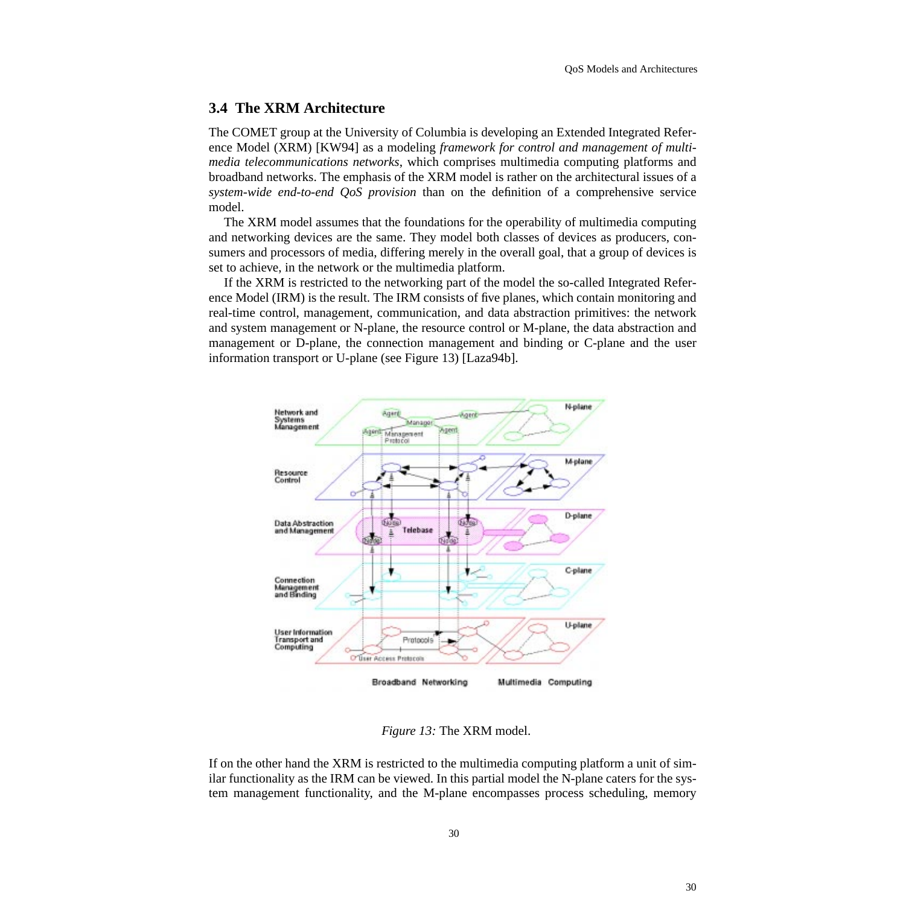### 3.4 The XRM Architecture

The COMET group at the University of Columbia is developing an Extended Integrated Reference Model (XRM) [KW94] as a modeling *framework for control and management of multimedia telecommunications networks*, which comprises multimedia computing platforms and broadband networks. The emphasis of the XRM model is rather on the architectural issues of a *system-wide end-to-end QoS provision* than on the definition of a comprehensive service model.

The XRM model assumes that the foundations for the operability of multimedia computing and networking devices are the same. They model both classes of devices as producers, consumers and processors of media, differing merely in the overall goal, that a group of devices is set to achieve, in the network or the multimedia platform.

If the XRM is restricted to the networking part of the model the so-called Integrated Reference Model (IRM) is the result. The IRM consists of five planes, which contain monitoring and real-time control, management, communication, and data abstraction primitives: the network and system management or N-plane, the resource control or M-plane, the data abstraction and management or D-plane, the connection management and binding or C-plane and the user information transport or U-plane (see Figure 13) [Laza94b].

*Figure 13:* The XRM model.

If on the other hand the XRM is restricted to the multimedia computing platform a unit of similar functionality as the IRM can be viewed. In this partial model the N-plane caters for the system management functionality, and the M-plane encompasses process scheduling, memory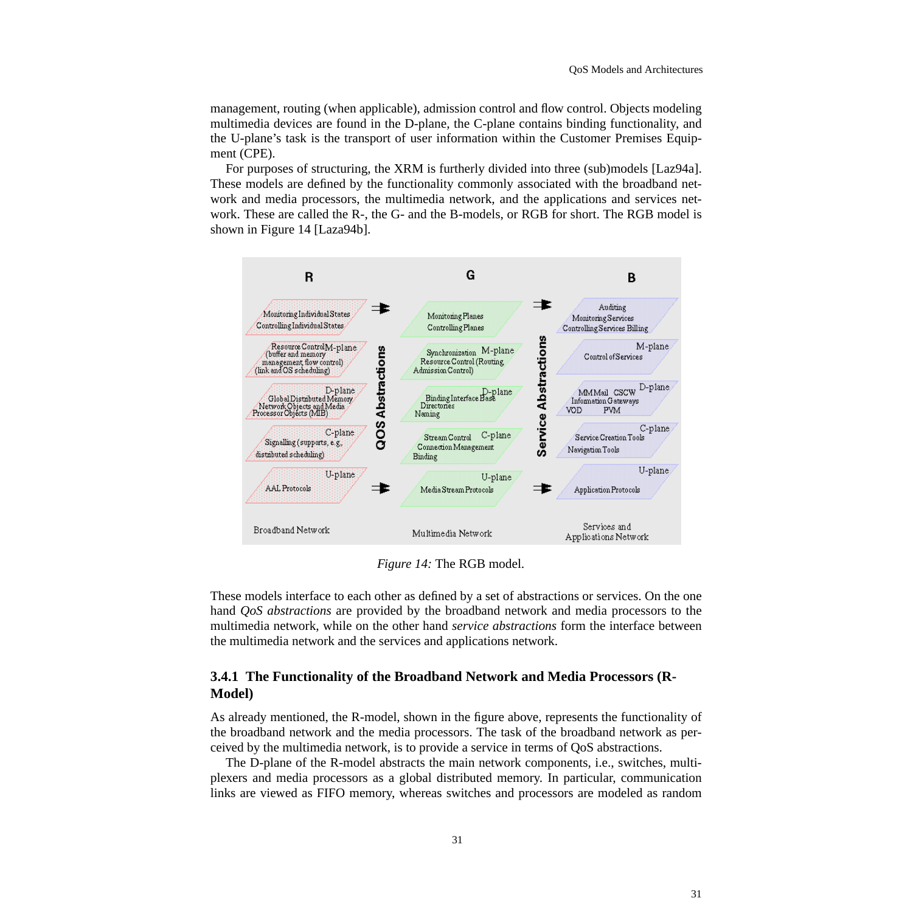management, routing (when applicable), admission control and flow control. Objects modeling multimedia devices are found in the D-plane, the C-plane contains binding functionality, and the U-plane's task is the transport of user information within the Customer Premises Equipment (CPE).

For purposes of structuring, the XRM is furtherly divided into three (sub)models [Laz94a]. These models are defined by the functionality commonly associated with the broadband network and media processors, the multimedia network, and the applications and services network. These are called the R-, the G- and the B-models, or RGB for short. The RGB model is shown in Figure 14 [Laza94b].

*Figure 14:* The RGB model.

These models interface to each other as defined by a set of abstractions or services. On the one hand *QoS abstractions* are provided by the broadband network and media processors to the multimedia network, while on the other hand *service abstractions* form the interface between the multimedia network and the services and applications network.

### 3.4.1 The Functionality of the Broadband Network and Media Processors (R-Model)

As already mentioned, the R-model, shown in the figure above, represents the functionality of the broadband network and the media processors. The task of the broadband network as perceived by the multimedia network, is to provide a service in terms of QoS abstractions.

The D-plane of the R-model abstracts the main network components, i.e., switches, multiplexers and media processors as a global distributed memory. In particular, communication links are viewed as FIFO memory, whereas switches and processors are modeled as random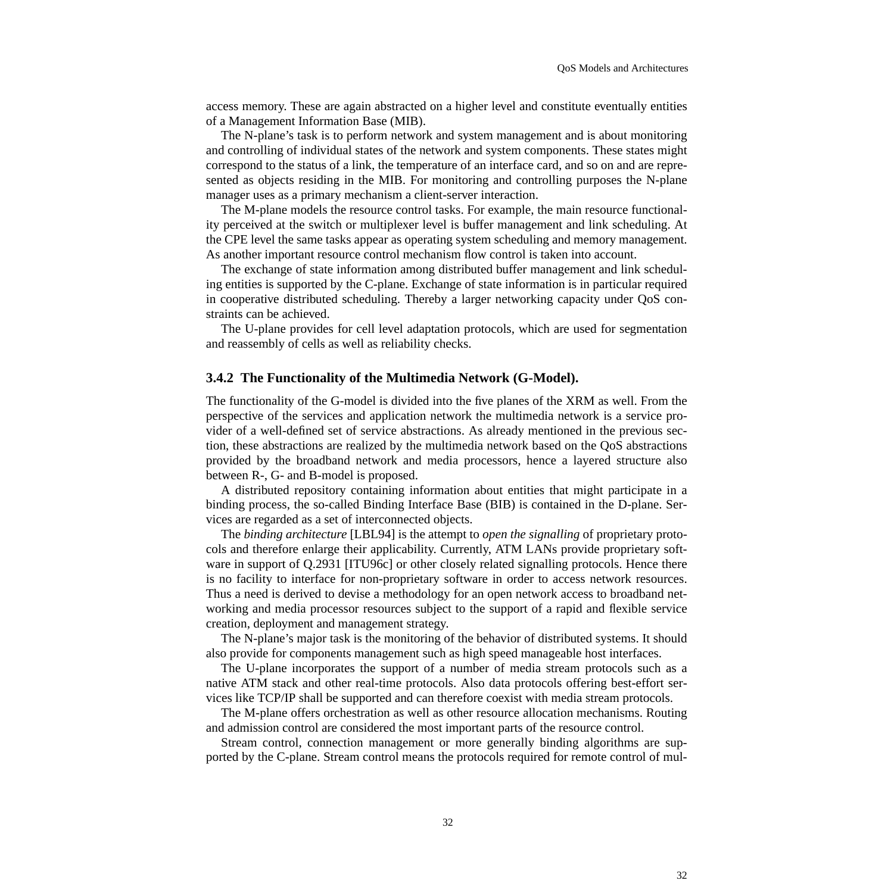access memory. These are again abstracted on a higher level and constitute eventually entities of a Management Information Base (MIB).

The N-plane's task is to perform network and system management and is about monitoring and controlling of individual states of the network and system components. These states might correspond to the status of a link, the temperature of an interface card, and so on and are represented as objects residing in the MIB. For monitoring and controlling purposes the N-plane manager uses as a primary mechanism a client-server interaction.

The M-plane models the resource control tasks. For example, the main resource functionality perceived at the switch or multiplexer level is buffer management and link scheduling. At the CPE level the same tasks appear as operating system scheduling and memory management. As another important resource control mechanism flow control is taken into account.

The exchange of state information among distributed buffer management and link scheduling entities is supported by the C-plane. Exchange of state information is in particular required in cooperative distributed scheduling. Thereby a larger networking capacity under QoS constraints can be achieved.

The U-plane provides for cell level adaptation protocols, which are used for segmentation and reassembly of cells as well as reliability checks.

### 3.4.2 The Functionality of the Multimedia Network (G-Model).

The functionality of the G-model is divided into the five planes of the XRM as well. From the perspective of the services and application network the multimedia network is a service provider of a well-defined set of service abstractions. As already mentioned in the previous section, these abstractions are realized by the multimedia network based on the QoS abstractions provided by the broadband network and media processors, hence a layered structure also between R-, G- and B-model is proposed.

A distributed repository containing information about entities that might participate in a binding process, the so-called Binding Interface Base (BIB) is contained in the D-plane. Services are regarded as a set of interconnected objects.

The *binding architecture* [LBL94] is the attempt to *open the signalling* of proprietary protocols and therefore enlarge their applicability. Currently, ATM LANs provide proprietary software in support of Q.2931 [ITU96c] or other closely related signalling protocols. Hence there is no facility to interface for non-proprietary software in order to access network resources. Thus a need is derived to devise a methodology for an open network access to broadband networking and media processor resources subject to the support of a rapid and flexible service creation, deployment and management strategy.

The N-plane's major task is the monitoring of the behavior of distributed systems. It should also provide for components management such as high speed manageable host interfaces.

The U-plane incorporates the support of a number of media stream protocols such as a native ATM stack and other real-time protocols. Also data protocols offering best-effort services like TCP/IP shall be supported and can therefore coexist with media stream protocols.

The M-plane offers orchestration as well as other resource allocation mechanisms. Routing and admission control are considered the most important parts of the resource control.

Stream control, connection management or more generally binding algorithms are supported by the C-plane. Stream control means the protocols required for remote control of mul-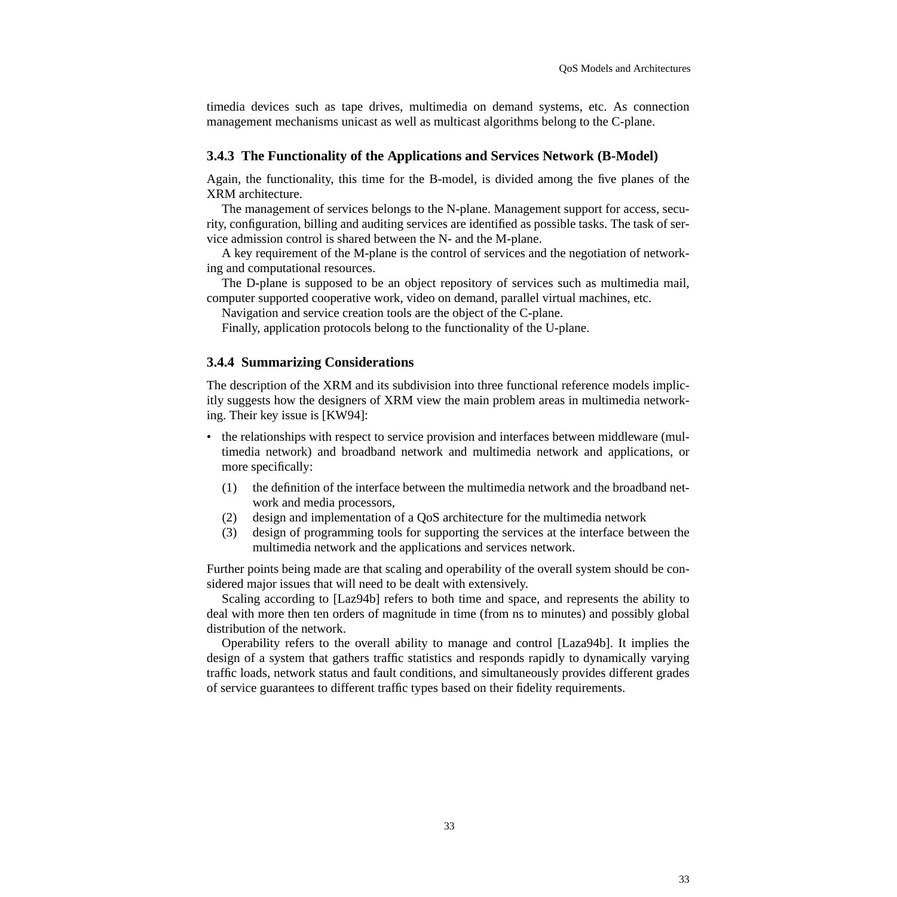timedia devices such as tape drives, multimedia on demand systems, etc. As connection management mechanisms unicast as well as multicast algorithms belong to the C-plane.

### 3.4.3 The Functionality of the Applications and Services Network (B-Model)

Again, the functionality, this time for the B-model, is divided among the five planes of the XRM architecture.

The management of services belongs to the N-plane. Management support for access, security, configuration, billing and auditing services are identified as possible tasks. The task of service admission control is shared between the N- and the M-plane.

A key requirement of the M-plane is the control of services and the negotiation of networking and computational resources.

The D-plane is supposed to be an object repository of services such as multimedia mail, computer supported cooperative work, video on demand, parallel virtual machines, etc.

Navigation and service creation tools are the object of the C-plane.

Finally, application protocols belong to the functionality of the U-plane.

### 3.4.4 Summarizing Considerations

The description of the XRM and its subdivision into three functional reference models implicitly suggests how the designers of XRM view the main problem areas in multimedia networking. Their key issue is [KW94]:

- the relationships with respect to service provision and interfaces between middleware (multimedia network) and broadband network and multimedia network and applications, or more specifically:
  - (1) the definition of the interface between the multimedia network and the broadband network and media processors,
  - (2) design and implementation of a QoS architecture for the multimedia network
  - (3) design of programming tools for supporting the services at the interface between the multimedia network and the applications and services network.

Further points being made are that scaling and operability of the overall system should be considered major issues that will need to be dealt with extensively.

Scaling according to [Laz94b] refers to both time and space, and represents the ability to deal with more then ten orders of magnitude in time (from ns to minutes) and possibly global distribution of the network.

Operability refers to the overall ability to manage and control [Laza94b]. It implies the design of a system that gathers traffic statistics and responds rapidly to dynamically varying traffic loads, network status and fault conditions, and simultaneously provides different grades of service guarantees to different traffic types based on their fidelity requirements.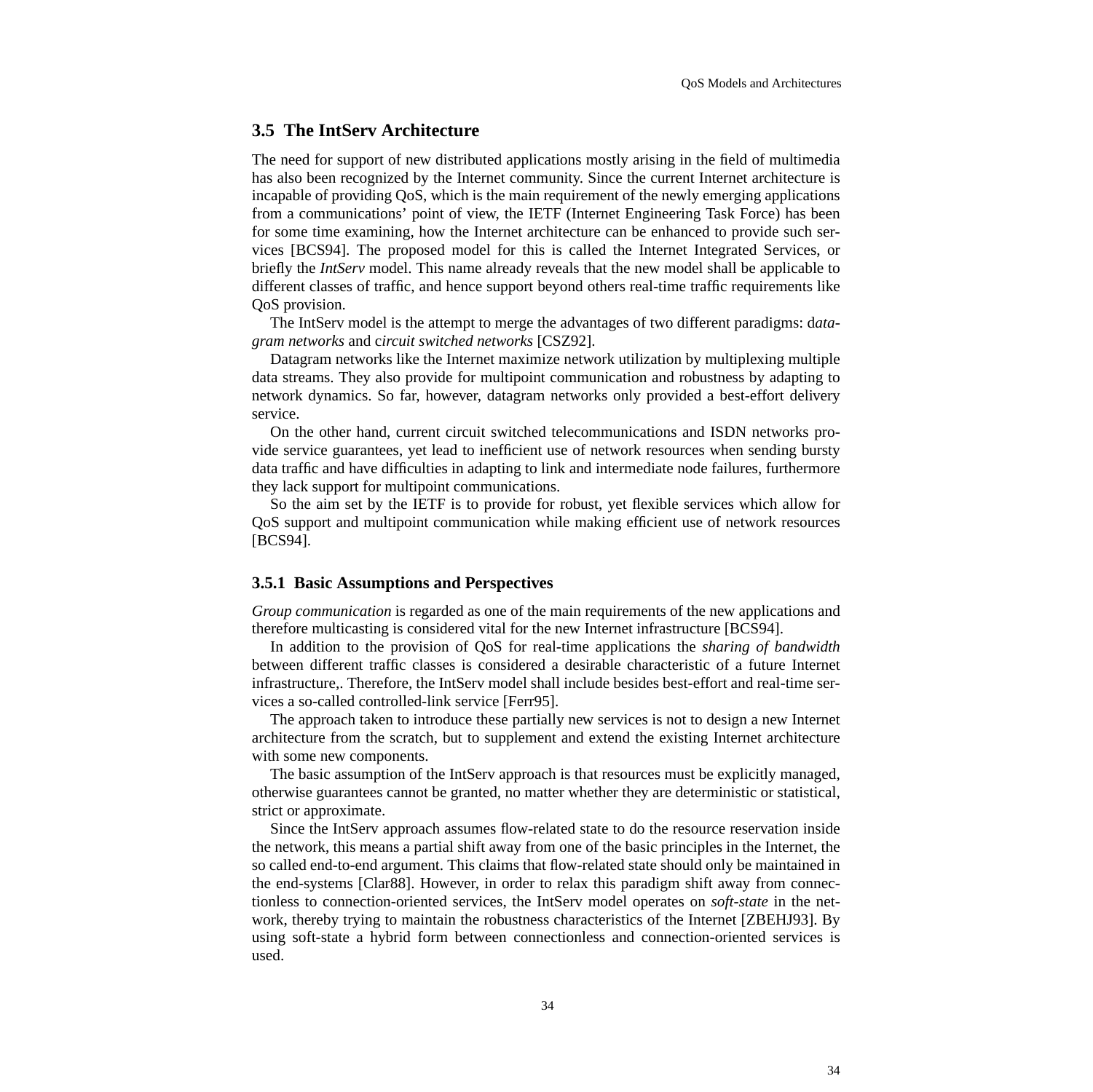## 3.5 The IntServ Architecture

The need for support of new distributed applications mostly arising in the field of multimedia has also been recognized by the Internet community. Since the current Internet architecture is incapable of providing QoS, which is the main requirement of the newly emerging applications from a communications' point of view, the IETF (Internet Engineering Task Force) has been for some time examining, how the Internet architecture can be enhanced to provide such services [BCS94]. The proposed model for this is called the Internet Integrated Services, or briefly the *IntServ* model. This name already reveals that the new model shall be applicable to different classes of traffic, and hence support beyond others real-time traffic requirements like QoS provision.

The IntServ model is the attempt to merge the advantages of two different paradigms: d*atagram networks* and c*ircuit switched networks* [CSZ92].

Datagram networks like the Internet maximize network utilization by multiplexing multiple data streams. They also provide for multipoint communication and robustness by adapting to network dynamics. So far, however, datagram networks only provided a best-effort delivery service.

On the other hand, current circuit switched telecommunications and ISDN networks provide service guarantees, yet lead to inefficient use of network resources when sending bursty data traffic and have difficulties in adapting to link and intermediate node failures, furthermore they lack support for multipoint communications.

So the aim set by the IETF is to provide for robust, yet flexible services which allow for QoS support and multipoint communication while making efficient use of network resources [BCS94].

### 3.5.1 Basic Assumptions and Perspectives

*Group communication* is regarded as one of the main requirements of the new applications and therefore multicasting is considered vital for the new Internet infrastructure [BCS94].

In addition to the provision of QoS for real-time applications the *sharing of bandwidth* between different traffic classes is considered a desirable characteristic of a future Internet infrastructure,. Therefore, the IntServ model shall include besides best-effort and real-time services a so-called controlled-link service [Ferr95].

The approach taken to introduce these partially new services is not to design a new Internet architecture from the scratch, but to supplement and extend the existing Internet architecture with some new components.

The basic assumption of the IntServ approach is that resources must be explicitly managed, otherwise guarantees cannot be granted, no matter whether they are deterministic or statistical, strict or approximate.

Since the IntServ approach assumes flow-related state to do the resource reservation inside the network, this means a partial shift away from one of the basic principles in the Internet, the so called end-to-end argument. This claims that flow-related state should only be maintained in the end-systems [Clar88]. However, in order to relax this paradigm shift away from connectionless to connection-oriented services, the IntServ model operates on *soft-state* in the network, thereby trying to maintain the robustness characteristics of the Internet [ZBEHJ93]. By using soft-state a hybrid form between connectionless and connection-oriented services is used.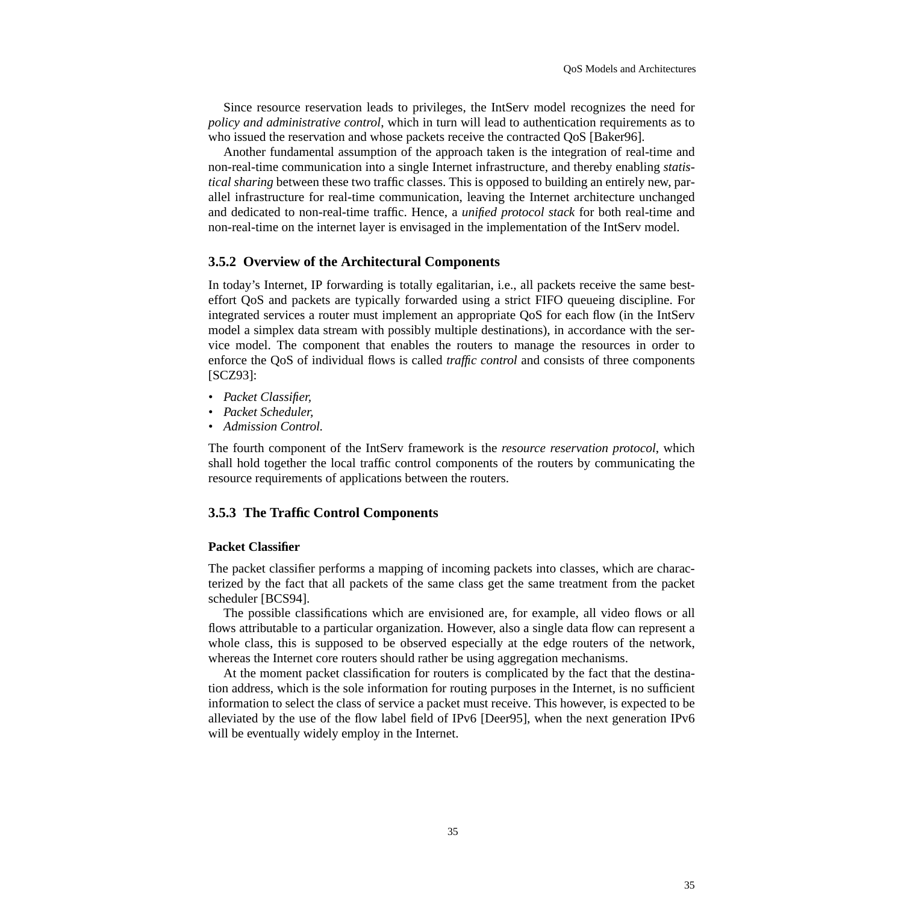Since resource reservation leads to privileges, the IntServ model recognizes the need for *policy and administrative control*, which in turn will lead to authentication requirements as to who issued the reservation and whose packets receive the contracted QoS [Baker96].

Another fundamental assumption of the approach taken is the integration of real-time and non-real-time communication into a single Internet infrastructure, and thereby enabling *statistical sharing* between these two traffic classes. This is opposed to building an entirely new, parallel infrastructure for real-time communication, leaving the Internet architecture unchanged and dedicated to non-real-time traffic. Hence, a *unified protocol stack* for both real-time and non-real-time on the internet layer is envisaged in the implementation of the IntServ model.

### 3.5.2 Overview of the Architectural Components

In today's Internet, IP forwarding is totally egalitarian, i.e., all packets receive the same best-effort QoS and packets are typically forwarded using a strict FIFO queueing discipline. For integrated services a router must implement an appropriate QoS for each flow (in the IntServ model a simplex data stream with possibly multiple destinations), in accordance with the service model. The component that enables the routers to manage the resources in order to enforce the QoS of individual flows is called *traffic control* and consists of three components [SCZ93]:

- *Packet Classifier,*
- *Packet Scheduler,*
- *Admission Control.*

The fourth component of the IntServ framework is the *resource reservation protocol*, which shall hold together the local traffic control components of the routers by communicating the resource requirements of applications between the routers.

### 3.5.3 The Traffic Control Components

#### Packet Classifier

The packet classifier performs a mapping of incoming packets into classes, which are characterized by the fact that all packets of the same class get the same treatment from the packet scheduler [BCS94].

The possible classifications which are envisioned are, for example, all video flows or all flows attributable to a particular organization. However, also a single data flow can represent a whole class, this is supposed to be observed especially at the edge routers of the network, whereas the Internet core routers should rather be using aggregation mechanisms.

At the moment packet classification for routers is complicated by the fact that the destination address, which is the sole information for routing purposes in the Internet, is no sufficient information to select the class of service a packet must receive. This however, is expected to be alleviated by the use of the flow label field of IPv6 [Deer95], when the next generation IPv6 will be eventually widely employ in the Internet.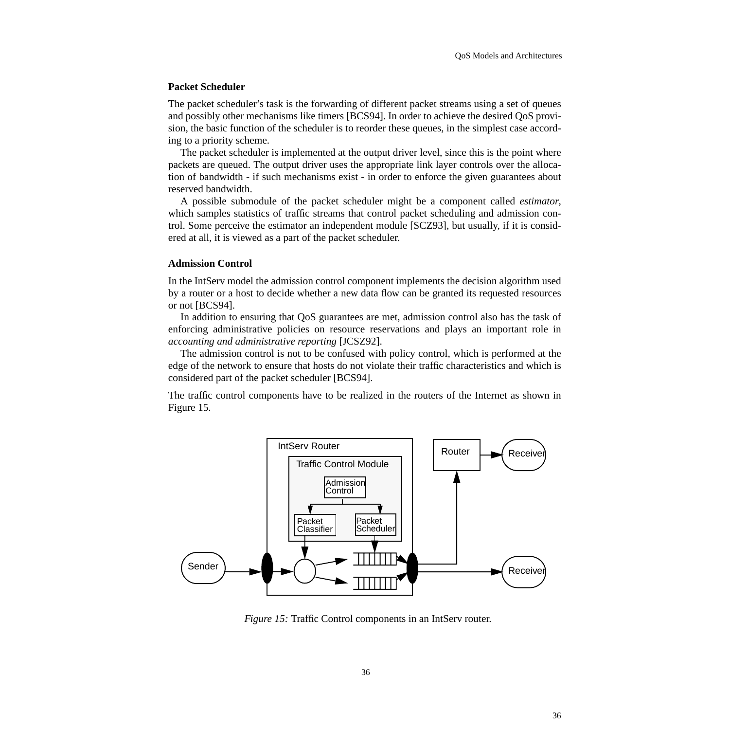### Packet Scheduler

The packet scheduler's task is the forwarding of different packet streams using a set of queues and possibly other mechanisms like timers [BCS94]. In order to achieve the desired QoS provision, the basic function of the scheduler is to reorder these queues, in the simplest case according to a priority scheme.

The packet scheduler is implemented at the output driver level, since this is the point where packets are queued. The output driver uses the appropriate link layer controls over the allocation of bandwidth - if such mechanisms exist - in order to enforce the given guarantees about reserved bandwidth.

A possible submodule of the packet scheduler might be a component called *estimator*, which samples statistics of traffic streams that control packet scheduling and admission control. Some perceive the estimator an independent module [SCZ93], but usually, if it is considered at all, it is viewed as a part of the packet scheduler.

### Admission Control

In the IntServ model the admission control component implements the decision algorithm used by a router or a host to decide whether a new data flow can be granted its requested resources or not [BCS94].

In addition to ensuring that QoS guarantees are met, admission control also has the task of enforcing administrative policies on resource reservations and plays an important role in *accounting and administrative reporting* [JCSZ92].

The admission control is not to be confused with policy control, which is performed at the edge of the network to ensure that hosts do not violate their traffic characteristics and which is considered part of the packet scheduler [BCS94].

The traffic control components have to be realized in the routers of the Internet as shown in Figure 15.

*Figure 15:* Traffic Control components in an IntServ router.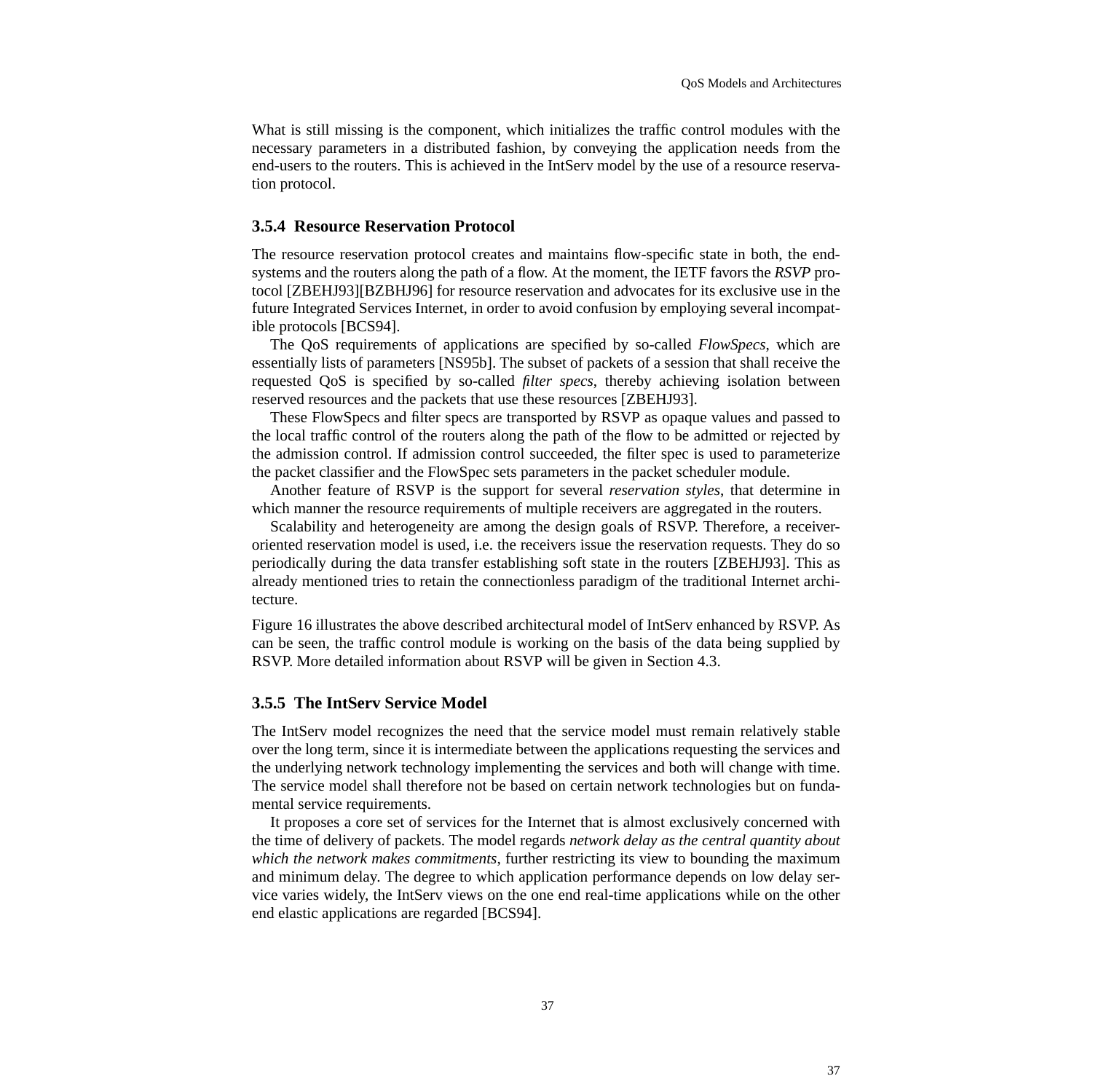What is still missing is the component, which initializes the traffic control modules with the necessary parameters in a distributed fashion, by conveying the application needs from the end-users to the routers. This is achieved in the IntServ model by the use of a resource reservation protocol.

### 3.5.4 Resource Reservation Protocol

The resource reservation protocol creates and maintains flow-specific state in both, the end-systems and the routers along the path of a flow. At the moment, the IETF favors the *RSVP* protocol [ZBEHJ93][BZBHJ96] for resource reservation and advocates for its exclusive use in the future Integrated Services Internet, in order to avoid confusion by employing several incompatible protocols [BCS94].

The QoS requirements of applications are specified by so-called *FlowSpecs*, which are essentially lists of parameters [NS95b]. The subset of packets of a session that shall receive the requested QoS is specified by so-called *filter specs*, thereby achieving isolation between reserved resources and the packets that use these resources [ZBEHJ93].

These FlowSpecs and filter specs are transported by RSVP as opaque values and passed to the local traffic control of the routers along the path of the flow to be admitted or rejected by the admission control. If admission control succeeded, the filter spec is used to parameterize the packet classifier and the FlowSpec sets parameters in the packet scheduler module.

Another feature of RSVP is the support for several *reservation styles*, that determine in which manner the resource requirements of multiple receivers are aggregated in the routers.

Scalability and heterogeneity are among the design goals of RSVP. Therefore, a receiver-oriented reservation model is used, i.e. the receivers issue the reservation requests. They do so periodically during the data transfer establishing soft state in the routers [ZBEHJ93]. This as already mentioned tries to retain the connectionless paradigm of the traditional Internet architecture.

Figure 16 illustrates the above described architectural model of IntServ enhanced by RSVP. As can be seen, the traffic control module is working on the basis of the data being supplied by RSVP. More detailed information about RSVP will be given in Section 4.3.

### 3.5.5 The IntServ Service Model

The IntServ model recognizes the need that the service model must remain relatively stable over the long term, since it is intermediate between the applications requesting the services and the underlying network technology implementing the services and both will change with time. The service model shall therefore not be based on certain network technologies but on fundamental service requirements.

It proposes a core set of services for the Internet that is almost exclusively concerned with the time of delivery of packets. The model regards *network delay as the central quantity about which the network makes commitments*, further restricting its view to bounding the maximum and minimum delay. The degree to which application performance depends on low delay service varies widely, the IntServ views on the one end real-time applications while on the other end elastic applications are regarded [BCS94].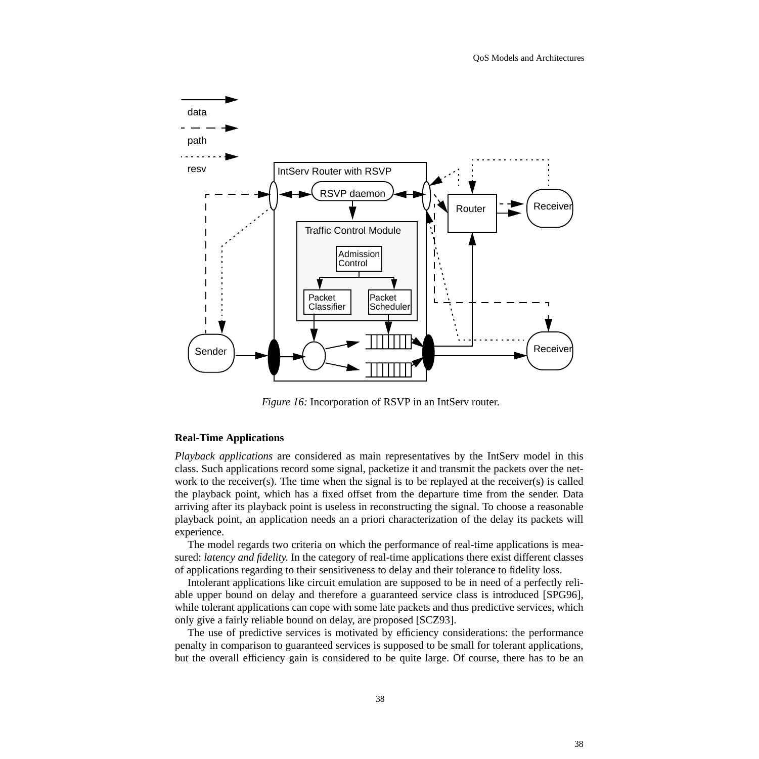*Figure 16:* Incorporation of RSVP in an IntServ router.

### Real-Time Applications

*Playback applications* are considered as main representatives by the IntServ model in this class. Such applications record some signal, packetize it and transmit the packets over the network to the receiver(s). The time when the signal is to be replayed at the receiver(s) is called the playback point, which has a fixed offset from the departure time from the sender. Data arriving after its playback point is useless in reconstructing the signal. To choose a reasonable playback point, an application needs an a priori characterization of the delay its packets will experience.

The model regards two criteria on which the performance of real-time applications is measured: *latency and fidelity.* In the category of real-time applications there exist different classes of applications regarding to their sensitiveness to delay and their tolerance to fidelity loss.

Intolerant applications like circuit emulation are supposed to be in need of a perfectly reliable upper bound on delay and therefore a guaranteed service class is introduced [SPG96], while tolerant applications can cope with some late packets and thus predictive services, which only give a fairly reliable bound on delay, are proposed [SCZ93].

The use of predictive services is motivated by efficiency considerations: the performance penalty in comparison to guaranteed services is supposed to be small for tolerant applications, but the overall efficiency gain is considered to be quite large. Of course, there has to be an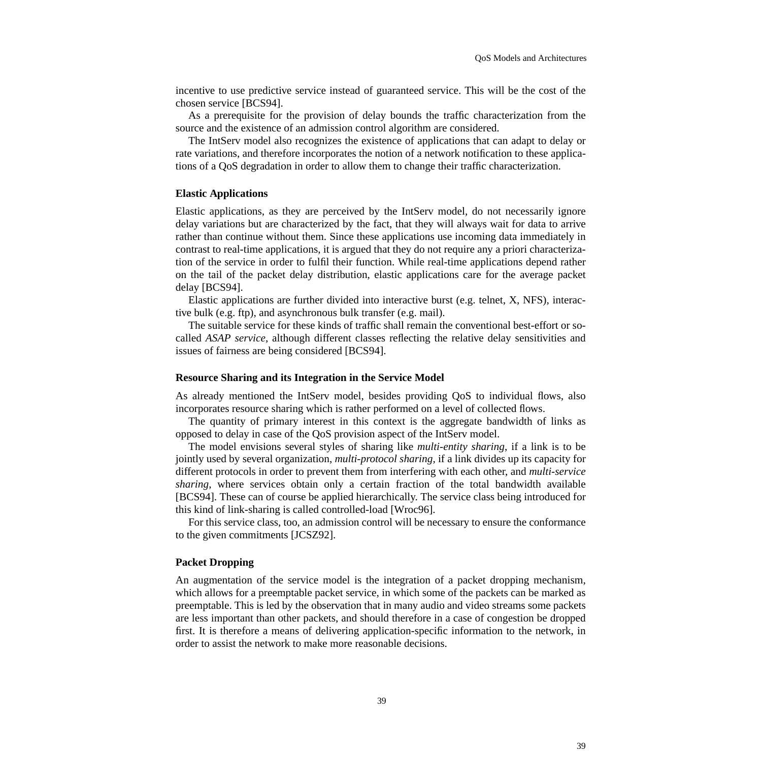incentive to use predictive service instead of guaranteed service. This will be the cost of the chosen service [BCS94].

As a prerequisite for the provision of delay bounds the traffic characterization from the source and the existence of an admission control algorithm are considered.

The IntServ model also recognizes the existence of applications that can adapt to delay or rate variations, and therefore incorporates the notion of a network notification to these applications of a QoS degradation in order to allow them to change their traffic characterization.

#### Elastic Applications

Elastic applications, as they are perceived by the IntServ model, do not necessarily ignore delay variations but are characterized by the fact, that they will always wait for data to arrive rather than continue without them. Since these applications use incoming data immediately in contrast to real-time applications, it is argued that they do not require any a priori characterization of the service in order to fulfil their function. While real-time applications depend rather on the tail of the packet delay distribution, elastic applications care for the average packet delay [BCS94].

Elastic applications are further divided into interactive burst (e.g. telnet, X, NFS), interactive bulk (e.g. ftp), and asynchronous bulk transfer (e.g. mail).

The suitable service for these kinds of traffic shall remain the conventional best-effort or so-called *ASAP service*, although different classes reflecting the relative delay sensitivities and issues of fairness are being considered [BCS94].

#### Resource Sharing and its Integration in the Service Model

As already mentioned the IntServ model, besides providing QoS to individual flows, also incorporates resource sharing which is rather performed on a level of collected flows.

The quantity of primary interest in this context is the aggregate bandwidth of links as opposed to delay in case of the QoS provision aspect of the IntServ model.

The model envisions several styles of sharing like *multi-entity sharing*, if a link is to be jointly used by several organization, *multi-protocol sharing*, if a link divides up its capacity for different protocols in order to prevent them from interfering with each other, and *multi-service sharing*, where services obtain only a certain fraction of the total bandwidth available [BCS94]. These can of course be applied hierarchically. The service class being introduced for this kind of link-sharing is called controlled-load [Wroc96].

For this service class, too, an admission control will be necessary to ensure the conformance to the given commitments [JCSZ92].

#### Packet Dropping

An augmentation of the service model is the integration of a packet dropping mechanism, which allows for a preemptable packet service, in which some of the packets can be marked as preemptable. This is led by the observation that in many audio and video streams some packets are less important than other packets, and should therefore in a case of congestion be dropped first. It is therefore a means of delivering application-specific information to the network, in order to assist the network to make more reasonable decisions.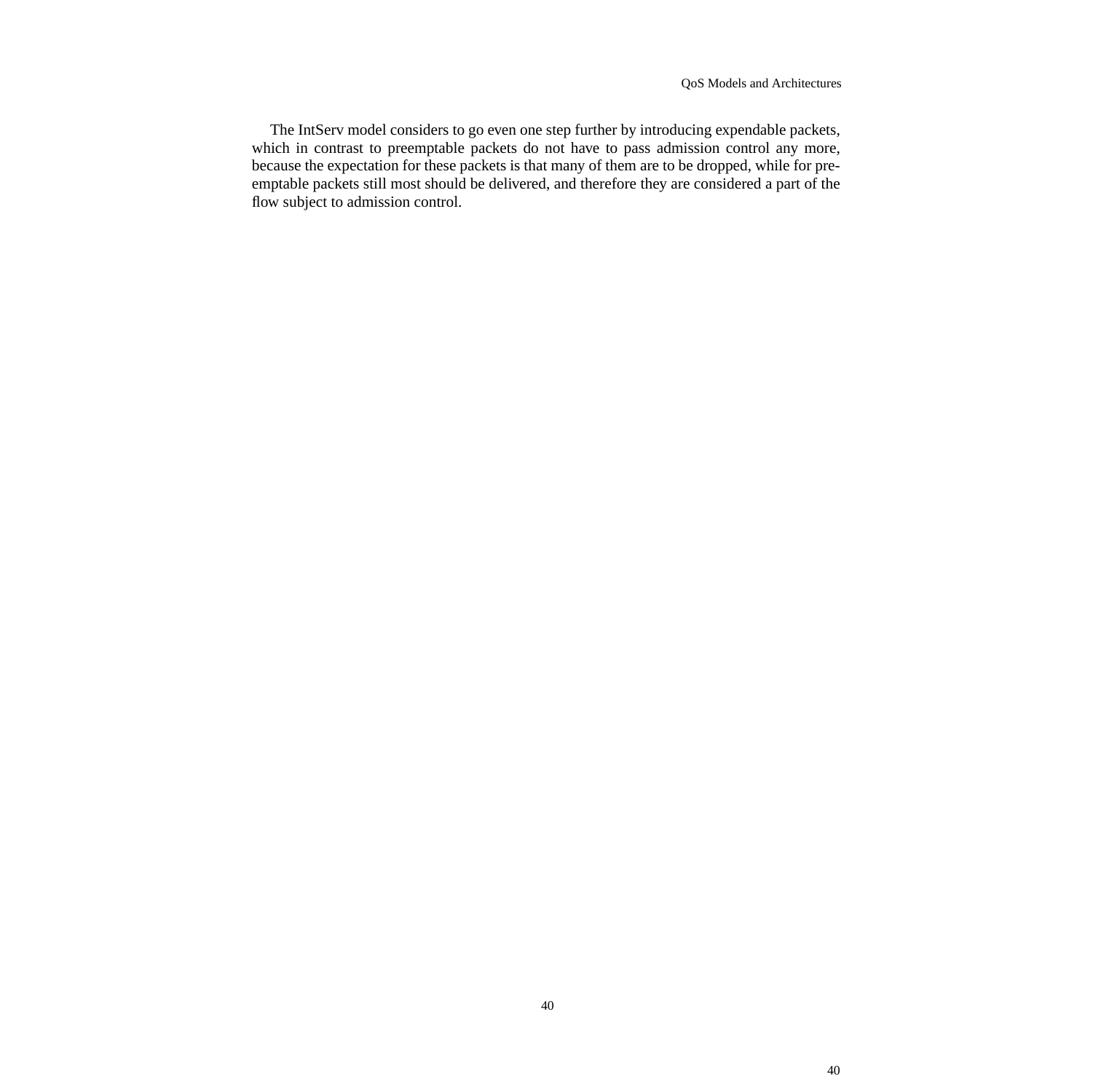The IntServ model considers to go even one step further by introducing expendable packets, which in contrast to preemptable packets do not have to pass admission control any more, because the expectation for these packets is that many of them are to be dropped, while for preemptable packets still most should be delivered, and therefore they are considered a part of the flow subject to admission control.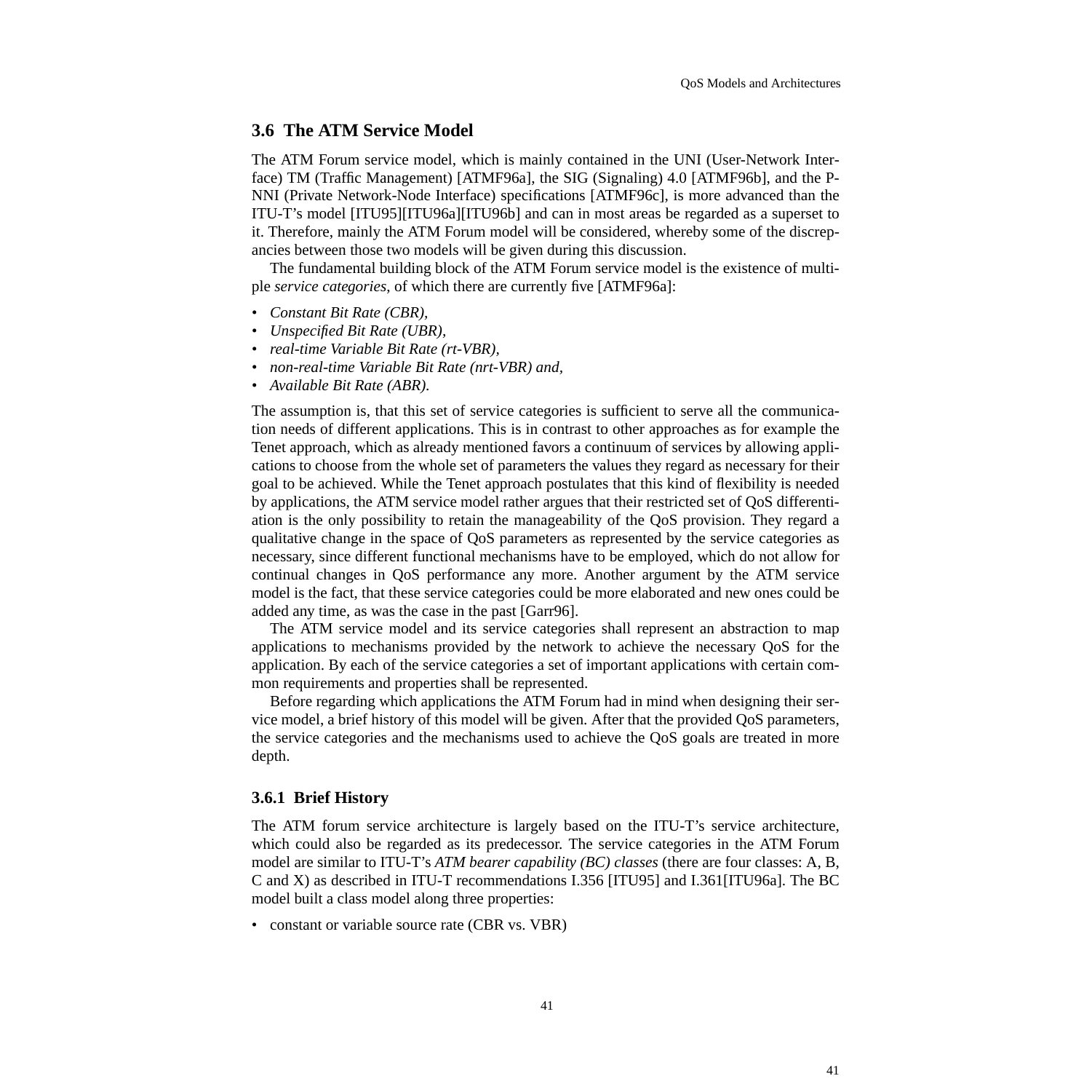## 3.6 The ATM Service Model

The ATM Forum service model, which is mainly contained in the UNI (User-Network Interface) TM (Traffic Management) [ATMF96a], the SIG (Signaling) 4.0 [ATMF96b], and the P-NNI (Private Network-Node Interface) specifications [ATMF96c], is more advanced than the ITU-T's model [ITU95][ITU96a][ITU96b] and can in most areas be regarded as a superset to it. Therefore, mainly the ATM Forum model will be considered, whereby some of the discrepancies between those two models will be given during this discussion.

The fundamental building block of the ATM Forum service model is the existence of multiple *service categories*, of which there are currently five [ATMF96a]:

- *Constant Bit Rate (CBR),*
- *Unspecified Bit Rate (UBR),*
- *real-time Variable Bit Rate (rt-VBR),*
- *non-real-time Variable Bit Rate (nrt-VBR) and,*
- *Available Bit Rate (ABR).*

The assumption is, that this set of service categories is sufficient to serve all the communication needs of different applications. This is in contrast to other approaches as for example the Tenet approach, which as already mentioned favors a continuum of services by allowing applications to choose from the whole set of parameters the values they regard as necessary for their goal to be achieved. While the Tenet approach postulates that this kind of flexibility is needed by applications, the ATM service model rather argues that their restricted set of QoS differentiation is the only possibility to retain the manageability of the QoS provision. They regard a qualitative change in the space of QoS parameters as represented by the service categories as necessary, since different functional mechanisms have to be employed, which do not allow for continual changes in QoS performance any more. Another argument by the ATM service model is the fact, that these service categories could be more elaborated and new ones could be added any time, as was the case in the past [Garr96].

The ATM service model and its service categories shall represent an abstraction to map applications to mechanisms provided by the network to achieve the necessary QoS for the application. By each of the service categories a set of important applications with certain common requirements and properties shall be represented.

Before regarding which applications the ATM Forum had in mind when designing their service model, a brief history of this model will be given. After that the provided QoS parameters, the service categories and the mechanisms used to achieve the QoS goals are treated in more depth.

### 3.6.1 Brief History

The ATM forum service architecture is largely based on the ITU-T's service architecture, which could also be regarded as its predecessor. The service categories in the ATM Forum model are similar to ITU-T's *ATM bearer capability (BC) classes* (there are four classes: A, B, C and X) as described in ITU-T recommendations I.356 [ITU95] and I.361[ITU96a]. The BC model built a class model along three properties:

- constant or variable source rate (CBR vs. VBR)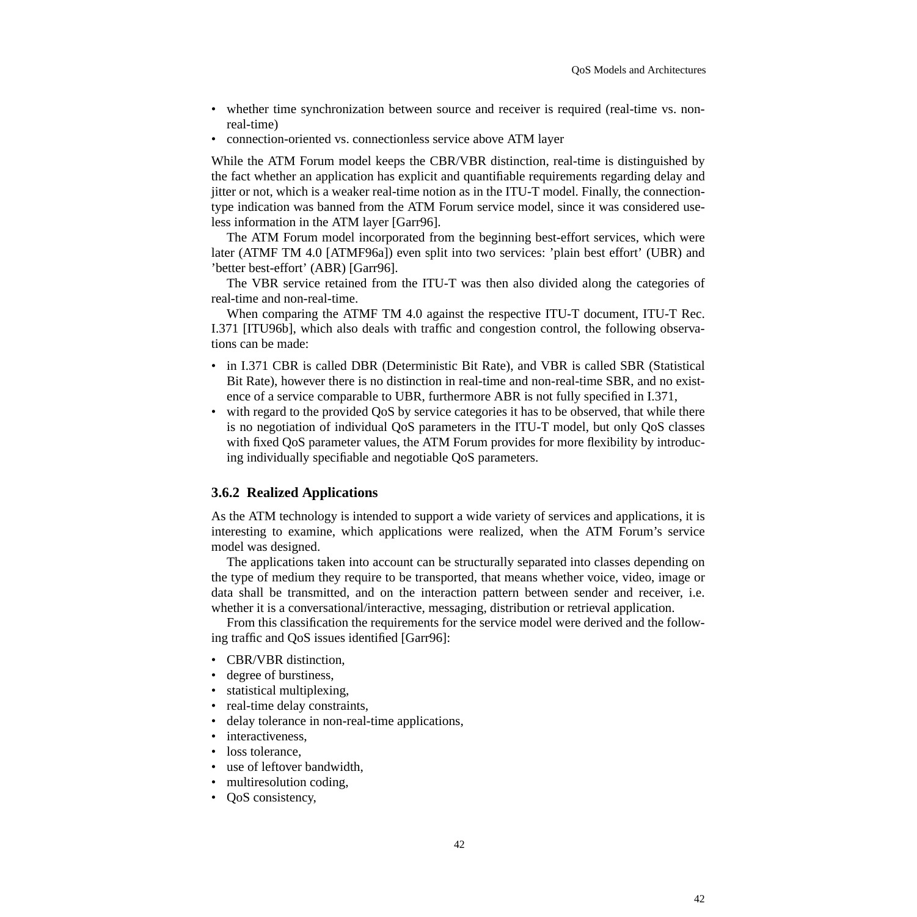- whether time synchronization between source and receiver is required (real-time vs. non-real-time)
- connection-oriented vs. connectionless service above ATM layer

While the ATM Forum model keeps the CBR/VBR distinction, real-time is distinguished by the fact whether an application has explicit and quantifiable requirements regarding delay and jitter or not, which is a weaker real-time notion as in the ITU-T model. Finally, the connection-type indication was banned from the ATM Forum service model, since it was considered useless information in the ATM layer [Garr96].

The ATM Forum model incorporated from the beginning best-effort services, which were later (ATMF TM 4.0 [ATMF96a]) even split into two services: 'plain best effort' (UBR) and 'better best-effort' (ABR) [Garr96].

The VBR service retained from the ITU-T was then also divided along the categories of real-time and non-real-time.

When comparing the ATMF TM 4.0 against the respective ITU-T document, ITU-T Rec. I.371 [ITU96b], which also deals with traffic and congestion control, the following observations can be made:

- in I.371 CBR is called DBR (Deterministic Bit Rate), and VBR is called SBR (Statistical Bit Rate), however there is no distinction in real-time and non-real-time SBR, and no existence of a service comparable to UBR, furthermore ABR is not fully specified in I.371,
- with regard to the provided QoS by service categories it has to be observed, that while there is no negotiation of individual QoS parameters in the ITU-T model, but only QoS classes with fixed QoS parameter values, the ATM Forum provides for more flexibility by introducing individually specifiable and negotiable QoS parameters.

### 3.6.2 Realized Applications

As the ATM technology is intended to support a wide variety of services and applications, it is interesting to examine, which applications were realized, when the ATM Forum's service model was designed.

The applications taken into account can be structurally separated into classes depending on the type of medium they require to be transported, that means whether voice, video, image or data shall be transmitted, and on the interaction pattern between sender and receiver, i.e. whether it is a conversational/interactive, messaging, distribution or retrieval application.

From this classification the requirements for the service model were derived and the following traffic and QoS issues identified [Garr96]:

- CBR/VBR distinction,
- degree of burstiness,
- statistical multiplexing,
- real-time delay constraints,
- delay tolerance in non-real-time applications,
- interactiveness,
- loss tolerance,
- use of leftover bandwidth,
- multiresolution coding,
- QoS consistency,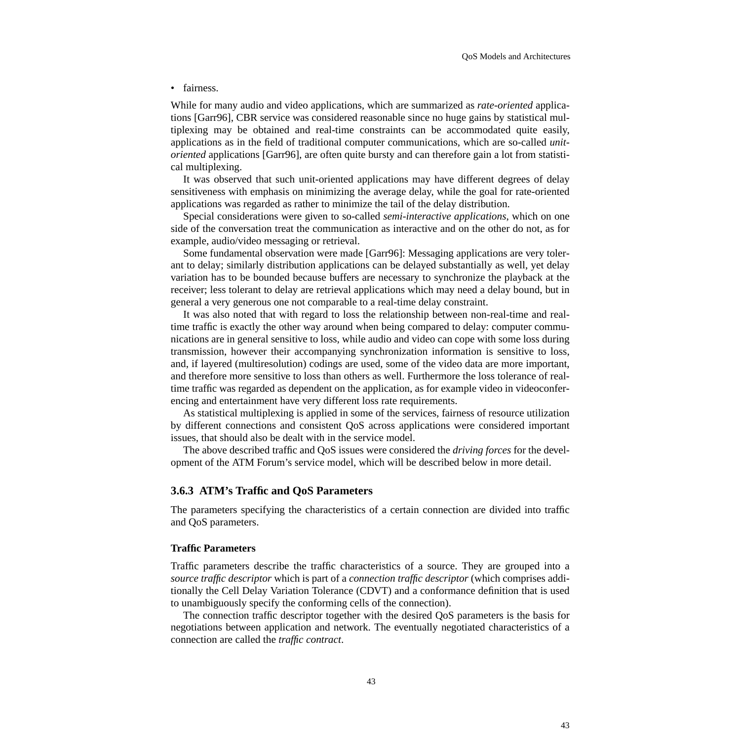- fairness.

While for many audio and video applications, which are summarized as *rate-oriented* applications [Garr96], CBR service was considered reasonable since no huge gains by statistical multiplexing may be obtained and real-time constraints can be accommodated quite easily, applications as in the field of traditional computer communications, which are so-called *unit-oriented* applications [Garr96], are often quite bursty and can therefore gain a lot from statistical multiplexing.

It was observed that such unit-oriented applications may have different degrees of delay sensitiveness with emphasis on minimizing the average delay, while the goal for rate-oriented applications was regarded as rather to minimize the tail of the delay distribution.

Special considerations were given to so-called *semi-interactive applications*, which on one side of the conversation treat the communication as interactive and on the other do not, as for example, audio/video messaging or retrieval.

Some fundamental observation were made [Garr96]: Messaging applications are very tolerant to delay; similarly distribution applications can be delayed substantially as well, yet delay variation has to be bounded because buffers are necessary to synchronize the playback at the receiver; less tolerant to delay are retrieval applications which may need a delay bound, but in general a very generous one not comparable to a real-time delay constraint.

It was also noted that with regard to loss the relationship between non-real-time and real-time traffic is exactly the other way around when being compared to delay: computer communications are in general sensitive to loss, while audio and video can cope with some loss during transmission, however their accompanying synchronization information is sensitive to loss, and, if layered (multiresolution) codings are used, some of the video data are more important, and therefore more sensitive to loss than others as well. Furthermore the loss tolerance of real-time traffic was regarded as dependent on the application, as for example video in videoconferencing and entertainment have very different loss rate requirements.

As statistical multiplexing is applied in some of the services, fairness of resource utilization by different connections and consistent QoS across applications were considered important issues, that should also be dealt with in the service model.

The above described traffic and QoS issues were considered the *driving forces* for the development of the ATM Forum's service model, which will be described below in more detail.

### 3.6.3 ATM's Traffic and QoS Parameters

The parameters specifying the characteristics of a certain connection are divided into traffic and QoS parameters.

#### Traffic Parameters

Traffic parameters describe the traffic characteristics of a source. They are grouped into a *source traffic descriptor* which is part of a *connection traffic descriptor* (which comprises additionally the Cell Delay Variation Tolerance (CDVT) and a conformance definition that is used to unambiguously specify the conforming cells of the connection).

The connection traffic descriptor together with the desired QoS parameters is the basis for negotiations between application and network. The eventually negotiated characteristics of a connection are called the *traffic contract*.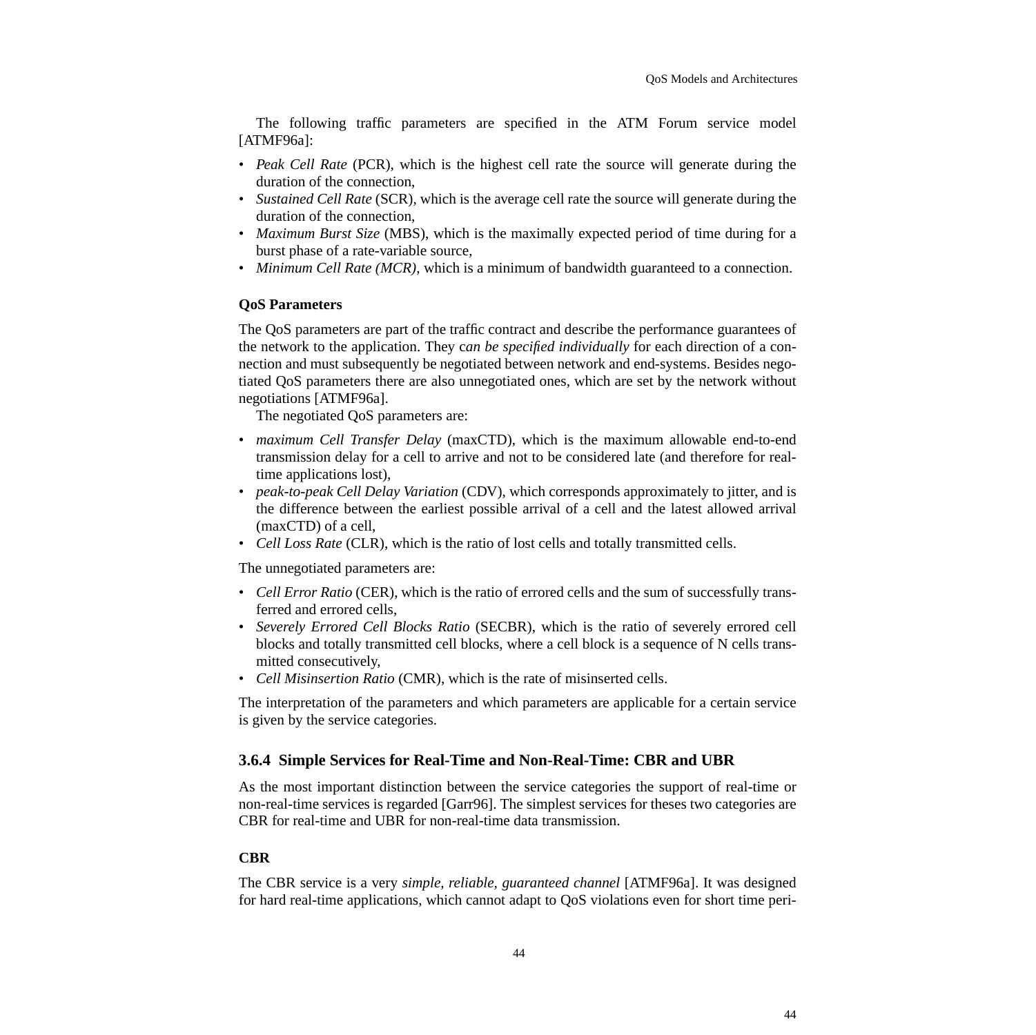The following traffic parameters are specified in the ATM Forum service model [ATMF96a]:

- *Peak Cell Rate* (PCR), which is the highest cell rate the source will generate during the duration of the connection,
- *Sustained Cell Rate* (SCR), which is the average cell rate the source will generate during the duration of the connection,
- *Maximum Burst Size* (MBS), which is the maximally expected period of time during for a burst phase of a rate-variable source,
- *Minimum Cell Rate (MCR)*, which is a minimum of bandwidth guaranteed to a connection.

#### QoS Parameters

The QoS parameters are part of the traffic contract and describe the performance guarantees of the network to the application. They c*an be specified individually* for each direction of a connection and must subsequently be negotiated between network and end-systems. Besides negotiated QoS parameters there are also unnegotiated ones, which are set by the network without negotiations [ATMF96a].

The negotiated QoS parameters are:

- *maximum Cell Transfer Delay* (maxCTD), which is the maximum allowable end-to-end transmission delay for a cell to arrive and not to be considered late (and therefore for real-time applications lost),
- *peak-to-peak Cell Delay Variation* (CDV), which corresponds approximately to jitter, and is the difference between the earliest possible arrival of a cell and the latest allowed arrival (maxCTD) of a cell,
- *Cell Loss Rate* (CLR), which is the ratio of lost cells and totally transmitted cells.

The unnegotiated parameters are:

- *Cell Error Ratio* (CER), which is the ratio of errored cells and the sum of successfully transferred and errored cells,
- *Severely Errored Cell Blocks Ratio* (SECBR), which is the ratio of severely errored cell blocks and totally transmitted cell blocks, where a cell block is a sequence of N cells transmitted consecutively,
- *Cell Misinsertion Ratio* (CMR), which is the rate of misinserted cells.

The interpretation of the parameters and which parameters are applicable for a certain service is given by the service categories.

### 3.6.4 Simple Services for Real-Time and Non-Real-Time: CBR and UBR

As the most important distinction between the service categories the support of real-time or non-real-time services is regarded [Garr96]. The simplest services for theses two categories are CBR for real-time and UBR for non-real-time data transmission.

#### CBR

The CBR service is a very *simple, reliable, guaranteed channel* [ATMF96a]. It was designed for hard real-time applications, which cannot adapt to QoS violations even for short time peri-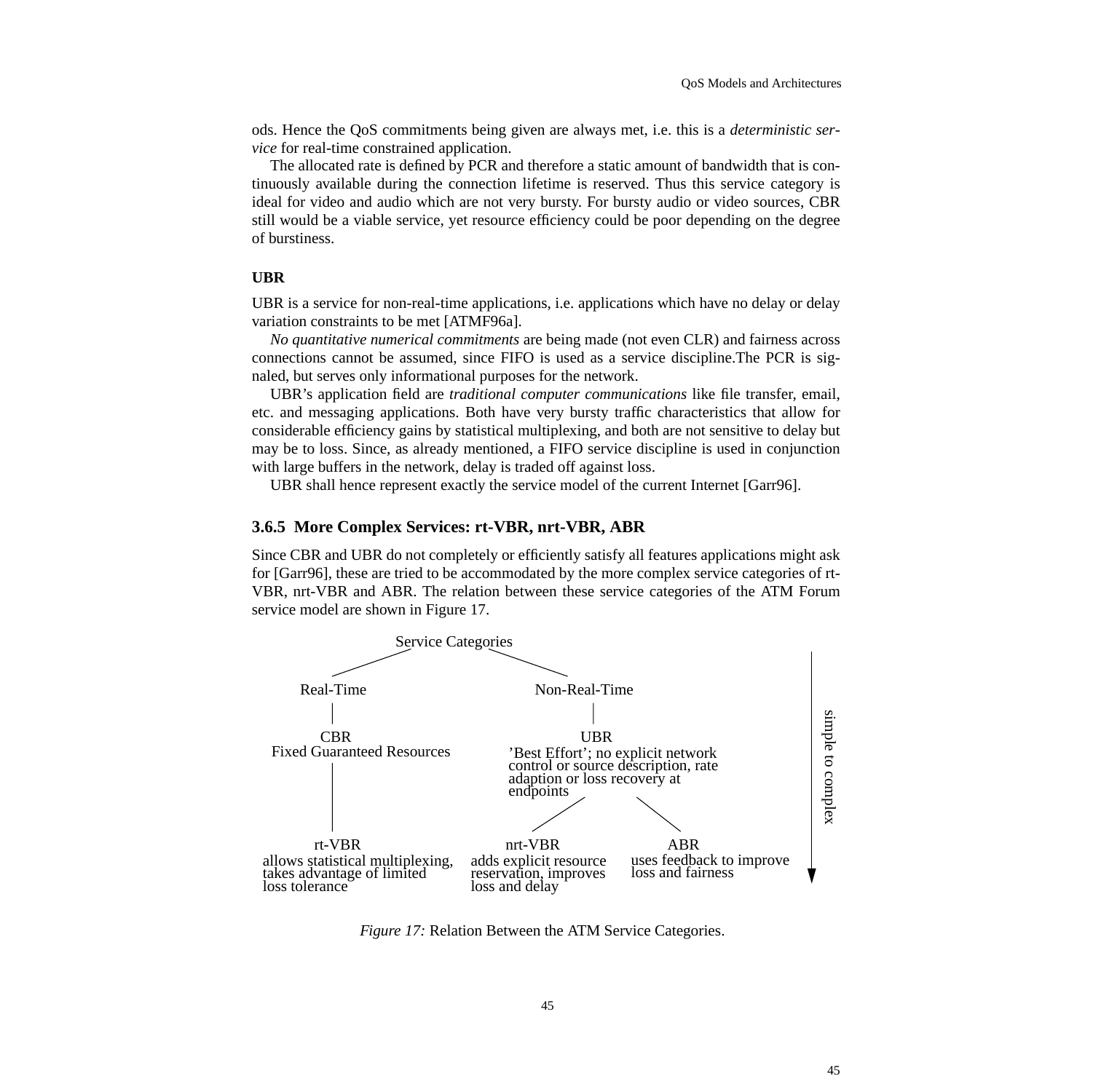ods. Hence the QoS commitments being given are always met, i.e. this is a *deterministic service* for real-time constrained application.

The allocated rate is defined by PCR and therefore a static amount of bandwidth that is continuously available during the connection lifetime is reserved. Thus this service category is ideal for video and audio which are not very bursty. For bursty audio or video sources, CBR still would be a viable service, yet resource efficiency could be poor depending on the degree of burstiness.

**UBR**

UBR is a service for non-real-time applications, i.e. applications which have no delay or delay variation constraints to be met [ATMF96a].

*No quantitative numerical commitments* are being made (not even CLR) and fairness across connections cannot be assumed, since FIFO is used as a service discipline.The PCR is signaled, but serves only informational purposes for the network.

UBR's application field are *traditional computer communications* like file transfer, email, etc. and messaging applications. Both have very bursty traffic characteristics that allow for considerable efficiency gains by statistical multiplexing, and both are not sensitive to delay but may be to loss. Since, as already mentioned, a FIFO service discipline is used in conjunction with large buffers in the network, delay is traded off against loss.

UBR shall hence represent exactly the service model of the current Internet [Garr96].

### 3.6.5 More Complex Services: rt-VBR, nrt-VBR, ABR

Since CBR and UBR do not completely or efficiently satisfy all features applications might ask for [Garr96], these are tried to be accommodated by the more complex service categories of rt-VBR, nrt-VBR and ABR. The relation between these service categories of the ATM Forum service model are shown in Figure 17.

Service Categories

- Real-Time
  - CBR — Fixed Guaranteed Resources
    - rt-VBR — allows statistical multiplexing, takes advantage of limited loss tolerance
- Non-Real-Time
  - UBR — 'Best Effort'; no explicit network control or source description, rate adaption or loss recovery at endpoints
    - nrt-VBR — adds explicit resource reservation, improves loss and delay
    - ABR — uses feedback to improve loss and fairness

(simple to complex)

*Figure 17:* Relation Between the ATM Service Categories.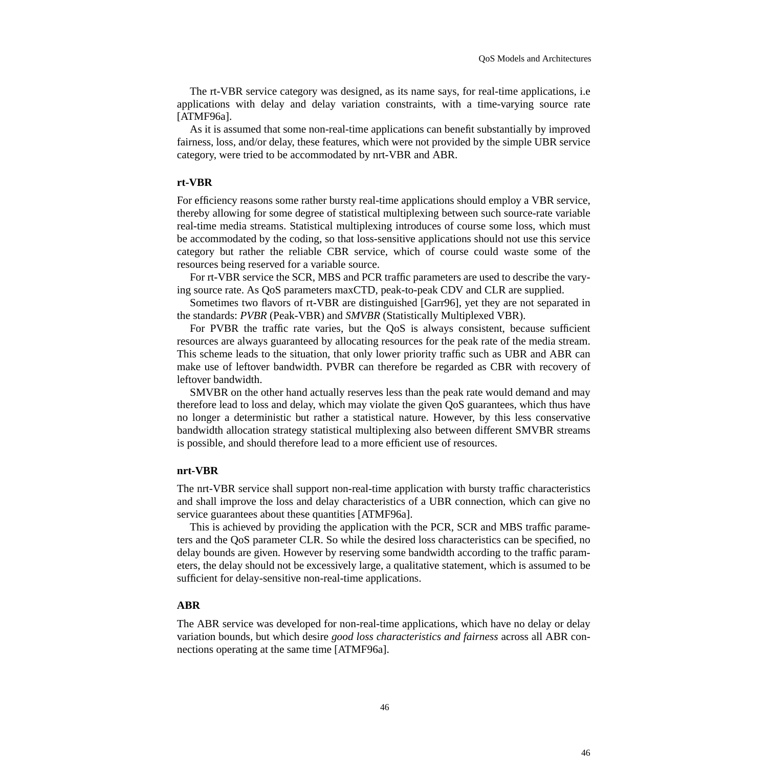The rt-VBR service category was designed, as its name says, for real-time applications, i.e applications with delay and delay variation constraints, with a time-varying source rate [ATMF96a].

As it is assumed that some non-real-time applications can benefit substantially by improved fairness, loss, and/or delay, these features, which were not provided by the simple UBR service category, were tried to be accommodated by nrt-VBR and ABR.

### rt-VBR

For efficiency reasons some rather bursty real-time applications should employ a VBR service, thereby allowing for some degree of statistical multiplexing between such source-rate variable real-time media streams. Statistical multiplexing introduces of course some loss, which must be accommodated by the coding, so that loss-sensitive applications should not use this service category but rather the reliable CBR service, which of course could waste some of the resources being reserved for a variable source.

For rt-VBR service the SCR, MBS and PCR traffic parameters are used to describe the varying source rate. As QoS parameters maxCTD, peak-to-peak CDV and CLR are supplied.

Sometimes two flavors of rt-VBR are distinguished [Garr96], yet they are not separated in the standards: *PVBR* (Peak-VBR) and *SMVBR* (Statistically Multiplexed VBR).

For PVBR the traffic rate varies, but the QoS is always consistent, because sufficient resources are always guaranteed by allocating resources for the peak rate of the media stream. This scheme leads to the situation, that only lower priority traffic such as UBR and ABR can make use of leftover bandwidth. PVBR can therefore be regarded as CBR with recovery of leftover bandwidth.

SMVBR on the other hand actually reserves less than the peak rate would demand and may therefore lead to loss and delay, which may violate the given QoS guarantees, which thus have no longer a deterministic but rather a statistical nature. However, by this less conservative bandwidth allocation strategy statistical multiplexing also between different SMVBR streams is possible, and should therefore lead to a more efficient use of resources.

### nrt-VBR

The nrt-VBR service shall support non-real-time application with bursty traffic characteristics and shall improve the loss and delay characteristics of a UBR connection, which can give no service guarantees about these quantities [ATMF96a].

This is achieved by providing the application with the PCR, SCR and MBS traffic parameters and the QoS parameter CLR. So while the desired loss characteristics can be specified, no delay bounds are given. However by reserving some bandwidth according to the traffic parameters, the delay should not be excessively large, a qualitative statement, which is assumed to be sufficient for delay-sensitive non-real-time applications.

### ABR

The ABR service was developed for non-real-time applications, which have no delay or delay variation bounds, but which desire *good loss characteristics and fairness* across all ABR connections operating at the same time [ATMF96a].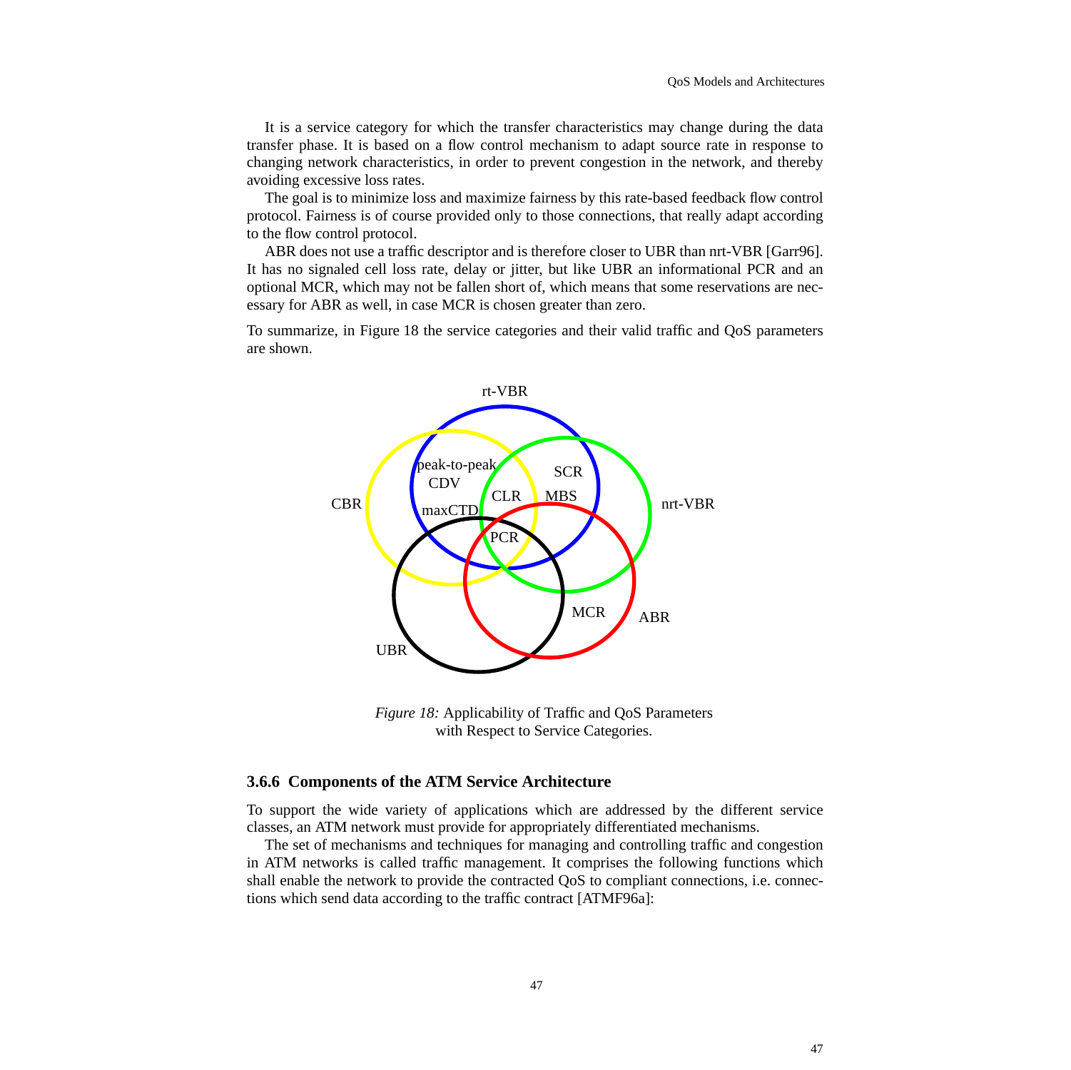It is a service category for which the transfer characteristics may change during the data transfer phase. It is based on a flow control mechanism to adapt source rate in response to changing network characteristics, in order to prevent congestion in the network, and thereby avoiding excessive loss rates.

The goal is to minimize loss and maximize fairness by this rate-based feedback flow control protocol. Fairness is of course provided only to those connections, that really adapt according to the flow control protocol.

ABR does not use a traffic descriptor and is therefore closer to UBR than nrt-VBR [Garr96]. It has no signaled cell loss rate, delay or jitter, but like UBR an informational PCR and an optional MCR, which may not be fallen short of, which means that some reservations are necessary for ABR as well, in case MCR is chosen greater than zero.

To summarize, in Figure 18 the service categories and their valid traffic and QoS parameters are shown.

rt-VBR

CBR

nrt-VBR

peak-to-peak CDV

SCR

CLR

MBS

maxCTD

PCR

MCR

ABR

UBR

*Figure 18:* Applicability of Traffic and QoS Parameters with Respect to Service Categories.

### 3.6.6 Components of the ATM Service Architecture

To support the wide variety of applications which are addressed by the different service classes, an ATM network must provide for appropriately differentiated mechanisms.

The set of mechanisms and techniques for managing and controlling traffic and congestion in ATM networks is called traffic management. It comprises the following functions which shall enable the network to provide the contracted QoS to compliant connections, i.e. connections which send data according to the traffic contract [ATMF96a]: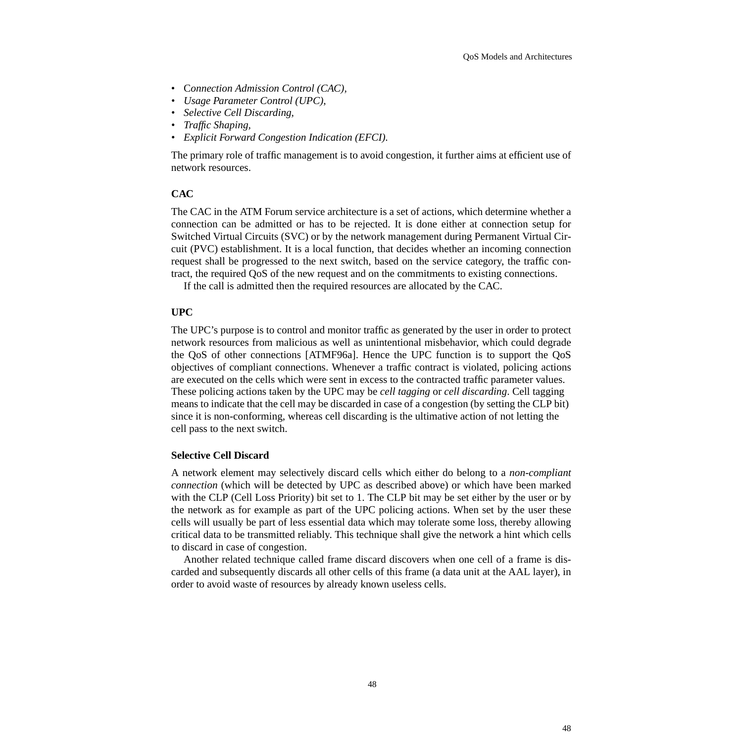- C*onnection Admission Control (CAC)*,
- *Usage Parameter Control (UPC)*,
- *Selective Cell Discarding*,
- *Traffic Shaping*,
- *Explicit Forward Congestion Indication (EFCI)*.

The primary role of traffic management is to avoid congestion, it further aims at efficient use of network resources.

**CAC**

The CAC in the ATM Forum service architecture is a set of actions, which determine whether a connection can be admitted or has to be rejected. It is done either at connection setup for Switched Virtual Circuits (SVC) or by the network management during Permanent Virtual Circuit (PVC) establishment. It is a local function, that decides whether an incoming connection request shall be progressed to the next switch, based on the service category, the traffic contract, the required QoS of the new request and on the commitments to existing connections.

If the call is admitted then the required resources are allocated by the CAC.

**UPC**

The UPC's purpose is to control and monitor traffic as generated by the user in order to protect network resources from malicious as well as unintentional misbehavior, which could degrade the QoS of other connections [ATMF96a]. Hence the UPC function is to support the QoS objectives of compliant connections. Whenever a traffic contract is violated, policing actions are executed on the cells which were sent in excess to the contracted traffic parameter values. These policing actions taken by the UPC may be *cell tagging* or *cell discarding*. Cell tagging means to indicate that the cell may be discarded in case of a congestion (by setting the CLP bit) since it is non-conforming, whereas cell discarding is the ultimative action of not letting the cell pass to the next switch.

**Selective Cell Discard**

A network element may selectively discard cells which either do belong to a *non-compliant connection* (which will be detected by UPC as described above) or which have been marked with the CLP (Cell Loss Priority) bit set to 1. The CLP bit may be set either by the user or by the network as for example as part of the UPC policing actions. When set by the user these cells will usually be part of less essential data which may tolerate some loss, thereby allowing critical data to be transmitted reliably. This technique shall give the network a hint which cells to discard in case of congestion.

Another related technique called frame discard discovers when one cell of a frame is discarded and subsequently discards all other cells of this frame (a data unit at the AAL layer), in order to avoid waste of resources by already known useless cells.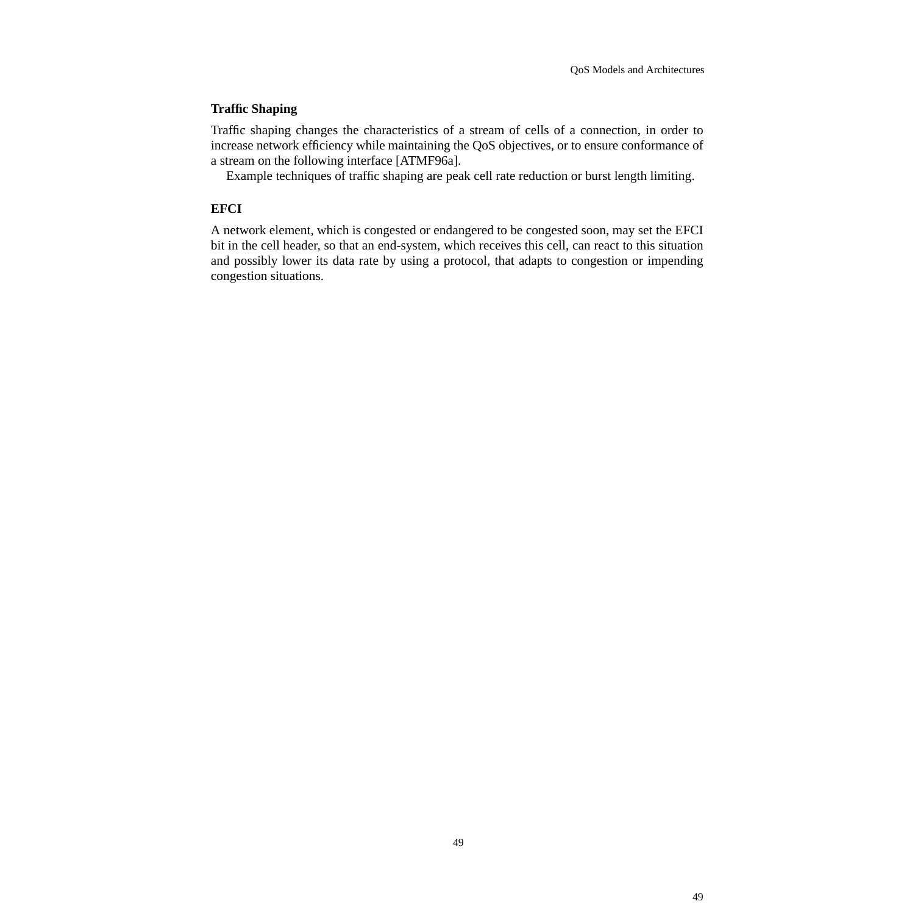### Traffic Shaping

Traffic shaping changes the characteristics of a stream of cells of a connection, in order to increase network efficiency while maintaining the QoS objectives, or to ensure conformance of a stream on the following interface [ATMF96a].

Example techniques of traffic shaping are peak cell rate reduction or burst length limiting.

### EFCI

A network element, which is congested or endangered to be congested soon, may set the EFCI bit in the cell header, so that an end-system, which receives this cell, can react to this situation and possibly lower its data rate by using a protocol, that adapts to congestion or impending congestion situations.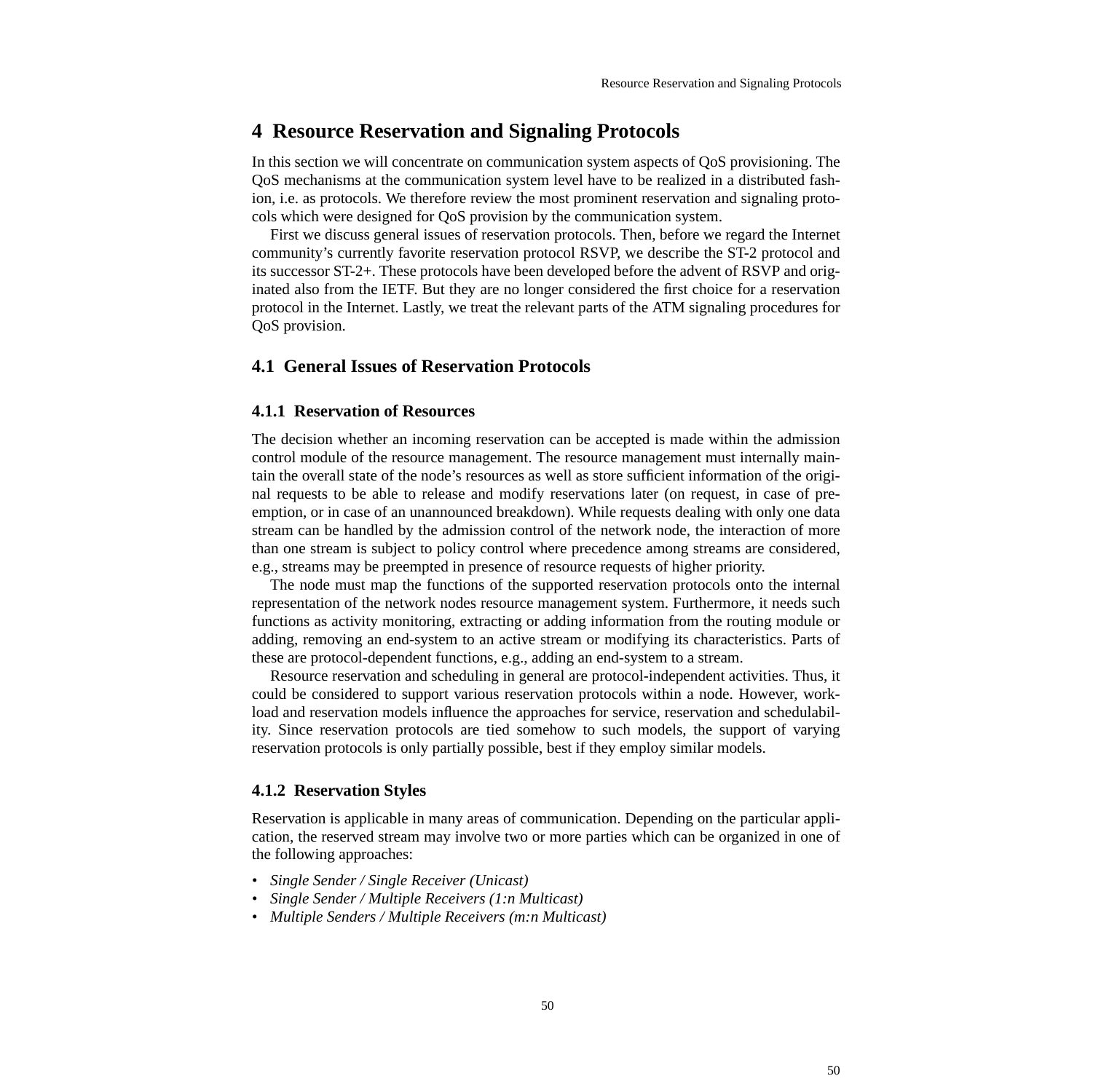# 4 Resource Reservation and Signaling Protocols

In this section we will concentrate on communication system aspects of QoS provisioning. The QoS mechanisms at the communication system level have to be realized in a distributed fashion, i.e. as protocols. We therefore review the most prominent reservation and signaling protocols which were designed for QoS provision by the communication system.

First we discuss general issues of reservation protocols. Then, before we regard the Internet community's currently favorite reservation protocol RSVP, we describe the ST-2 protocol and its successor ST-2+. These protocols have been developed before the advent of RSVP and originated also from the IETF. But they are no longer considered the first choice for a reservation protocol in the Internet. Lastly, we treat the relevant parts of the ATM signaling procedures for QoS provision.

## 4.1 General Issues of Reservation Protocols

### 4.1.1 Reservation of Resources

The decision whether an incoming reservation can be accepted is made within the admission control module of the resource management. The resource management must internally maintain the overall state of the node's resources as well as store sufficient information of the original requests to be able to release and modify reservations later (on request, in case of preemption, or in case of an unannounced breakdown). While requests dealing with only one data stream can be handled by the admission control of the network node, the interaction of more than one stream is subject to policy control where precedence among streams are considered, e.g., streams may be preempted in presence of resource requests of higher priority.

The node must map the functions of the supported reservation protocols onto the internal representation of the network nodes resource management system. Furthermore, it needs such functions as activity monitoring, extracting or adding information from the routing module or adding, removing an end-system to an active stream or modifying its characteristics. Parts of these are protocol-dependent functions, e.g., adding an end-system to a stream.

Resource reservation and scheduling in general are protocol-independent activities. Thus, it could be considered to support various reservation protocols within a node. However, workload and reservation models influence the approaches for service, reservation and schedulability. Since reservation protocols are tied somehow to such models, the support of varying reservation protocols is only partially possible, best if they employ similar models.

### 4.1.2 Reservation Styles

Reservation is applicable in many areas of communication. Depending on the particular application, the reserved stream may involve two or more parties which can be organized in one of the following approaches:

- *Single Sender / Single Receiver (Unicast)*
- *Single Sender / Multiple Receivers (1:n Multicast)*
- *Multiple Senders / Multiple Receivers (m:n Multicast)*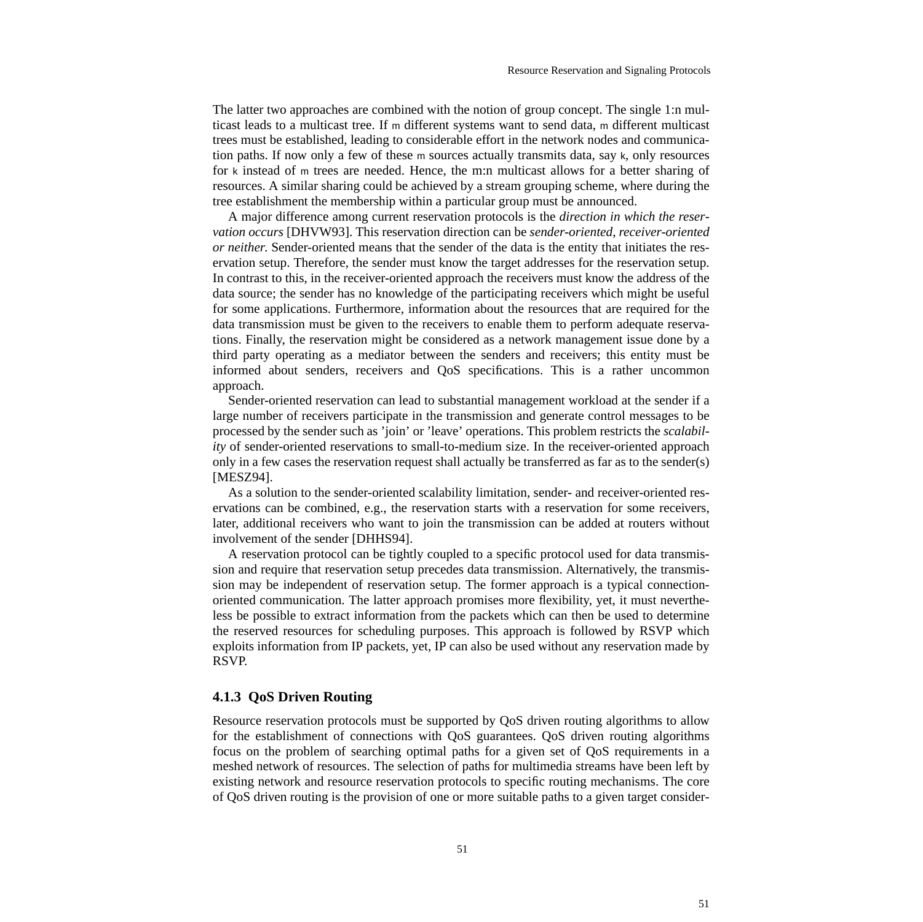The latter two approaches are combined with the notion of group concept. The single 1:n multicast leads to a multicast tree. If m different systems want to send data, m different multicast trees must be established, leading to considerable effort in the network nodes and communication paths. If now only a few of these m sources actually transmits data, say k, only resources for k instead of m trees are needed. Hence, the m:n multicast allows for a better sharing of resources. A similar sharing could be achieved by a stream grouping scheme, where during the tree establishment the membership within a particular group must be announced.

A major difference among current reservation protocols is the *direction in which the reservation occurs* [DHVW93]. This reservation direction can be *sender-oriented, receiver-oriented or neither.* Sender-oriented means that the sender of the data is the entity that initiates the reservation setup. Therefore, the sender must know the target addresses for the reservation setup. In contrast to this, in the receiver-oriented approach the receivers must know the address of the data source; the sender has no knowledge of the participating receivers which might be useful for some applications. Furthermore, information about the resources that are required for the data transmission must be given to the receivers to enable them to perform adequate reservations. Finally, the reservation might be considered as a network management issue done by a third party operating as a mediator between the senders and receivers; this entity must be informed about senders, receivers and QoS specifications. This is a rather uncommon approach.

Sender-oriented reservation can lead to substantial management workload at the sender if a large number of receivers participate in the transmission and generate control messages to be processed by the sender such as 'join' or 'leave' operations. This problem restricts the *scalability* of sender-oriented reservations to small-to-medium size. In the receiver-oriented approach only in a few cases the reservation request shall actually be transferred as far as to the sender(s) [MESZ94].

As a solution to the sender-oriented scalability limitation, sender- and receiver-oriented reservations can be combined, e.g., the reservation starts with a reservation for some receivers, later, additional receivers who want to join the transmission can be added at routers without involvement of the sender [DHHS94].

A reservation protocol can be tightly coupled to a specific protocol used for data transmission and require that reservation setup precedes data transmission. Alternatively, the transmission may be independent of reservation setup. The former approach is a typical connection-oriented communication. The latter approach promises more flexibility, yet, it must nevertheless be possible to extract information from the packets which can then be used to determine the reserved resources for scheduling purposes. This approach is followed by RSVP which exploits information from IP packets, yet, IP can also be used without any reservation made by RSVP.

### 4.1.3 QoS Driven Routing

Resource reservation protocols must be supported by QoS driven routing algorithms to allow for the establishment of connections with QoS guarantees. QoS driven routing algorithms focus on the problem of searching optimal paths for a given set of QoS requirements in a meshed network of resources. The selection of paths for multimedia streams have been left by existing network and resource reservation protocols to specific routing mechanisms. The core of QoS driven routing is the provision of one or more suitable paths to a given target consider-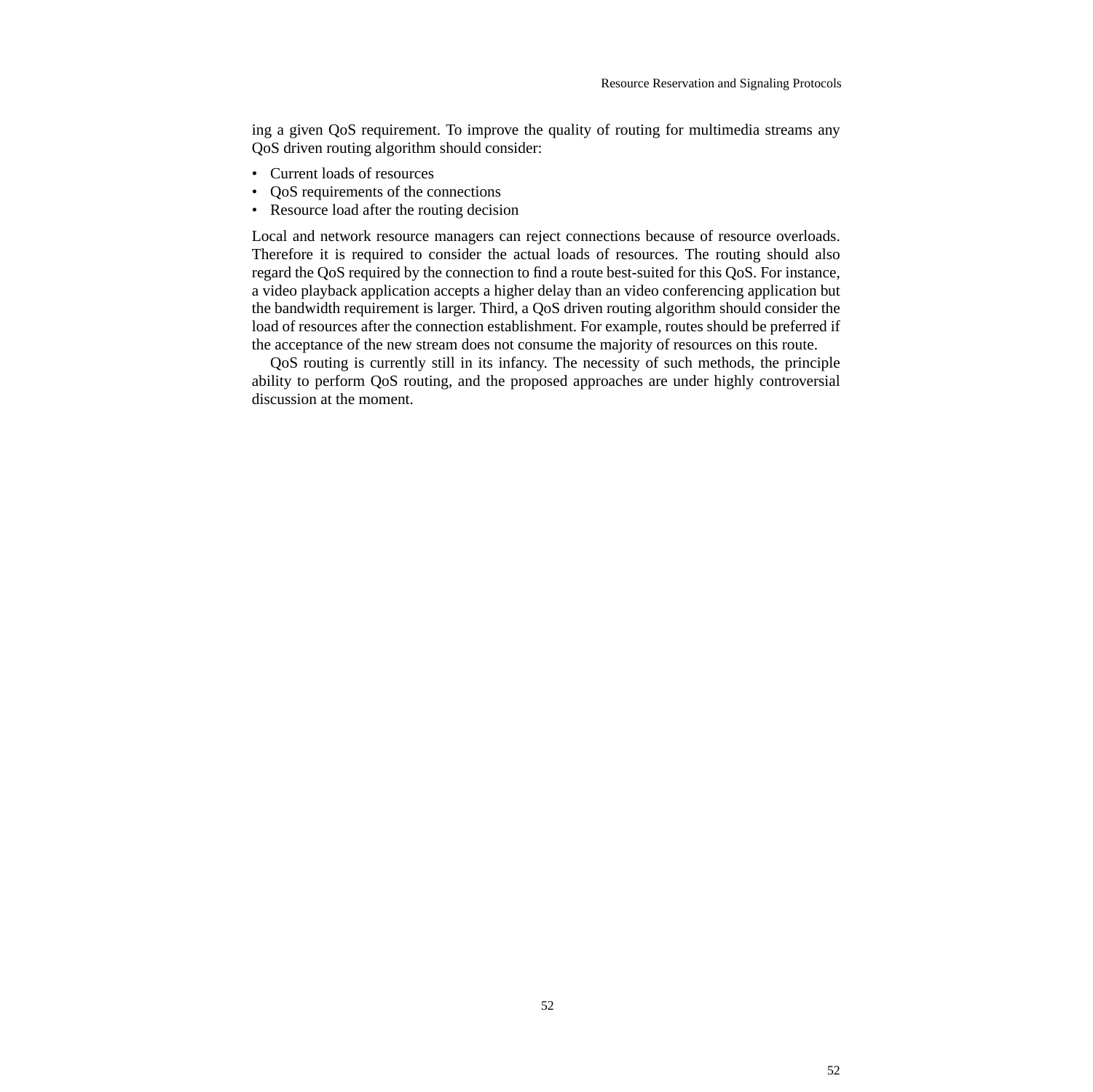ing a given QoS requirement. To improve the quality of routing for multimedia streams any QoS driven routing algorithm should consider:

- Current loads of resources
- QoS requirements of the connections
- Resource load after the routing decision

Local and network resource managers can reject connections because of resource overloads. Therefore it is required to consider the actual loads of resources. The routing should also regard the QoS required by the connection to find a route best-suited for this QoS. For instance, a video playback application accepts a higher delay than an video conferencing application but the bandwidth requirement is larger. Third, a QoS driven routing algorithm should consider the load of resources after the connection establishment. For example, routes should be preferred if the acceptance of the new stream does not consume the majority of resources on this route.

QoS routing is currently still in its infancy. The necessity of such methods, the principle ability to perform QoS routing, and the proposed approaches are under highly controversial discussion at the moment.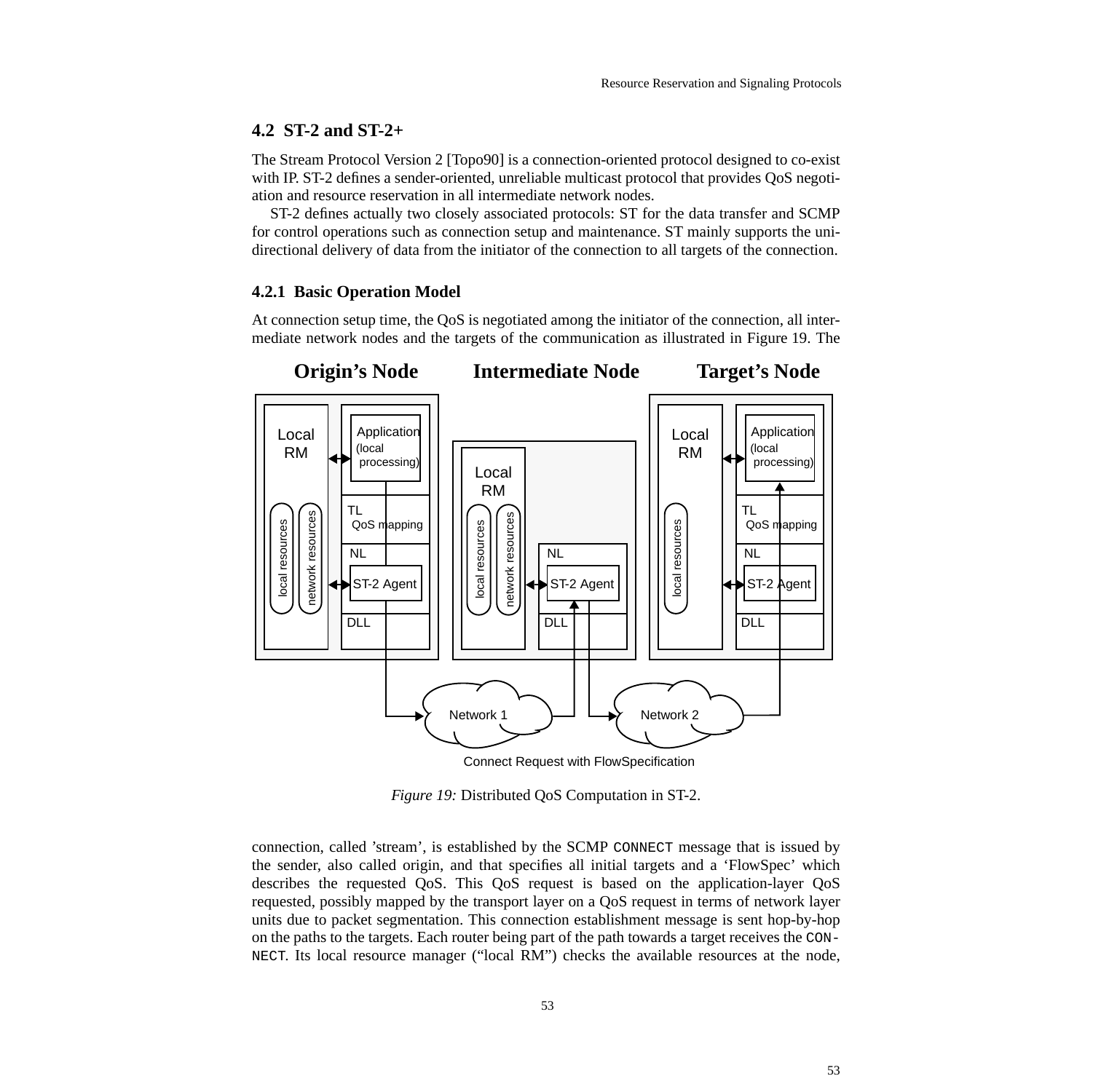## 4.2 ST-2 and ST-2+

The Stream Protocol Version 2 [Topo90] is a connection-oriented protocol designed to co-exist with IP. ST-2 defines a sender-oriented, unreliable multicast protocol that provides QoS negotiation and resource reservation in all intermediate network nodes.

ST-2 defines actually two closely associated protocols: ST for the data transfer and SCMP for control operations such as connection setup and maintenance. ST mainly supports the unidirectional delivery of data from the initiator of the connection to all targets of the connection.

### 4.2.1 Basic Operation Model

At connection setup time, the QoS is negotiated among the initiator of the connection, all intermediate network nodes and the targets of the communication as illustrated in Figure 19. The

*Figure 19:* Distributed QoS Computation in ST-2.

connection, called 'stream', is established by the SCMP `CONNECT` message that is issued by the sender, also called origin, and that specifies all initial targets and a 'FlowSpec' which describes the requested QoS. This QoS request is based on the application-layer QoS requested, possibly mapped by the transport layer on a QoS request in terms of network layer units due to packet segmentation. This connection establishment message is sent hop-by-hop on the paths to the targets. Each router being part of the path towards a target receives the `CONNECT`. Its local resource manager ("local RM") checks the available resources at the node,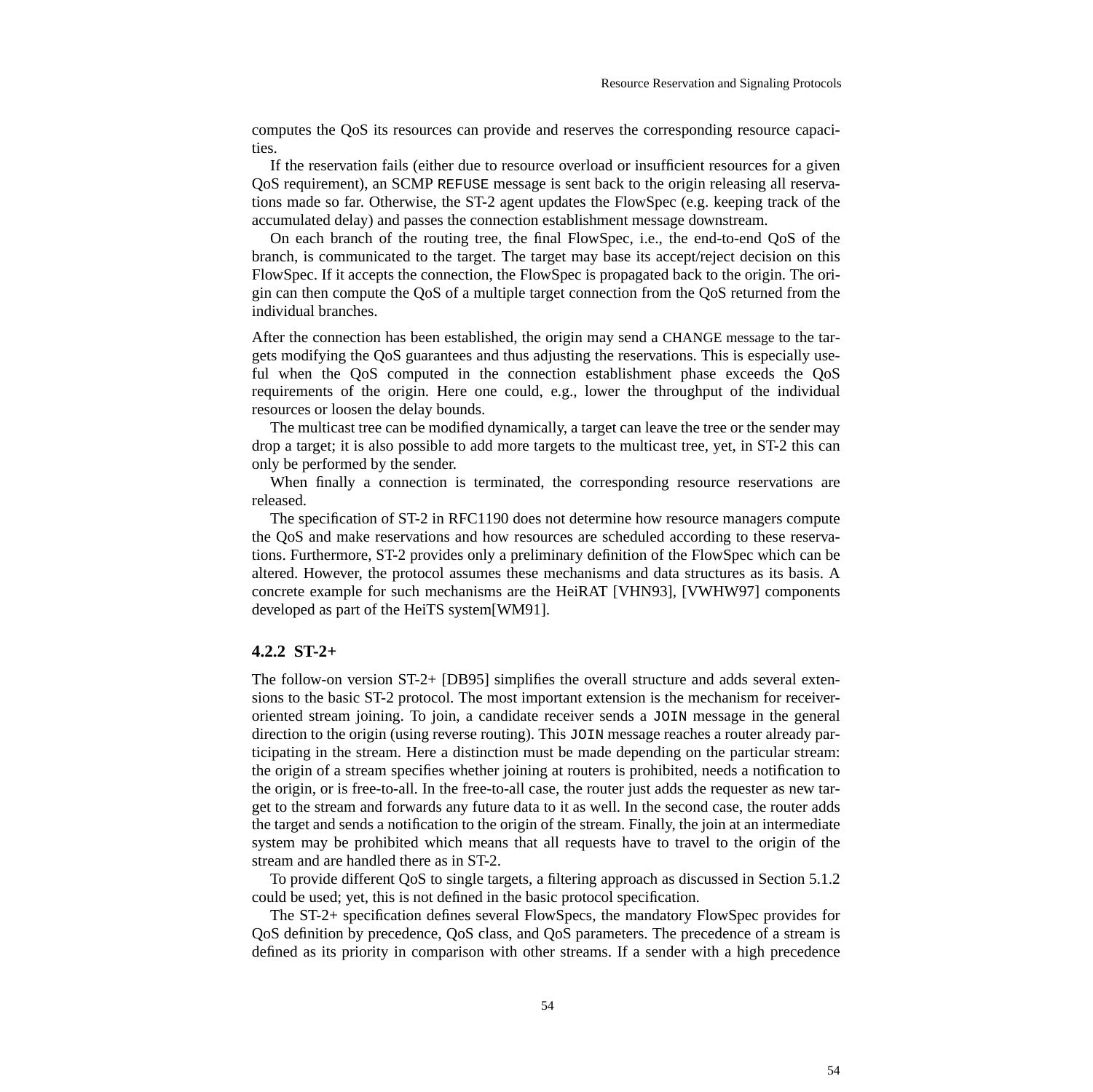computes the QoS its resources can provide and reserves the corresponding resource capacities.

If the reservation fails (either due to resource overload or insufficient resources for a given QoS requirement), an SCMP `REFUSE` message is sent back to the origin releasing all reservations made so far. Otherwise, the ST-2 agent updates the FlowSpec (e.g. keeping track of the accumulated delay) and passes the connection establishment message downstream.

On each branch of the routing tree, the final FlowSpec, i.e., the end-to-end QoS of the branch, is communicated to the target. The target may base its accept/reject decision on this FlowSpec. If it accepts the connection, the FlowSpec is propagated back to the origin. The origin can then compute the QoS of a multiple target connection from the QoS returned from the individual branches.

After the connection has been established, the origin may send a CHANGE message to the targets modifying the QoS guarantees and thus adjusting the reservations. This is especially useful when the QoS computed in the connection establishment phase exceeds the QoS requirements of the origin. Here one could, e.g., lower the throughput of the individual resources or loosen the delay bounds.

The multicast tree can be modified dynamically, a target can leave the tree or the sender may drop a target; it is also possible to add more targets to the multicast tree, yet, in ST-2 this can only be performed by the sender.

When finally a connection is terminated, the corresponding resource reservations are released.

The specification of ST-2 in RFC1190 does not determine how resource managers compute the QoS and make reservations and how resources are scheduled according to these reservations. Furthermore, ST-2 provides only a preliminary definition of the FlowSpec which can be altered. However, the protocol assumes these mechanisms and data structures as its basis. A concrete example for such mechanisms are the HeiRAT [VHN93], [VWHW97] components developed as part of the HeiTS system[WM91].

### 4.2.2 ST-2+

The follow-on version ST-2+ [DB95] simplifies the overall structure and adds several extensions to the basic ST-2 protocol. The most important extension is the mechanism for receiver-oriented stream joining. To join, a candidate receiver sends a `JOIN` message in the general direction to the origin (using reverse routing). This `JOIN` message reaches a router already participating in the stream. Here a distinction must be made depending on the particular stream: the origin of a stream specifies whether joining at routers is prohibited, needs a notification to the origin, or is free-to-all. In the free-to-all case, the router just adds the requester as new target to the stream and forwards any future data to it as well. In the second case, the router adds the target and sends a notification to the origin of the stream. Finally, the join at an intermediate system may be prohibited which means that all requests have to travel to the origin of the stream and are handled there as in ST-2.

To provide different QoS to single targets, a filtering approach as discussed in Section 5.1.2 could be used; yet, this is not defined in the basic protocol specification.

The ST-2+ specification defines several FlowSpecs, the mandatory FlowSpec provides for QoS definition by precedence, QoS class, and QoS parameters. The precedence of a stream is defined as its priority in comparison with other streams. If a sender with a high precedence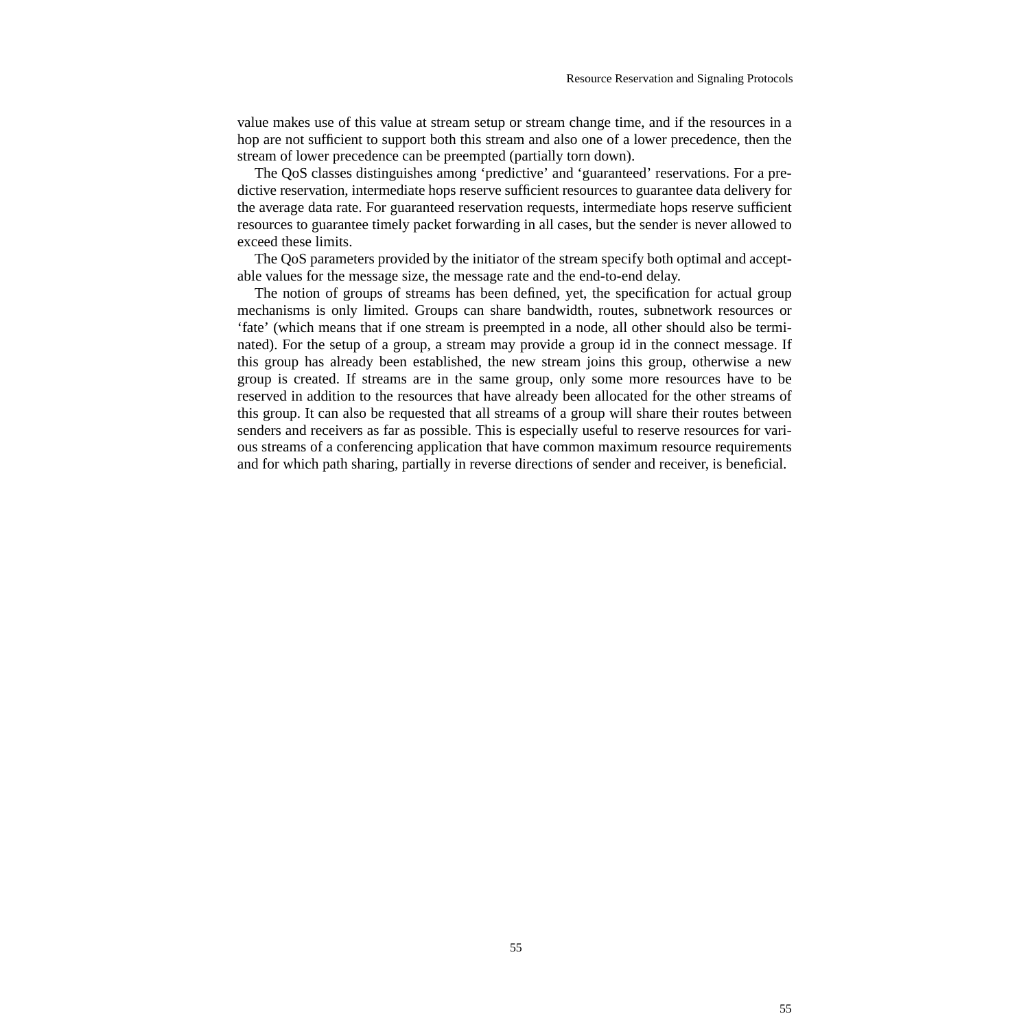value makes use of this value at stream setup or stream change time, and if the resources in a hop are not sufficient to support both this stream and also one of a lower precedence, then the stream of lower precedence can be preempted (partially torn down).

The QoS classes distinguishes among ‘predictive’ and ‘guaranteed’ reservations. For a predictive reservation, intermediate hops reserve sufficient resources to guarantee data delivery for the average data rate. For guaranteed reservation requests, intermediate hops reserve sufficient resources to guarantee timely packet forwarding in all cases, but the sender is never allowed to exceed these limits.

The QoS parameters provided by the initiator of the stream specify both optimal and acceptable values for the message size, the message rate and the end-to-end delay.

The notion of groups of streams has been defined, yet, the specification for actual group mechanisms is only limited. Groups can share bandwidth, routes, subnetwork resources or ‘fate’ (which means that if one stream is preempted in a node, all other should also be terminated). For the setup of a group, a stream may provide a group id in the connect message. If this group has already been established, the new stream joins this group, otherwise a new group is created. If streams are in the same group, only some more resources have to be reserved in addition to the resources that have already been allocated for the other streams of this group. It can also be requested that all streams of a group will share their routes between senders and receivers as far as possible. This is especially useful to reserve resources for various streams of a conferencing application that have common maximum resource requirements and for which path sharing, partially in reverse directions of sender and receiver, is beneficial.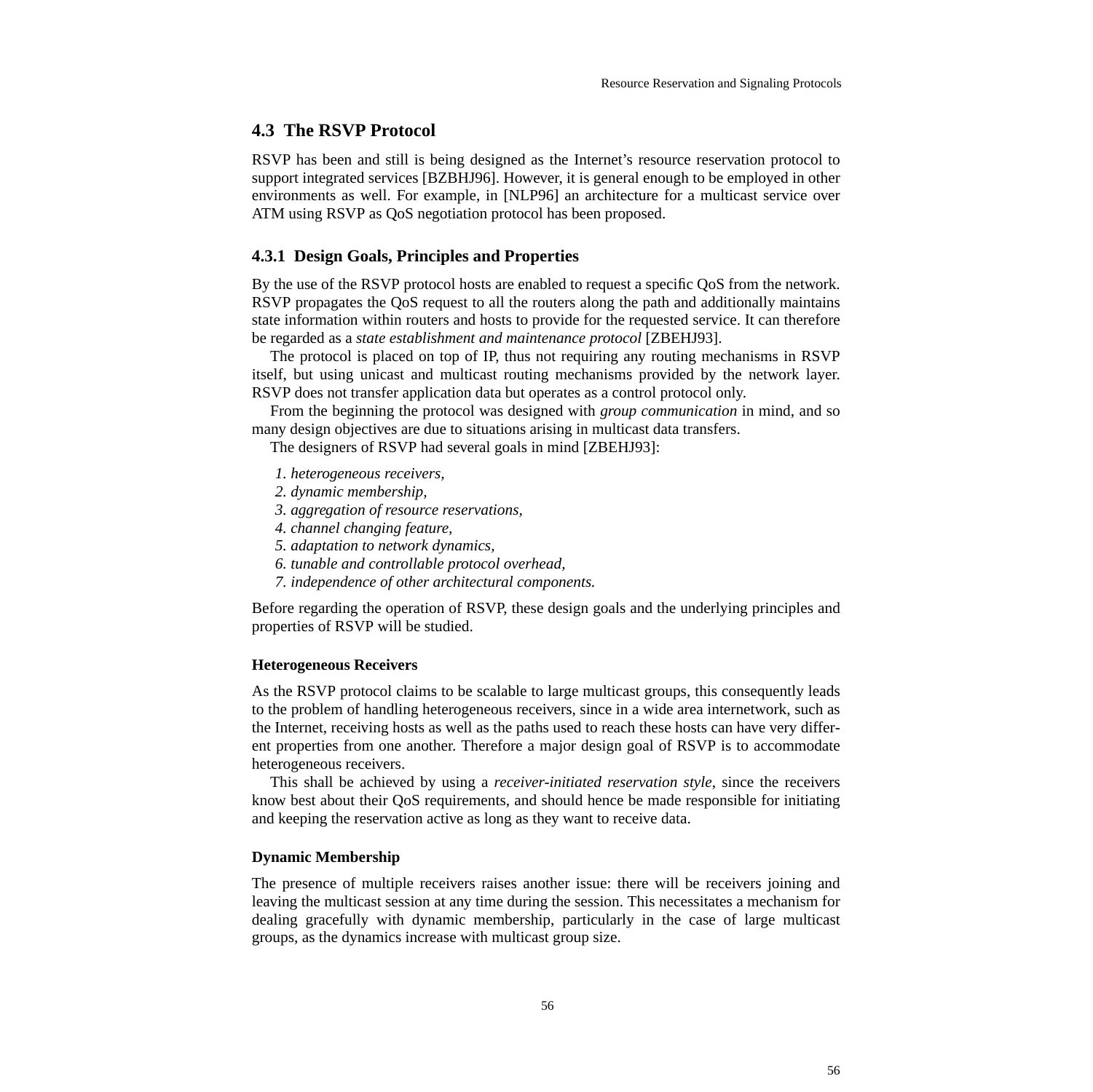## 4.3 The RSVP Protocol

RSVP has been and still is being designed as the Internet's resource reservation protocol to support integrated services [BZBHJ96]. However, it is general enough to be employed in other environments as well. For example, in [NLP96] an architecture for a multicast service over ATM using RSVP as QoS negotiation protocol has been proposed.

### 4.3.1 Design Goals, Principles and Properties

By the use of the RSVP protocol hosts are enabled to request a specific QoS from the network. RSVP propagates the QoS request to all the routers along the path and additionally maintains state information within routers and hosts to provide for the requested service. It can therefore be regarded as a *state establishment and maintenance protocol* [ZBEHJ93].

The protocol is placed on top of IP, thus not requiring any routing mechanisms in RSVP itself, but using unicast and multicast routing mechanisms provided by the network layer. RSVP does not transfer application data but operates as a control protocol only.

From the beginning the protocol was designed with *group communication* in mind, and so many design objectives are due to situations arising in multicast data transfers.

The designers of RSVP had several goals in mind [ZBEHJ93]:

1. *heterogeneous receivers,*
2. *dynamic membership,*
3. *aggregation of resource reservations,*
4. *channel changing feature,*
5. *adaptation to network dynamics,*
6. *tunable and controllable protocol overhead,*
7. *independence of other architectural components.*

Before regarding the operation of RSVP, these design goals and the underlying principles and properties of RSVP will be studied.

#### Heterogeneous Receivers

As the RSVP protocol claims to be scalable to large multicast groups, this consequently leads to the problem of handling heterogeneous receivers, since in a wide area internetwork, such as the Internet, receiving hosts as well as the paths used to reach these hosts can have very different properties from one another. Therefore a major design goal of RSVP is to accommodate heterogeneous receivers.

This shall be achieved by using a *receiver-initiated reservation style*, since the receivers know best about their QoS requirements, and should hence be made responsible for initiating and keeping the reservation active as long as they want to receive data.

#### Dynamic Membership

The presence of multiple receivers raises another issue: there will be receivers joining and leaving the multicast session at any time during the session. This necessitates a mechanism for dealing gracefully with dynamic membership, particularly in the case of large multicast groups, as the dynamics increase with multicast group size.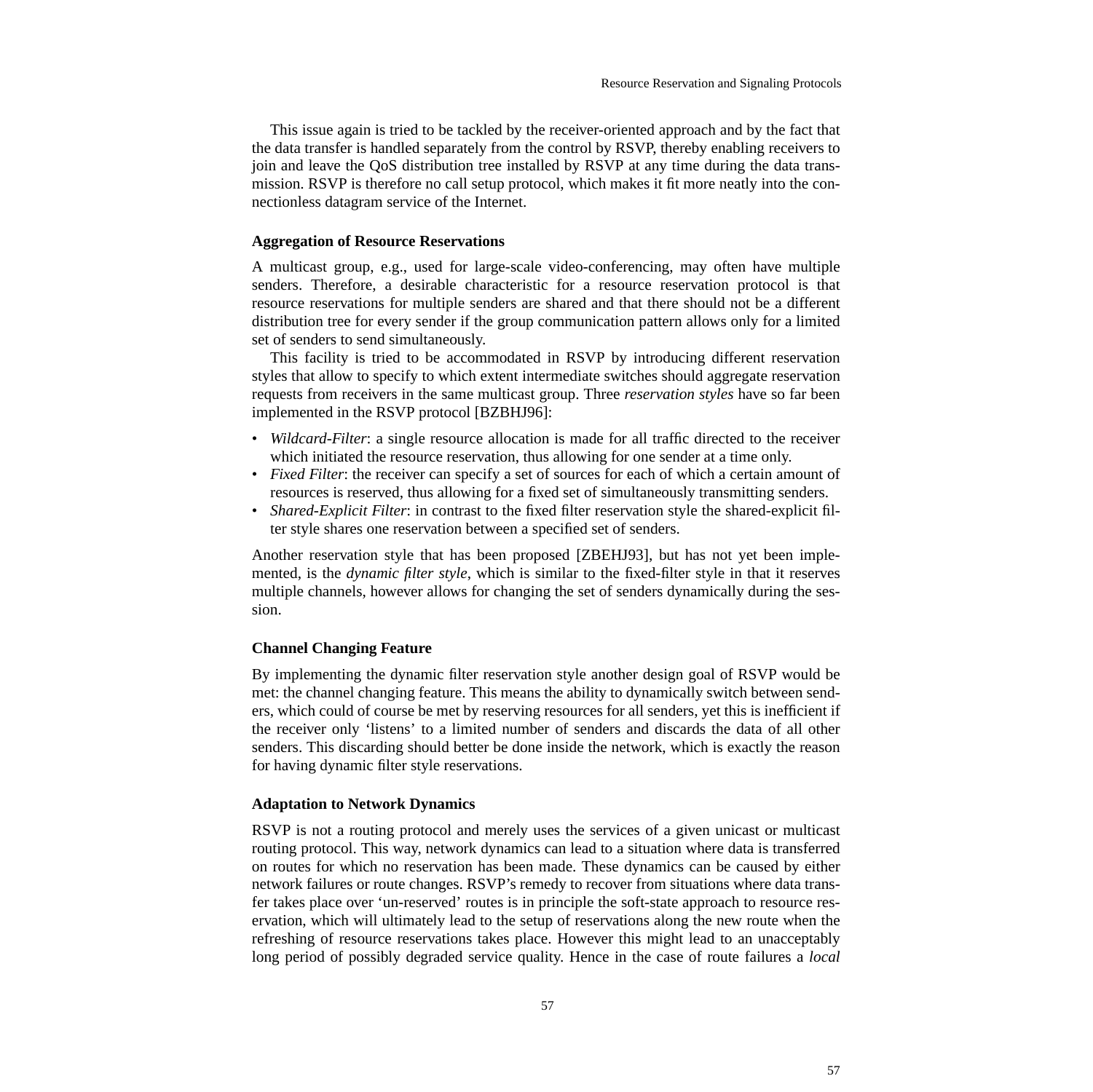This issue again is tried to be tackled by the receiver-oriented approach and by the fact that the data transfer is handled separately from the control by RSVP, thereby enabling receivers to join and leave the QoS distribution tree installed by RSVP at any time during the data transmission. RSVP is therefore no call setup protocol, which makes it fit more neatly into the connectionless datagram service of the Internet.

### Aggregation of Resource Reservations

A multicast group, e.g., used for large-scale video-conferencing, may often have multiple senders. Therefore, a desirable characteristic for a resource reservation protocol is that resource reservations for multiple senders are shared and that there should not be a different distribution tree for every sender if the group communication pattern allows only for a limited set of senders to send simultaneously.

This facility is tried to be accommodated in RSVP by introducing different reservation styles that allow to specify to which extent intermediate switches should aggregate reservation requests from receivers in the same multicast group. Three *reservation styles* have so far been implemented in the RSVP protocol [BZBHJ96]:

- *Wildcard-Filter*: a single resource allocation is made for all traffic directed to the receiver which initiated the resource reservation, thus allowing for one sender at a time only.
- *Fixed Filter*: the receiver can specify a set of sources for each of which a certain amount of resources is reserved, thus allowing for a fixed set of simultaneously transmitting senders.
- *Shared-Explicit Filter*: in contrast to the fixed filter reservation style the shared-explicit filter style shares one reservation between a specified set of senders.

Another reservation style that has been proposed [ZBEHJ93], but has not yet been implemented, is the *dynamic filter style*, which is similar to the fixed-filter style in that it reserves multiple channels, however allows for changing the set of senders dynamically during the session.

### Channel Changing Feature

By implementing the dynamic filter reservation style another design goal of RSVP would be met: the channel changing feature. This means the ability to dynamically switch between senders, which could of course be met by reserving resources for all senders, yet this is inefficient if the receiver only ‘listens’ to a limited number of senders and discards the data of all other senders. This discarding should better be done inside the network, which is exactly the reason for having dynamic filter style reservations.

### Adaptation to Network Dynamics

RSVP is not a routing protocol and merely uses the services of a given unicast or multicast routing protocol. This way, network dynamics can lead to a situation where data is transferred on routes for which no reservation has been made. These dynamics can be caused by either network failures or route changes. RSVP’s remedy to recover from situations where data transfer takes place over ‘un-reserved’ routes is in principle the soft-state approach to resource reservation, which will ultimately lead to the setup of reservations along the new route when the refreshing of resource reservations takes place. However this might lead to an unacceptably long period of possibly degraded service quality. Hence in the case of route failures a *local*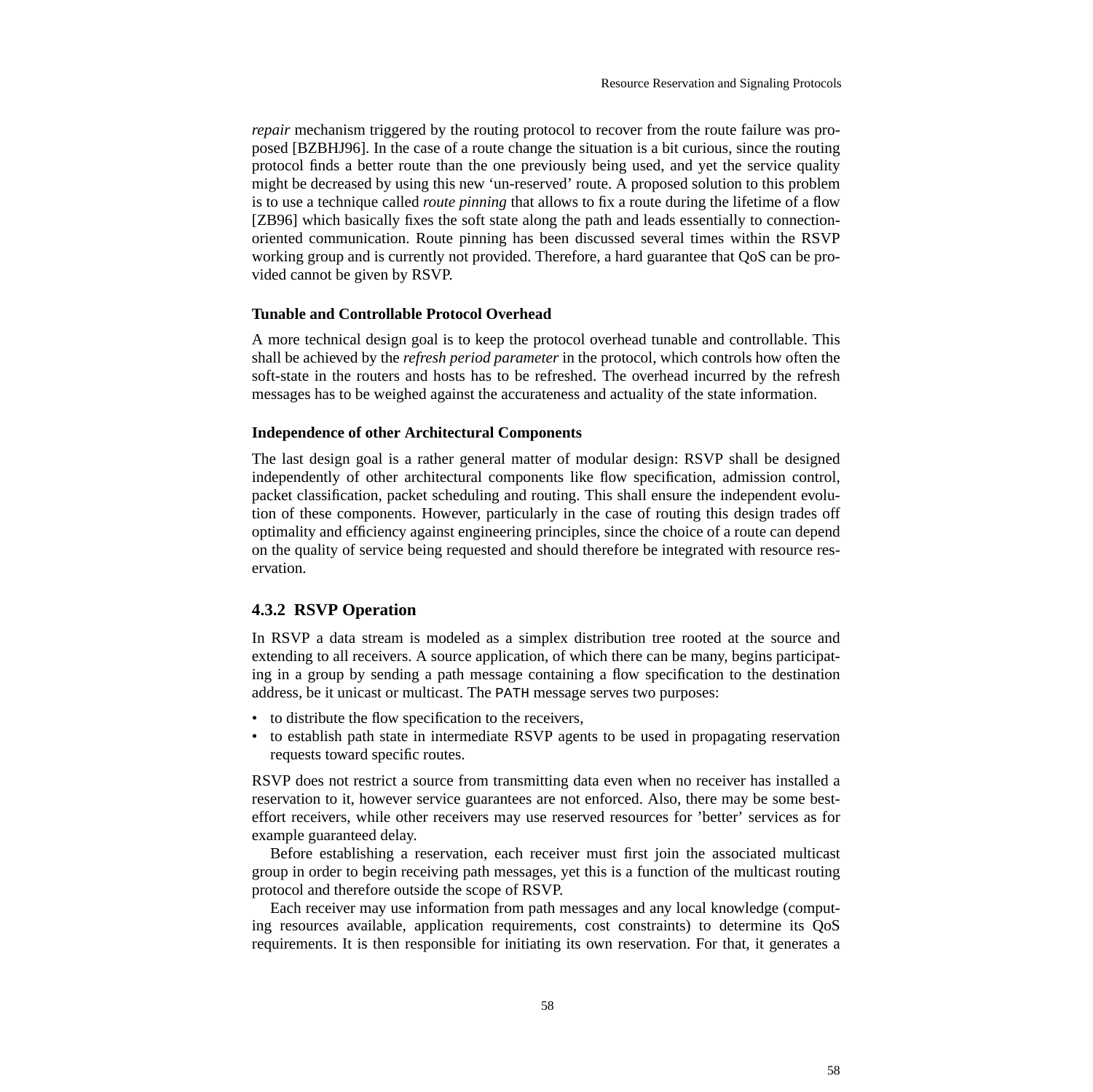*repair* mechanism triggered by the routing protocol to recover from the route failure was proposed [BZBHJ96]. In the case of a route change the situation is a bit curious, since the routing protocol finds a better route than the one previously being used, and yet the service quality might be decreased by using this new 'un-reserved' route. A proposed solution to this problem is to use a technique called *route pinning* that allows to fix a route during the lifetime of a flow [ZB96] which basically fixes the soft state along the path and leads essentially to connection-oriented communication. Route pinning has been discussed several times within the RSVP working group and is currently not provided. Therefore, a hard guarantee that QoS can be provided cannot be given by RSVP.

#### Tunable and Controllable Protocol Overhead

A more technical design goal is to keep the protocol overhead tunable and controllable. This shall be achieved by the *refresh period parameter* in the protocol, which controls how often the soft-state in the routers and hosts has to be refreshed. The overhead incurred by the refresh messages has to be weighed against the accurateness and actuality of the state information.

#### Independence of other Architectural Components

The last design goal is a rather general matter of modular design: RSVP shall be designed independently of other architectural components like flow specification, admission control, packet classification, packet scheduling and routing. This shall ensure the independent evolution of these components. However, particularly in the case of routing this design trades off optimality and efficiency against engineering principles, since the choice of a route can depend on the quality of service being requested and should therefore be integrated with resource reservation.

### 4.3.2 RSVP Operation

In RSVP a data stream is modeled as a simplex distribution tree rooted at the source and extending to all receivers. A source application, of which there can be many, begins participating in a group by sending a path message containing a flow specification to the destination address, be it unicast or multicast. The PATH message serves two purposes:

- to distribute the flow specification to the receivers,
- to establish path state in intermediate RSVP agents to be used in propagating reservation requests toward specific routes.

RSVP does not restrict a source from transmitting data even when no receiver has installed a reservation to it, however service guarantees are not enforced. Also, there may be some best-effort receivers, while other receivers may use reserved resources for 'better' services as for example guaranteed delay.

Before establishing a reservation, each receiver must first join the associated multicast group in order to begin receiving path messages, yet this is a function of the multicast routing protocol and therefore outside the scope of RSVP.

Each receiver may use information from path messages and any local knowledge (computing resources available, application requirements, cost constraints) to determine its QoS requirements. It is then responsible for initiating its own reservation. For that, it generates a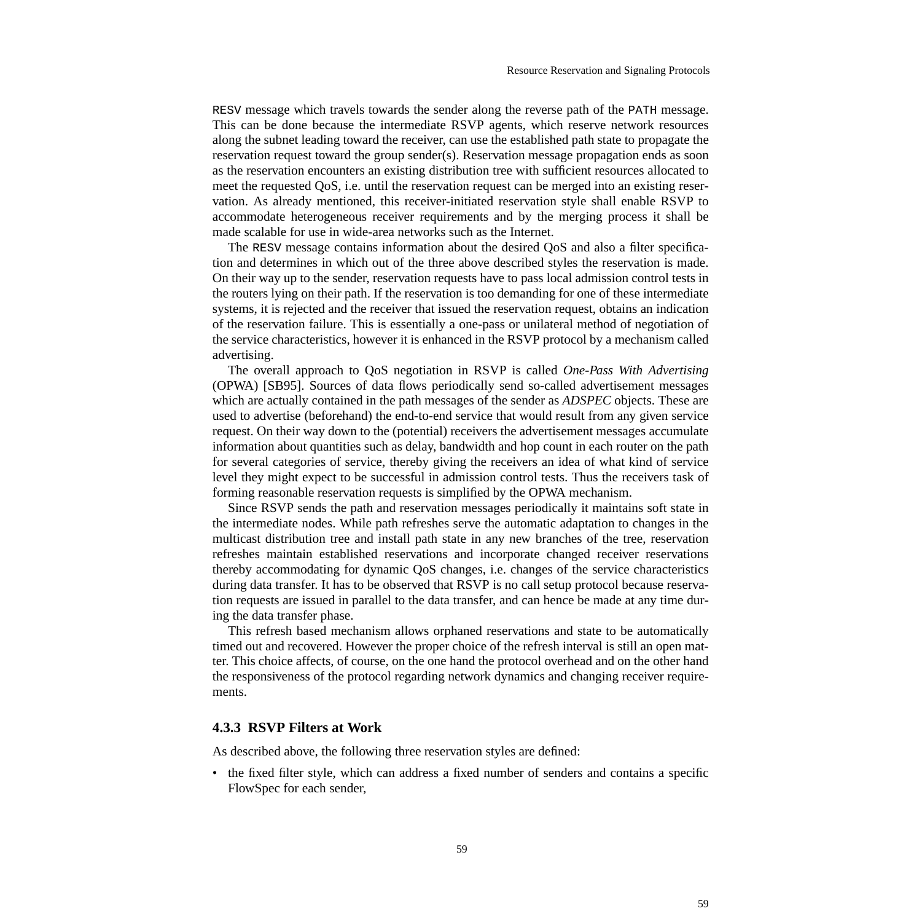RESV message which travels towards the sender along the reverse path of the PATH message. This can be done because the intermediate RSVP agents, which reserve network resources along the subnet leading toward the receiver, can use the established path state to propagate the reservation request toward the group sender(s). Reservation message propagation ends as soon as the reservation encounters an existing distribution tree with sufficient resources allocated to meet the requested QoS, i.e. until the reservation request can be merged into an existing reservation. As already mentioned, this receiver-initiated reservation style shall enable RSVP to accommodate heterogeneous receiver requirements and by the merging process it shall be made scalable for use in wide-area networks such as the Internet.

The RESV message contains information about the desired QoS and also a filter specification and determines in which out of the three above described styles the reservation is made. On their way up to the sender, reservation requests have to pass local admission control tests in the routers lying on their path. If the reservation is too demanding for one of these intermediate systems, it is rejected and the receiver that issued the reservation request, obtains an indication of the reservation failure. This is essentially a one-pass or unilateral method of negotiation of the service characteristics, however it is enhanced in the RSVP protocol by a mechanism called advertising.

The overall approach to QoS negotiation in RSVP is called *One-Pass With Advertising* (OPWA) [SB95]. Sources of data flows periodically send so-called advertisement messages which are actually contained in the path messages of the sender as *ADSPEC* objects. These are used to advertise (beforehand) the end-to-end service that would result from any given service request. On their way down to the (potential) receivers the advertisement messages accumulate information about quantities such as delay, bandwidth and hop count in each router on the path for several categories of service, thereby giving the receivers an idea of what kind of service level they might expect to be successful in admission control tests. Thus the receivers task of forming reasonable reservation requests is simplified by the OPWA mechanism.

Since RSVP sends the path and reservation messages periodically it maintains soft state in the intermediate nodes. While path refreshes serve the automatic adaptation to changes in the multicast distribution tree and install path state in any new branches of the tree, reservation refreshes maintain established reservations and incorporate changed receiver reservations thereby accommodating for dynamic QoS changes, i.e. changes of the service characteristics during data transfer. It has to be observed that RSVP is no call setup protocol because reservation requests are issued in parallel to the data transfer, and can hence be made at any time during the data transfer phase.

This refresh based mechanism allows orphaned reservations and state to be automatically timed out and recovered. However the proper choice of the refresh interval is still an open matter. This choice affects, of course, on the one hand the protocol overhead and on the other hand the responsiveness of the protocol regarding network dynamics and changing receiver requirements.

### 4.3.3 RSVP Filters at Work

As described above, the following three reservation styles are defined:

- the fixed filter style, which can address a fixed number of senders and contains a specific FlowSpec for each sender,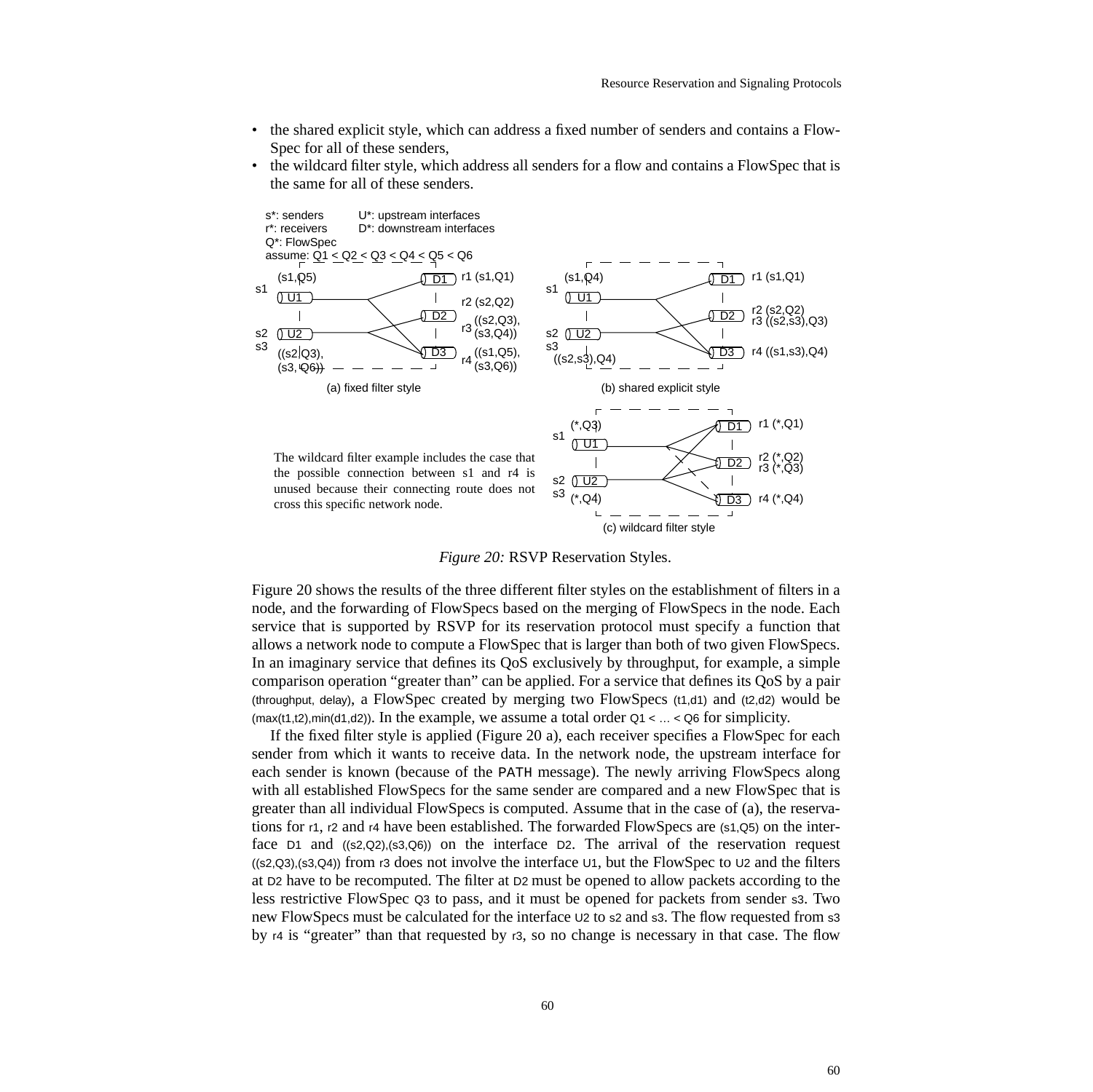- the shared explicit style, which can address a fixed number of senders and contains a FlowSpec for all of these senders,
- the wildcard filter style, which address all senders for a flow and contains a FlowSpec that is the same for all of these senders.

s*: senders U*: upstream interfaces
r*: receivers D*: downstream interfaces
Q*: FlowSpec
assume: Q1 < Q2 < Q3 < Q4 < Q5 < Q6

(a) fixed filter style

(b) shared explicit style

(c) wildcard filter style

The wildcard filter example includes the case that the possible connection between s1 and r4 is unused because their connecting route does not cross this specific network node.

*Figure 20:* RSVP Reservation Styles.

Figure 20 shows the results of the three different filter styles on the establishment of filters in a node, and the forwarding of FlowSpecs based on the merging of FlowSpecs in the node. Each service that is supported by RSVP for its reservation protocol must specify a function that allows a network node to compute a FlowSpec that is larger than both of two given FlowSpecs. In an imaginary service that defines its QoS exclusively by throughput, for example, a simple comparison operation "greater than" can be applied. For a service that defines its QoS by a pair (throughput, delay), a FlowSpec created by merging two FlowSpecs (t1,d1) and (t2,d2) would be (max(t1,t2),min(d1,d2)). In the example, we assume a total order Q1 < ... < Q6 for simplicity.

If the fixed filter style is applied (Figure 20 a), each receiver specifies a FlowSpec for each sender from which it wants to receive data. In the network node, the upstream interface for each sender is known (because of the PATH message). The newly arriving FlowSpecs along with all established FlowSpecs for the same sender are compared and a new FlowSpec that is greater than all individual FlowSpecs is computed. Assume that in the case of (a), the reservations for r1, r2 and r4 have been established. The forwarded FlowSpecs are (s1,Q5) on the interface D1 and ((s2,Q2),(s3,Q6)) on the interface D2. The arrival of the reservation request ((s2,Q3),(s3,Q4)) from r3 does not involve the interface U1, but the FlowSpec to U2 and the filters at D2 have to be recomputed. The filter at D2 must be opened to allow packets according to the less restrictive FlowSpec Q3 to pass, and it must be opened for packets from sender s3. Two new FlowSpecs must be calculated for the interface U2 to s2 and s3. The flow requested from s3 by r4 is "greater" than that requested by r3, so no change is necessary in that case. The flow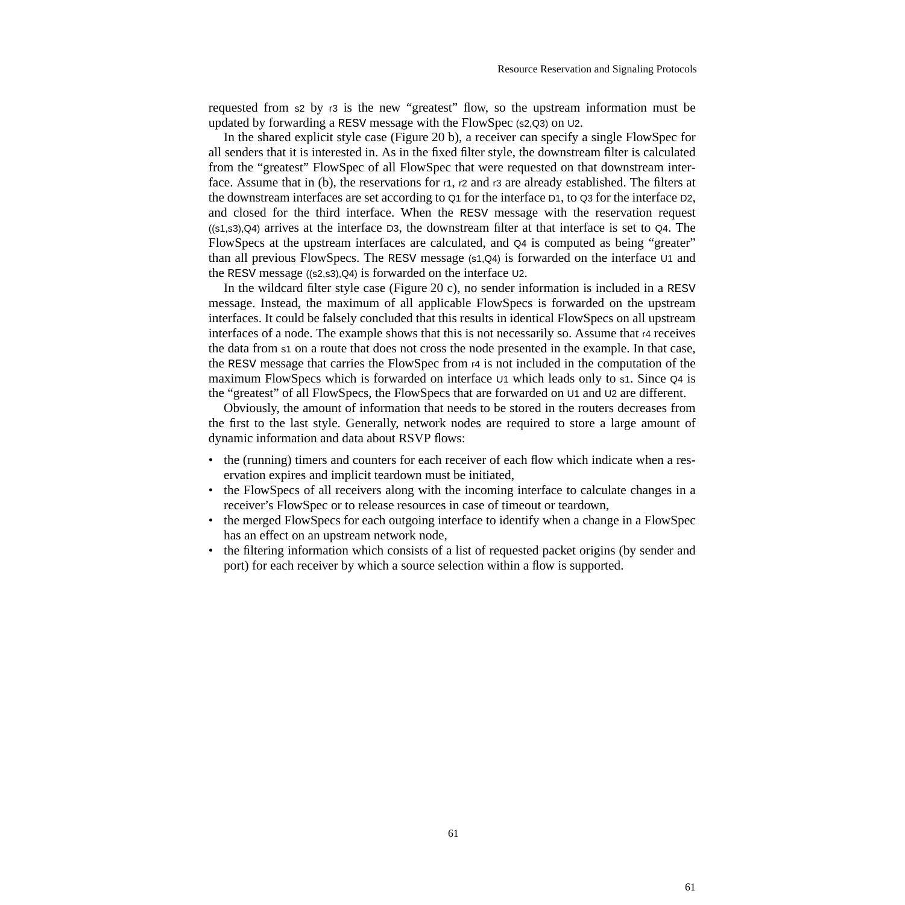requested from s2 by r3 is the new "greatest" flow, so the upstream information must be updated by forwarding a RESV message with the FlowSpec (s2,Q3) on U2.

In the shared explicit style case (Figure 20 b), a receiver can specify a single FlowSpec for all senders that it is interested in. As in the fixed filter style, the downstream filter is calculated from the "greatest" FlowSpec of all FlowSpec that were requested on that downstream interface. Assume that in (b), the reservations for r1, r2 and r3 are already established. The filters at the downstream interfaces are set according to Q1 for the interface D1, to Q3 for the interface D2, and closed for the third interface. When the RESV message with the reservation request ((s1,s3),Q4) arrives at the interface D3, the downstream filter at that interface is set to Q4. The FlowSpecs at the upstream interfaces are calculated, and Q4 is computed as being "greater" than all previous FlowSpecs. The RESV message (s1,Q4) is forwarded on the interface U1 and the RESV message ((s2,s3),Q4) is forwarded on the interface U2.

In the wildcard filter style case (Figure 20 c), no sender information is included in a RESV message. Instead, the maximum of all applicable FlowSpecs is forwarded on the upstream interfaces. It could be falsely concluded that this results in identical FlowSpecs on all upstream interfaces of a node. The example shows that this is not necessarily so. Assume that r4 receives the data from s1 on a route that does not cross the node presented in the example. In that case, the RESV message that carries the FlowSpec from r4 is not included in the computation of the maximum FlowSpecs which is forwarded on interface U1 which leads only to s1. Since Q4 is the "greatest" of all FlowSpecs, the FlowSpecs that are forwarded on U1 and U2 are different.

Obviously, the amount of information that needs to be stored in the routers decreases from the first to the last style. Generally, network nodes are required to store a large amount of dynamic information and data about RSVP flows:

- the (running) timers and counters for each receiver of each flow which indicate when a reservation expires and implicit teardown must be initiated,
- the FlowSpecs of all receivers along with the incoming interface to calculate changes in a receiver's FlowSpec or to release resources in case of timeout or teardown,
- the merged FlowSpecs for each outgoing interface to identify when a change in a FlowSpec has an effect on an upstream network node,
- the filtering information which consists of a list of requested packet origins (by sender and port) for each receiver by which a source selection within a flow is supported.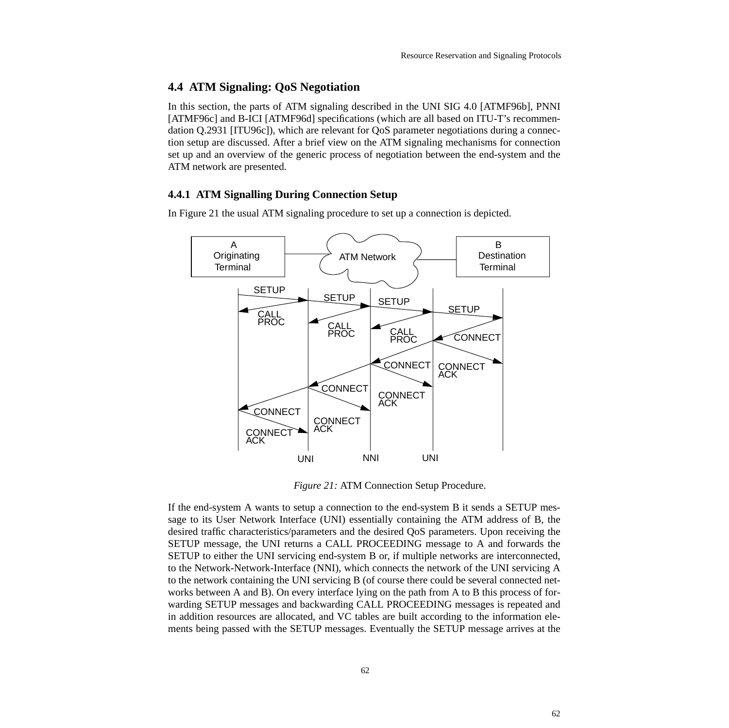## 4.4 ATM Signaling: QoS Negotiation

In this section, the parts of ATM signaling described in the UNI SIG 4.0 [ATMF96b], PNNI [ATMF96c] and B-ICI [ATMF96d] specifications (which are all based on ITU-T's recommendation Q.2931 [ITU96c]), which are relevant for QoS parameter negotiations during a connection setup are discussed. After a brief view on the ATM signaling mechanisms for connection set up and an overview of the generic process of negotiation between the end-system and the ATM network are presented.

### 4.4.1 ATM Signalling During Connection Setup

In Figure 21 the usual ATM signaling procedure to set up a connection is depicted.

*Figure 21:* ATM Connection Setup Procedure.

If the end-system A wants to setup a connection to the end-system B it sends a SETUP message to its User Network Interface (UNI) essentially containing the ATM address of B, the desired traffic characteristics/parameters and the desired QoS parameters. Upon receiving the SETUP message, the UNI returns a CALL PROCEEDING message to A and forwards the SETUP to either the UNI servicing end-system B or, if multiple networks are interconnected, to the Network-Network-Interface (NNI), which connects the network of the UNI servicing A to the network containing the UNI servicing B (of course there could be several connected networks between A and B). On every interface lying on the path from A to B this process of forwarding SETUP messages and backwarding CALL PROCEEDING messages is repeated and in addition resources are allocated, and VC tables are built according to the information elements being passed with the SETUP messages. Eventually the SETUP message arrives at the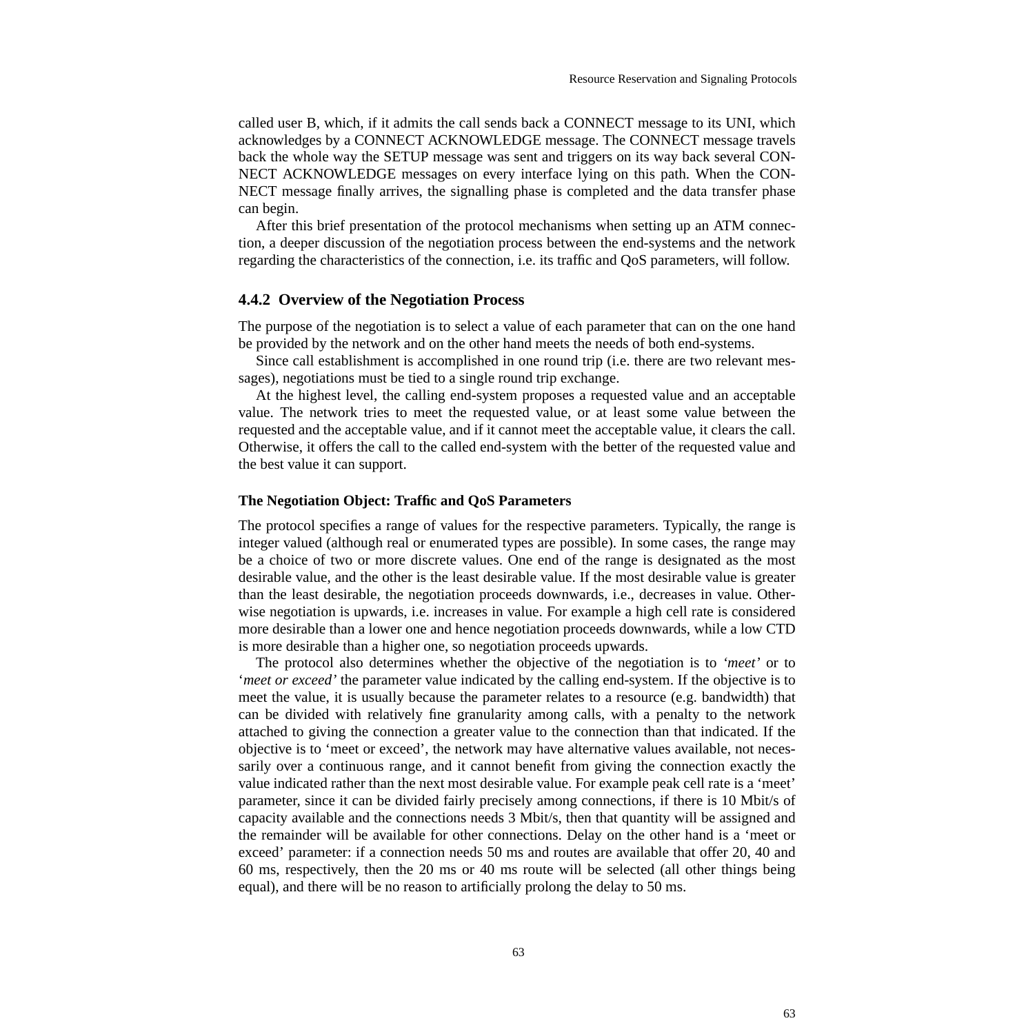called user B, which, if it admits the call sends back a CONNECT message to its UNI, which acknowledges by a CONNECT ACKNOWLEDGE message. The CONNECT message travels back the whole way the SETUP message was sent and triggers on its way back several CONNECT ACKNOWLEDGE messages on every interface lying on this path. When the CONNECT message finally arrives, the signalling phase is completed and the data transfer phase can begin.

After this brief presentation of the protocol mechanisms when setting up an ATM connection, a deeper discussion of the negotiation process between the end-systems and the network regarding the characteristics of the connection, i.e. its traffic and QoS parameters, will follow.

### 4.4.2 Overview of the Negotiation Process

The purpose of the negotiation is to select a value of each parameter that can on the one hand be provided by the network and on the other hand meets the needs of both end-systems.

Since call establishment is accomplished in one round trip (i.e. there are two relevant messages), negotiations must be tied to a single round trip exchange.

At the highest level, the calling end-system proposes a requested value and an acceptable value. The network tries to meet the requested value, or at least some value between the requested and the acceptable value, and if it cannot meet the acceptable value, it clears the call. Otherwise, it offers the call to the called end-system with the better of the requested value and the best value it can support.

#### The Negotiation Object: Traffic and QoS Parameters

The protocol specifies a range of values for the respective parameters. Typically, the range is integer valued (although real or enumerated types are possible). In some cases, the range may be a choice of two or more discrete values. One end of the range is designated as the most desirable value, and the other is the least desirable value. If the most desirable value is greater than the least desirable, the negotiation proceeds downwards, i.e., decreases in value. Otherwise negotiation is upwards, i.e. increases in value. For example a high cell rate is considered more desirable than a lower one and hence negotiation proceeds downwards, while a low CTD is more desirable than a higher one, so negotiation proceeds upwards.

The protocol also determines whether the objective of the negotiation is to *'meet'* or to *'meet or exceed'* the parameter value indicated by the calling end-system. If the objective is to meet the value, it is usually because the parameter relates to a resource (e.g. bandwidth) that can be divided with relatively fine granularity among calls, with a penalty to the network attached to giving the connection a greater value to the connection than that indicated. If the objective is to 'meet or exceed', the network may have alternative values available, not necessarily over a continuous range, and it cannot benefit from giving the connection exactly the value indicated rather than the next most desirable value. For example peak cell rate is a 'meet' parameter, since it can be divided fairly precisely among connections, if there is 10 Mbit/s of capacity available and the connections needs 3 Mbit/s, then that quantity will be assigned and the remainder will be available for other connections. Delay on the other hand is a 'meet or exceed' parameter: if a connection needs 50 ms and routes are available that offer 20, 40 and 60 ms, respectively, then the 20 ms or 40 ms route will be selected (all other things being equal), and there will be no reason to artificially prolong the delay to 50 ms.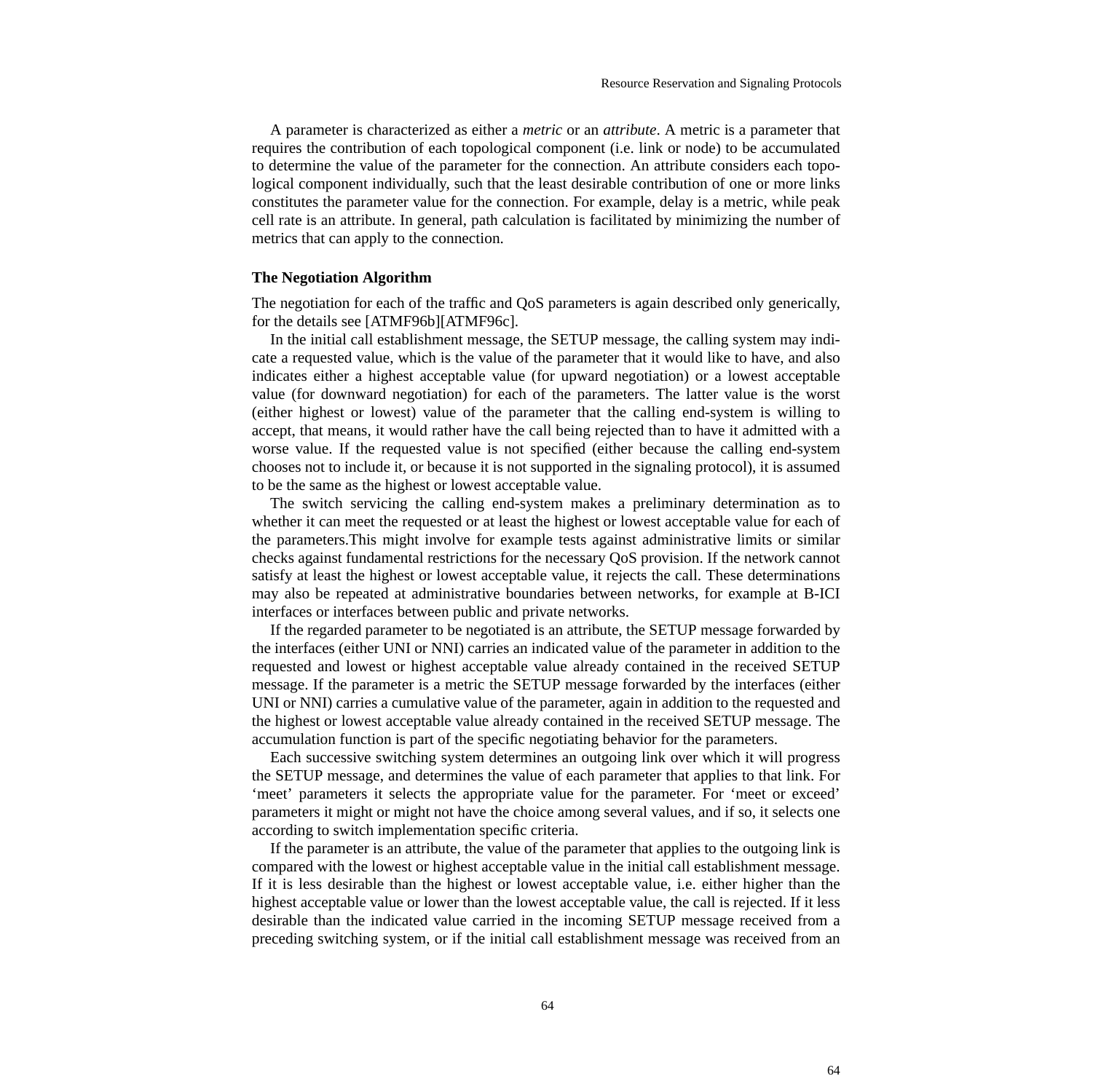A parameter is characterized as either a *metric* or an *attribute*. A metric is a parameter that requires the contribution of each topological component (i.e. link or node) to be accumulated to determine the value of the parameter for the connection. An attribute considers each topological component individually, such that the least desirable contribution of one or more links constitutes the parameter value for the connection. For example, delay is a metric, while peak cell rate is an attribute. In general, path calculation is facilitated by minimizing the number of metrics that can apply to the connection.

**The Negotiation Algorithm**

The negotiation for each of the traffic and QoS parameters is again described only generically, for the details see [ATMF96b][ATMF96c].

In the initial call establishment message, the SETUP message, the calling system may indicate a requested value, which is the value of the parameter that it would like to have, and also indicates either a highest acceptable value (for upward negotiation) or a lowest acceptable value (for downward negotiation) for each of the parameters. The latter value is the worst (either highest or lowest) value of the parameter that the calling end-system is willing to accept, that means, it would rather have the call being rejected than to have it admitted with a worse value. If the requested value is not specified (either because the calling end-system chooses not to include it, or because it is not supported in the signaling protocol), it is assumed to be the same as the highest or lowest acceptable value.

The switch servicing the calling end-system makes a preliminary determination as to whether it can meet the requested or at least the highest or lowest acceptable value for each of the parameters.This might involve for example tests against administrative limits or similar checks against fundamental restrictions for the necessary QoS provision. If the network cannot satisfy at least the highest or lowest acceptable value, it rejects the call. These determinations may also be repeated at administrative boundaries between networks, for example at B-ICI interfaces or interfaces between public and private networks.

If the regarded parameter to be negotiated is an attribute, the SETUP message forwarded by the interfaces (either UNI or NNI) carries an indicated value of the parameter in addition to the requested and lowest or highest acceptable value already contained in the received SETUP message. If the parameter is a metric the SETUP message forwarded by the interfaces (either UNI or NNI) carries a cumulative value of the parameter, again in addition to the requested and the highest or lowest acceptable value already contained in the received SETUP message. The accumulation function is part of the specific negotiating behavior for the parameters.

Each successive switching system determines an outgoing link over which it will progress the SETUP message, and determines the value of each parameter that applies to that link. For ‘meet’ parameters it selects the appropriate value for the parameter. For ‘meet or exceed’ parameters it might or might not have the choice among several values, and if so, it selects one according to switch implementation specific criteria.

If the parameter is an attribute, the value of the parameter that applies to the outgoing link is compared with the lowest or highest acceptable value in the initial call establishment message. If it is less desirable than the highest or lowest acceptable value, i.e. either higher than the highest acceptable value or lower than the lowest acceptable value, the call is rejected. If it less desirable than the indicated value carried in the incoming SETUP message received from a preceding switching system, or if the initial call establishment message was received from an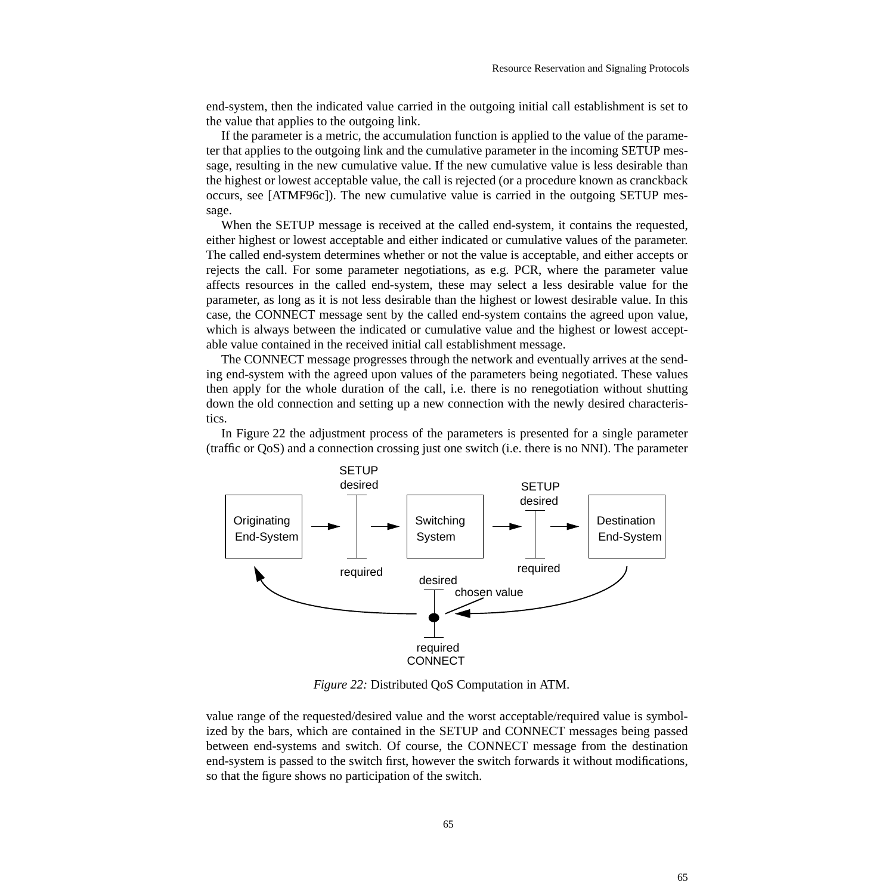end-system, then the indicated value carried in the outgoing initial call establishment is set to the value that applies to the outgoing link.

If the parameter is a metric, the accumulation function is applied to the value of the parameter that applies to the outgoing link and the cumulative parameter in the incoming SETUP message, resulting in the new cumulative value. If the new cumulative value is less desirable than the highest or lowest acceptable value, the call is rejected (or a procedure known as cranckback occurs, see [ATMF96c]). The new cumulative value is carried in the outgoing SETUP message.

When the SETUP message is received at the called end-system, it contains the requested, either highest or lowest acceptable and either indicated or cumulative values of the parameter. The called end-system determines whether or not the value is acceptable, and either accepts or rejects the call. For some parameter negotiations, as e.g. PCR, where the parameter value affects resources in the called end-system, these may select a less desirable value for the parameter, as long as it is not less desirable than the highest or lowest desirable value. In this case, the CONNECT message sent by the called end-system contains the agreed upon value, which is always between the indicated or cumulative value and the highest or lowest acceptable value contained in the received initial call establishment message.

The CONNECT message progresses through the network and eventually arrives at the sending end-system with the agreed upon values of the parameters being negotiated. These values then apply for the whole duration of the call, i.e. there is no renegotiation without shutting down the old connection and setting up a new connection with the newly desired characteristics.

In Figure 22 the adjustment process of the parameters is presented for a single parameter (traffic or QoS) and a connection crossing just one switch (i.e. there is no NNI). The parameter

*Figure 22:* Distributed QoS Computation in ATM.

value range of the requested/desired value and the worst acceptable/required value is symbolized by the bars, which are contained in the SETUP and CONNECT messages being passed between end-systems and switch. Of course, the CONNECT message from the destination end-system is passed to the switch first, however the switch forwards it without modifications, so that the figure shows no participation of the switch.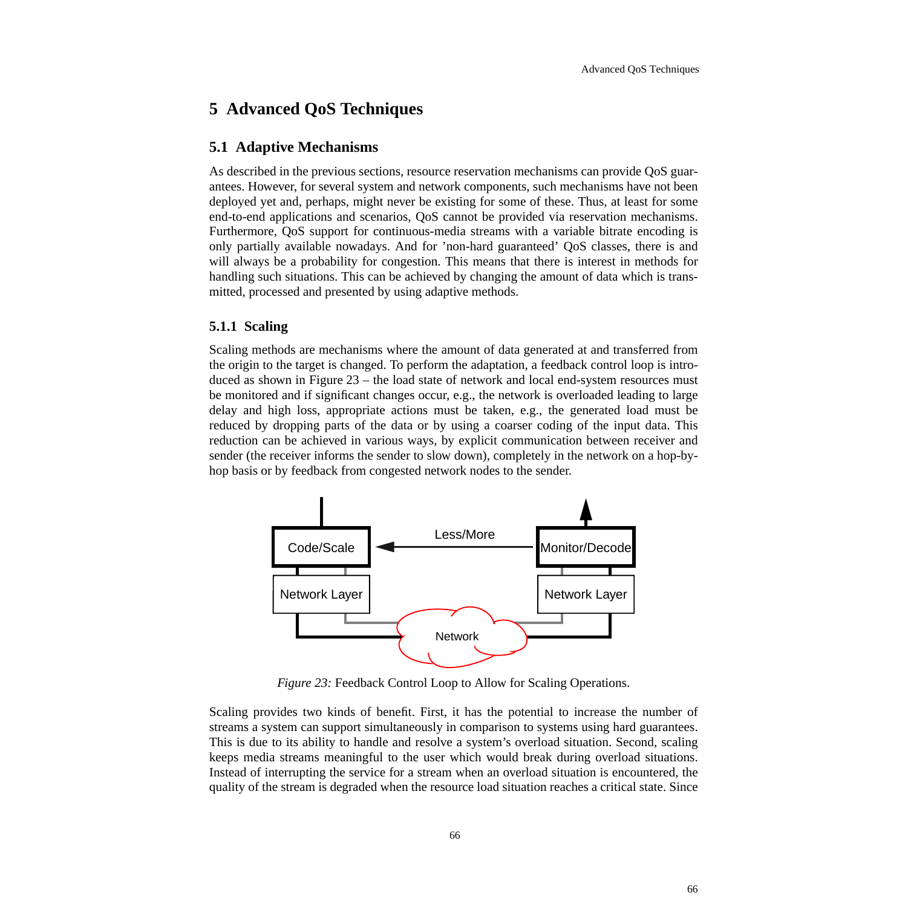# 5 Advanced QoS Techniques

## 5.1 Adaptive Mechanisms

As described in the previous sections, resource reservation mechanisms can provide QoS guarantees. However, for several system and network components, such mechanisms have not been deployed yet and, perhaps, might never be existing for some of these. Thus, at least for some end-to-end applications and scenarios, QoS cannot be provided via reservation mechanisms. Furthermore, QoS support for continuous-media streams with a variable bitrate encoding is only partially available nowadays. And for 'non-hard guaranteed' QoS classes, there is and will always be a probability for congestion. This means that there is interest in methods for handling such situations. This can be achieved by changing the amount of data which is transmitted, processed and presented by using adaptive methods.

### 5.1.1 Scaling

Scaling methods are mechanisms where the amount of data generated at and transferred from the origin to the target is changed. To perform the adaptation, a feedback control loop is introduced as shown in Figure 23 – the load state of network and local end-system resources must be monitored and if significant changes occur, e.g., the network is overloaded leading to large delay and high loss, appropriate actions must be taken, e.g., the generated load must be reduced by dropping parts of the data or by using a coarser coding of the input data. This reduction can be achieved in various ways, by explicit communication between receiver and sender (the receiver informs the sender to slow down), completely in the network on a hop-by-hop basis or by feedback from congested network nodes to the sender.

*Figure 23:* Feedback Control Loop to Allow for Scaling Operations.

Scaling provides two kinds of benefit. First, it has the potential to increase the number of streams a system can support simultaneously in comparison to systems using hard guarantees. This is due to its ability to handle and resolve a system's overload situation. Second, scaling keeps media streams meaningful to the user which would break during overload situations. Instead of interrupting the service for a stream when an overload situation is encountered, the quality of the stream is degraded when the resource load situation reaches a critical state. Since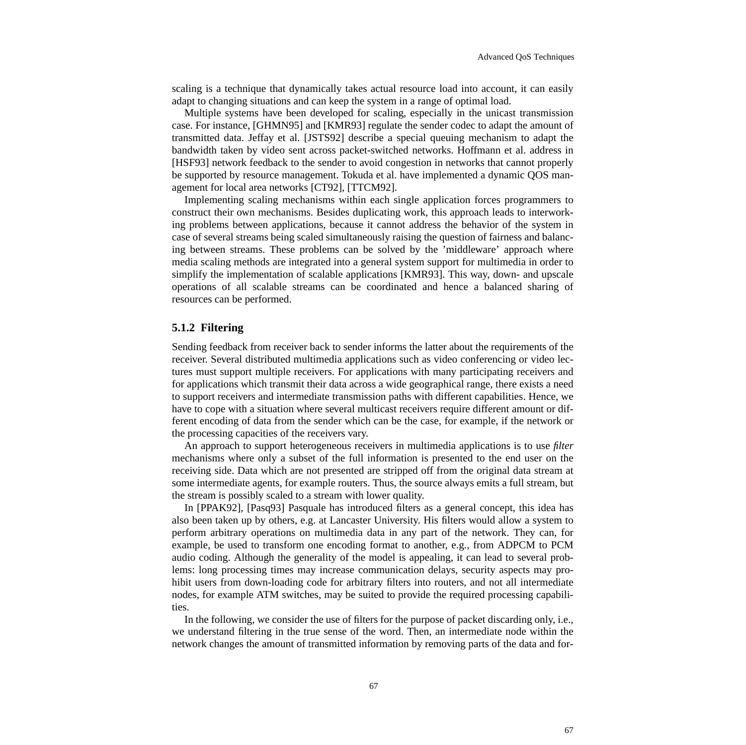scaling is a technique that dynamically takes actual resource load into account, it can easily adapt to changing situations and can keep the system in a range of optimal load.

Multiple systems have been developed for scaling, especially in the unicast transmission case. For instance, [GHMN95] and [KMR93] regulate the sender codec to adapt the amount of transmitted data. Jeffay et al. [JSTS92] describe a special queuing mechanism to adapt the bandwidth taken by video sent across packet-switched networks. Hoffmann et al. address in [HSF93] network feedback to the sender to avoid congestion in networks that cannot properly be supported by resource management. Tokuda et al. have implemented a dynamic QOS management for local area networks [CT92], [TTCM92].

Implementing scaling mechanisms within each single application forces programmers to construct their own mechanisms. Besides duplicating work, this approach leads to interworking problems between applications, because it cannot address the behavior of the system in case of several streams being scaled simultaneously raising the question of fairness and balancing between streams. These problems can be solved by the 'middleware' approach where media scaling methods are integrated into a general system support for multimedia in order to simplify the implementation of scalable applications [KMR93]. This way, down- and upscale operations of all scalable streams can be coordinated and hence a balanced sharing of resources can be performed.

### 5.1.2 Filtering

Sending feedback from receiver back to sender informs the latter about the requirements of the receiver. Several distributed multimedia applications such as video conferencing or video lectures must support multiple receivers. For applications with many participating receivers and for applications which transmit their data across a wide geographical range, there exists a need to support receivers and intermediate transmission paths with different capabilities. Hence, we have to cope with a situation where several multicast receivers require different amount or different encoding of data from the sender which can be the case, for example, if the network or the processing capacities of the receivers vary.

An approach to support heterogeneous receivers in multimedia applications is to use *filter* mechanisms where only a subset of the full information is presented to the end user on the receiving side. Data which are not presented are stripped off from the original data stream at some intermediate agents, for example routers. Thus, the source always emits a full stream, but the stream is possibly scaled to a stream with lower quality.

In [PPAK92], [Pasq93] Pasquale has introduced filters as a general concept, this idea has also been taken up by others, e.g. at Lancaster University. His filters would allow a system to perform arbitrary operations on multimedia data in any part of the network. They can, for example, be used to transform one encoding format to another, e.g., from ADPCM to PCM audio coding. Although the generality of the model is appealing, it can lead to several problems: long processing times may increase communication delays, security aspects may prohibit users from down-loading code for arbitrary filters into routers, and not all intermediate nodes, for example ATM switches, may be suited to provide the required processing capabilities.

In the following, we consider the use of filters for the purpose of packet discarding only, i.e., we understand filtering in the true sense of the word. Then, an intermediate node within the network changes the amount of transmitted information by removing parts of the data and for-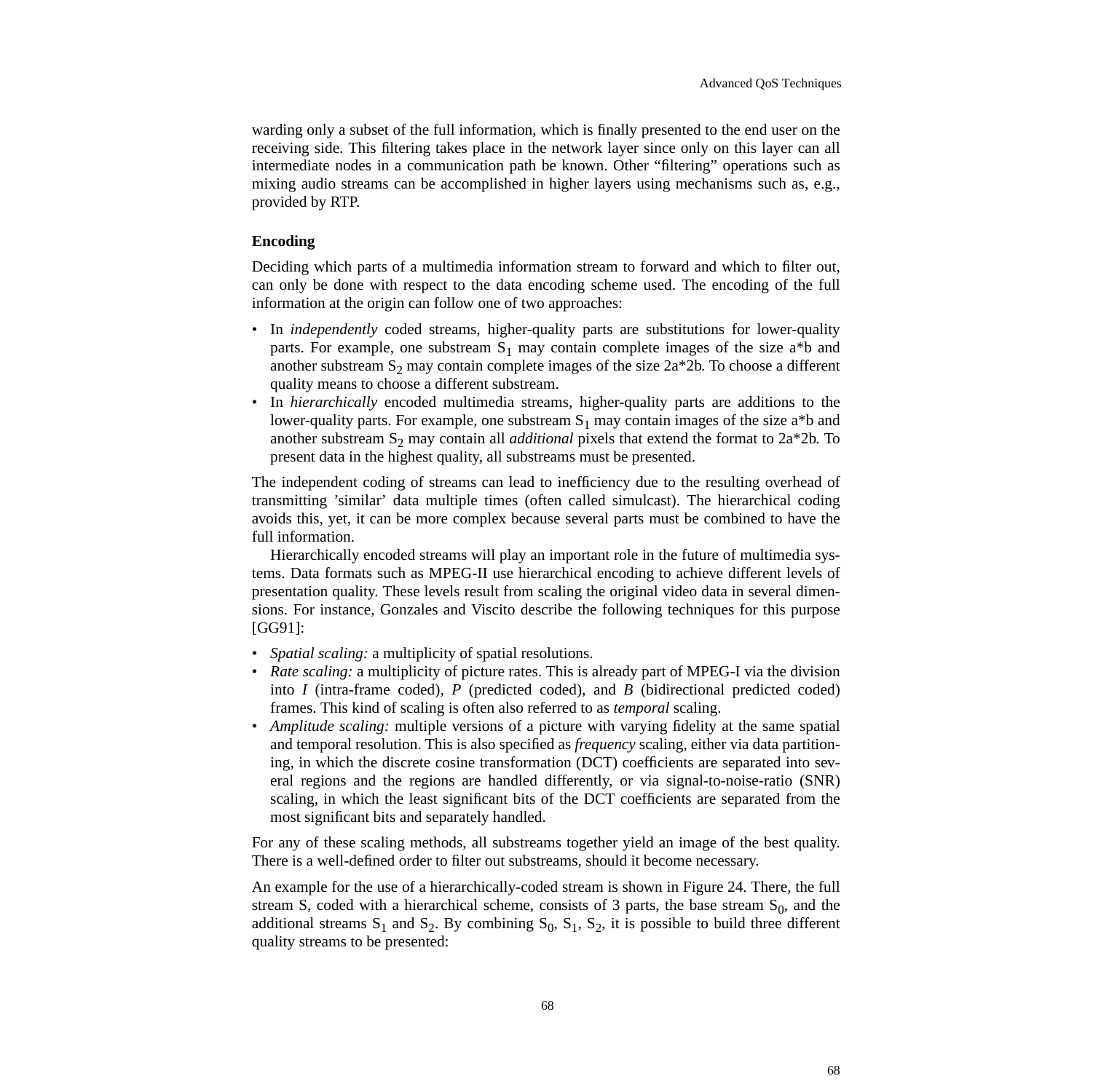warding only a subset of the full information, which is finally presented to the end user on the receiving side. This filtering takes place in the network layer since only on this layer can all intermediate nodes in a communication path be known. Other “filtering” operations such as mixing audio streams can be accomplished in higher layers using mechanisms such as, e.g., provided by RTP.

### Encoding

Deciding which parts of a multimedia information stream to forward and which to filter out, can only be done with respect to the data encoding scheme used. The encoding of the full information at the origin can follow one of two approaches:

- In *independently* coded streams, higher-quality parts are substitutions for lower-quality parts. For example, one substream $S_1$ may contain complete images of the size a*b and another substream $S_2$ may contain complete images of the size 2a*2b. To choose a different quality means to choose a different substream.
- In *hierarchically* encoded multimedia streams, higher-quality parts are additions to the lower-quality parts. For example, one substream $S_1$ may contain images of the size a*b and another substream $S_2$ may contain all *additional* pixels that extend the format to 2a*2b. To present data in the highest quality, all substreams must be presented.

The independent coding of streams can lead to inefficiency due to the resulting overhead of transmitting ’similar’ data multiple times (often called simulcast). The hierarchical coding avoids this, yet, it can be more complex because several parts must be combined to have the full information.

Hierarchically encoded streams will play an important role in the future of multimedia systems. Data formats such as MPEG-II use hierarchical encoding to achieve different levels of presentation quality. These levels result from scaling the original video data in several dimensions. For instance, Gonzales and Viscito describe the following techniques for this purpose [GG91]:

- *Spatial scaling:* a multiplicity of spatial resolutions.
- *Rate scaling:* a multiplicity of picture rates. This is already part of MPEG-I via the division into *I* (intra-frame coded), *P* (predicted coded), and *B* (bidirectional predicted coded) frames. This kind of scaling is often also referred to as *temporal* scaling.
- *Amplitude scaling:* multiple versions of a picture with varying fidelity at the same spatial and temporal resolution. This is also specified as *frequency* scaling, either via data partitioning, in which the discrete cosine transformation (DCT) coefficients are separated into several regions and the regions are handled differently, or via signal-to-noise-ratio (SNR) scaling, in which the least significant bits of the DCT coefficients are separated from the most significant bits and separately handled.

For any of these scaling methods, all substreams together yield an image of the best quality. There is a well-defined order to filter out substreams, should it become necessary.

An example for the use of a hierarchically-coded stream is shown in Figure 24. There, the full stream S, coded with a hierarchical scheme, consists of 3 parts, the base stream $S_0$, and the additional streams $S_1$ and $S_2$. By combining $S_0$, $S_1$, $S_2$, it is possible to build three different quality streams to be presented: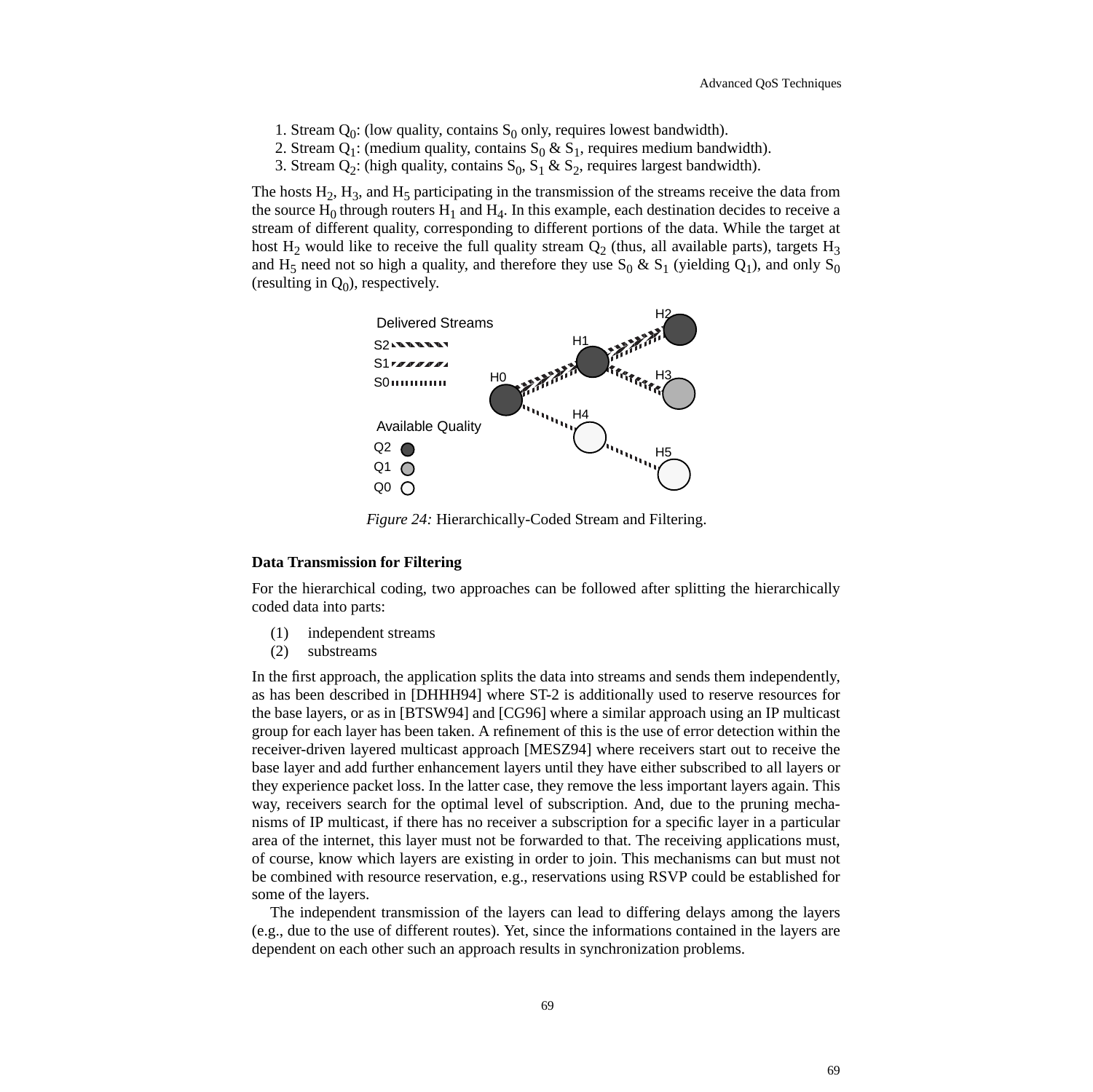1. Stream $Q_0$: (low quality, contains $S_0$ only, requires lowest bandwidth).
2. Stream $Q_1$: (medium quality, contains $S_0$ & $S_1$, requires medium bandwidth).
3. Stream $Q_2$: (high quality, contains $S_0$, $S_1$ & $S_2$, requires largest bandwidth).

The hosts $H_2$, $H_3$, and $H_5$ participating in the transmission of the streams receive the data from the source $H_0$ through routers $H_1$ and $H_4$. In this example, each destination decides to receive a stream of different quality, corresponding to different portions of the data. While the target at host $H_2$ would like to receive the full quality stream $Q_2$ (thus, all available parts), targets $H_3$ and $H_5$ need not so high a quality, and therefore they use $S_0$ & $S_1$ (yielding $Q_1$), and only $S_0$ (resulting in $Q_0$), respectively.

*Figure 24:* Hierarchically-Coded Stream and Filtering.

**Data Transmission for Filtering**

For the hierarchical coding, two approaches can be followed after splitting the hierarchically coded data into parts:

(1) independent streams
(2) substreams

In the first approach, the application splits the data into streams and sends them independently, as has been described in [DHHH94] where ST-2 is additionally used to reserve resources for the base layers, or as in [BTSW94] and [CG96] where a similar approach using an IP multicast group for each layer has been taken. A refinement of this is the use of error detection within the receiver-driven layered multicast approach [MESZ94] where receivers start out to receive the base layer and add further enhancement layers until they have either subscribed to all layers or they experience packet loss. In the latter case, they remove the less important layers again. This way, receivers search for the optimal level of subscription. And, due to the pruning mechanisms of IP multicast, if there has no receiver a subscription for a specific layer in a particular area of the internet, this layer must not be forwarded to that. The receiving applications must, of course, know which layers are existing in order to join. This mechanisms can but must not be combined with resource reservation, e.g., reservations using RSVP could be established for some of the layers.

The independent transmission of the layers can lead to differing delays among the layers (e.g., due to the use of different routes). Yet, since the informations contained in the layers are dependent on each other such an approach results in synchronization problems.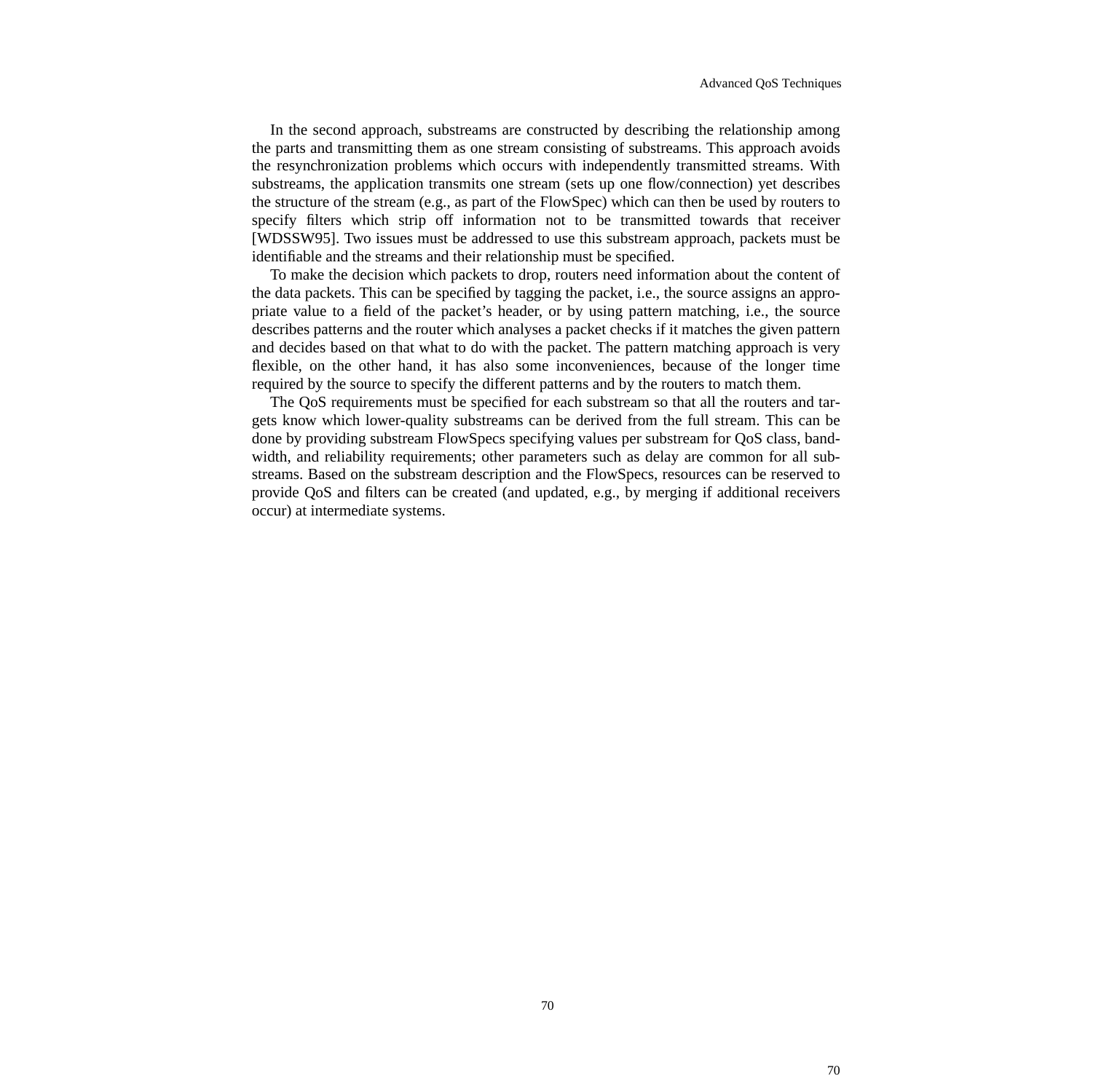In the second approach, substreams are constructed by describing the relationship among the parts and transmitting them as one stream consisting of substreams. This approach avoids the resynchronization problems which occurs with independently transmitted streams. With substreams, the application transmits one stream (sets up one flow/connection) yet describes the structure of the stream (e.g., as part of the FlowSpec) which can then be used by routers to specify filters which strip off information not to be transmitted towards that receiver [WDSSW95]. Two issues must be addressed to use this substream approach, packets must be identifiable and the streams and their relationship must be specified.

To make the decision which packets to drop, routers need information about the content of the data packets. This can be specified by tagging the packet, i.e., the source assigns an appropriate value to a field of the packet's header, or by using pattern matching, i.e., the source describes patterns and the router which analyses a packet checks if it matches the given pattern and decides based on that what to do with the packet. The pattern matching approach is very flexible, on the other hand, it has also some inconveniences, because of the longer time required by the source to specify the different patterns and by the routers to match them.

The QoS requirements must be specified for each substream so that all the routers and targets know which lower-quality substreams can be derived from the full stream. This can be done by providing substream FlowSpecs specifying values per substream for QoS class, bandwidth, and reliability requirements; other parameters such as delay are common for all substreams. Based on the substream description and the FlowSpecs, resources can be reserved to provide QoS and filters can be created (and updated, e.g., by merging if additional receivers occur) at intermediate systems.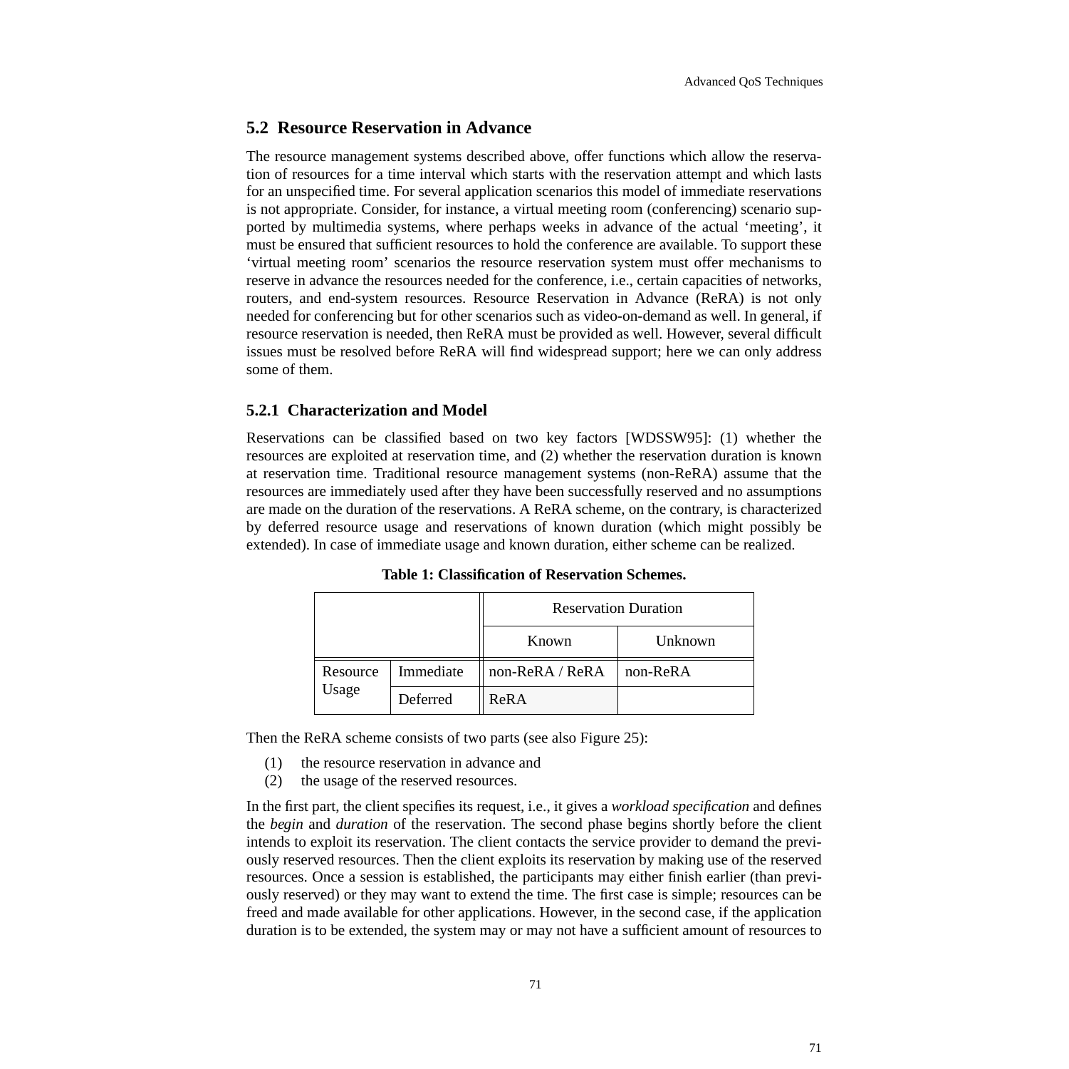## 5.2 Resource Reservation in Advance

The resource management systems described above, offer functions which allow the reservation of resources for a time interval which starts with the reservation attempt and which lasts for an unspecified time. For several application scenarios this model of immediate reservations is not appropriate. Consider, for instance, a virtual meeting room (conferencing) scenario supported by multimedia systems, where perhaps weeks in advance of the actual 'meeting', it must be ensured that sufficient resources to hold the conference are available. To support these 'virtual meeting room' scenarios the resource reservation system must offer mechanisms to reserve in advance the resources needed for the conference, i.e., certain capacities of networks, routers, and end-system resources. Resource Reservation in Advance (ReRA) is not only needed for conferencing but for other scenarios such as video-on-demand as well. In general, if resource reservation is needed, then ReRA must be provided as well. However, several difficult issues must be resolved before ReRA will find widespread support; here we can only address some of them.

### 5.2.1 Characterization and Model

Reservations can be classified based on two key factors [WDSSW95]: (1) whether the resources are exploited at reservation time, and (2) whether the reservation duration is known at reservation time. Traditional resource management systems (non-ReRA) assume that the resources are immediately used after they have been successfully reserved and no assumptions are made on the duration of the reservations. A ReRA scheme, on the contrary, is characterized by deferred resource usage and reservations of known duration (which might possibly be extended). In case of immediate usage and known duration, either scheme can be realized.

**Table 1: Classification of Reservation Schemes.**

| | | Reservation Duration | |
|---|---|---|---|
| | | Known | Unknown |
| Resource Usage | Immediate | non-ReRA / ReRA | non-ReRA |
| | Deferred | ReRA | |

Then the ReRA scheme consists of two parts (see also Figure 25):

(1) the resource reservation in advance and
(2) the usage of the reserved resources.

In the first part, the client specifies its request, i.e., it gives a *workload specification* and defines the *begin* and *duration* of the reservation. The second phase begins shortly before the client intends to exploit its reservation. The client contacts the service provider to demand the previously reserved resources. Then the client exploits its reservation by making use of the reserved resources. Once a session is established, the participants may either finish earlier (than previously reserved) or they may want to extend the time. The first case is simple; resources can be freed and made available for other applications. However, in the second case, if the application duration is to be extended, the system may or may not have a sufficient amount of resources to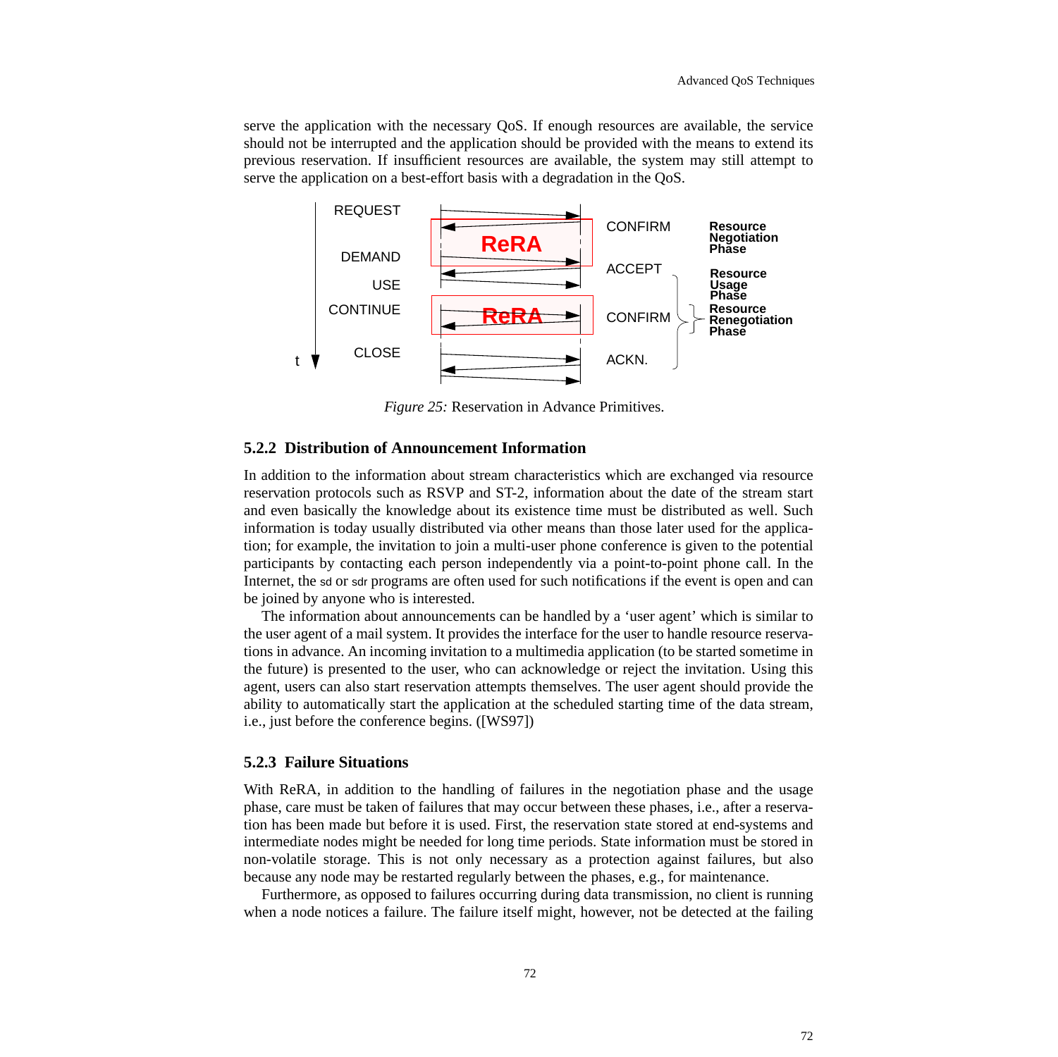serve the application with the necessary QoS. If enough resources are available, the service should not be interrupted and the application should be provided with the means to extend its previous reservation. If insufficient resources are available, the system may still attempt to serve the application on a best-effort basis with a degradation in the QoS.

*Figure 25:* Reservation in Advance Primitives.

### 5.2.2 Distribution of Announcement Information

In addition to the information about stream characteristics which are exchanged via resource reservation protocols such as RSVP and ST-2, information about the date of the stream start and even basically the knowledge about its existence time must be distributed as well. Such information is today usually distributed via other means than those later used for the application; for example, the invitation to join a multi-user phone conference is given to the potential participants by contacting each person independently via a point-to-point phone call. In the Internet, the sd or sdr programs are often used for such notifications if the event is open and can be joined by anyone who is interested.

The information about announcements can be handled by a 'user agent' which is similar to the user agent of a mail system. It provides the interface for the user to handle resource reservations in advance. An incoming invitation to a multimedia application (to be started sometime in the future) is presented to the user, who can acknowledge or reject the invitation. Using this agent, users can also start reservation attempts themselves. The user agent should provide the ability to automatically start the application at the scheduled starting time of the data stream, i.e., just before the conference begins. ([WS97])

### 5.2.3 Failure Situations

With ReRA, in addition to the handling of failures in the negotiation phase and the usage phase, care must be taken of failures that may occur between these phases, i.e., after a reservation has been made but before it is used. First, the reservation state stored at end-systems and intermediate nodes might be needed for long time periods. State information must be stored in non-volatile storage. This is not only necessary as a protection against failures, but also because any node may be restarted regularly between the phases, e.g., for maintenance.

Furthermore, as opposed to failures occurring during data transmission, no client is running when a node notices a failure. The failure itself might, however, not be detected at the failing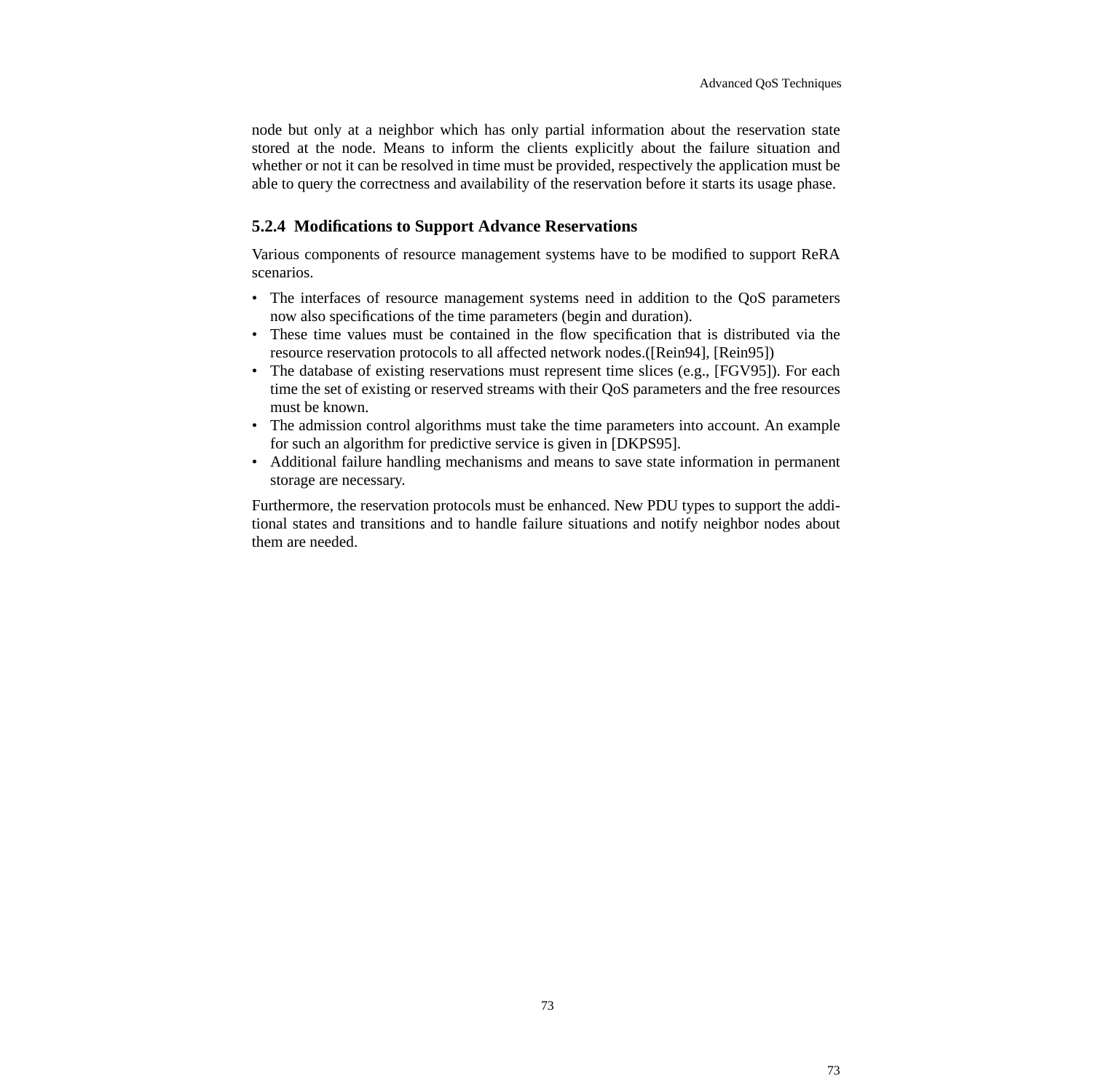node but only at a neighbor which has only partial information about the reservation state stored at the node. Means to inform the clients explicitly about the failure situation and whether or not it can be resolved in time must be provided, respectively the application must be able to query the correctness and availability of the reservation before it starts its usage phase.

### 5.2.4 Modifications to Support Advance Reservations

Various components of resource management systems have to be modified to support ReRA scenarios.

- The interfaces of resource management systems need in addition to the QoS parameters now also specifications of the time parameters (begin and duration).
- These time values must be contained in the flow specification that is distributed via the resource reservation protocols to all affected network nodes.([Rein94], [Rein95])
- The database of existing reservations must represent time slices (e.g., [FGV95]). For each time the set of existing or reserved streams with their QoS parameters and the free resources must be known.
- The admission control algorithms must take the time parameters into account. An example for such an algorithm for predictive service is given in [DKPS95].
- Additional failure handling mechanisms and means to save state information in permanent storage are necessary.

Furthermore, the reservation protocols must be enhanced. New PDU types to support the additional states and transitions and to handle failure situations and notify neighbor nodes about them are needed.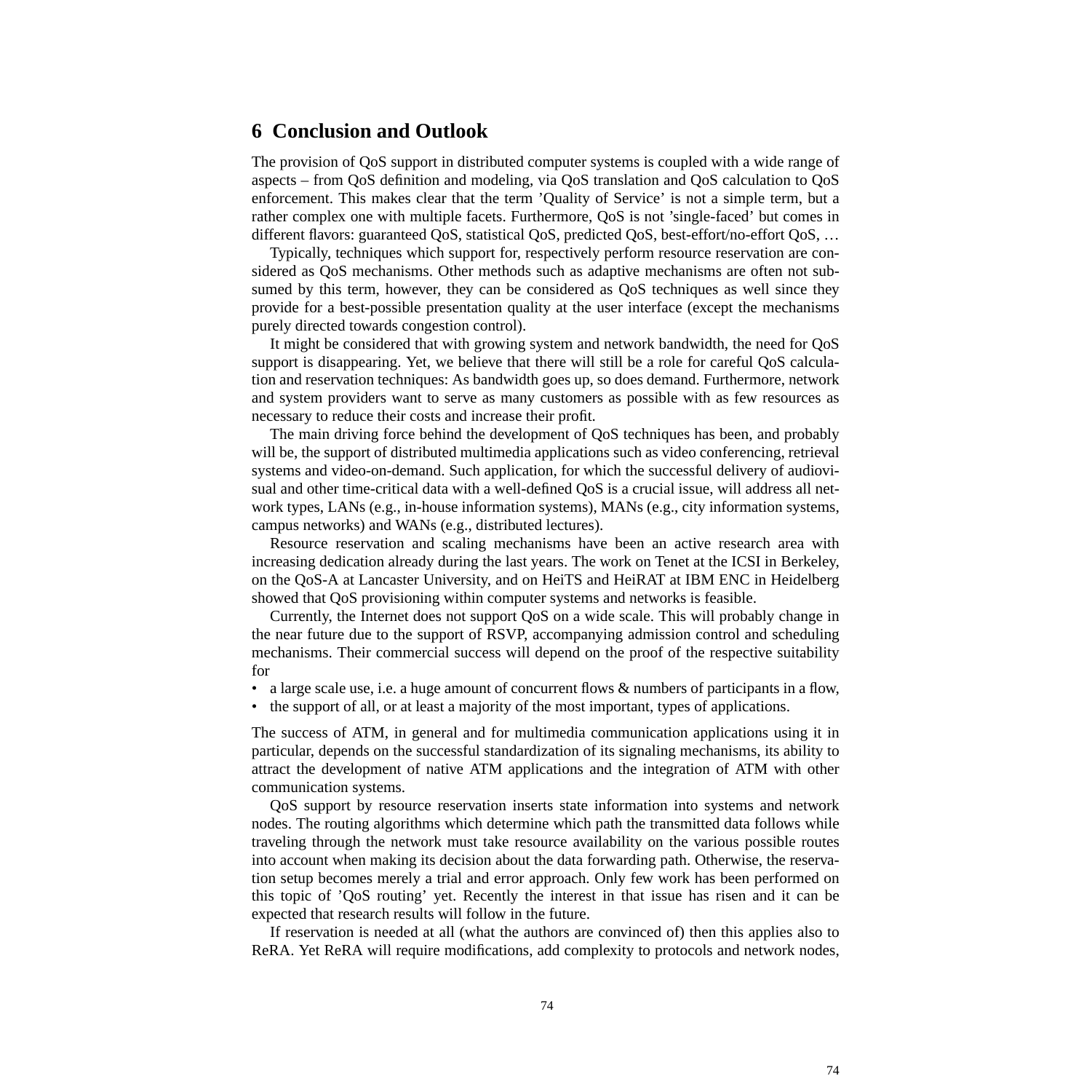# 6 Conclusion and Outlook

The provision of QoS support in distributed computer systems is coupled with a wide range of aspects – from QoS definition and modeling, via QoS translation and QoS calculation to QoS enforcement. This makes clear that the term 'Quality of Service' is not a simple term, but a rather complex one with multiple facets. Furthermore, QoS is not 'single-faced' but comes in different flavors: guaranteed QoS, statistical QoS, predicted QoS, best-effort/no-effort QoS, …

Typically, techniques which support for, respectively perform resource reservation are considered as QoS mechanisms. Other methods such as adaptive mechanisms are often not subsumed by this term, however, they can be considered as QoS techniques as well since they provide for a best-possible presentation quality at the user interface (except the mechanisms purely directed towards congestion control).

It might be considered that with growing system and network bandwidth, the need for QoS support is disappearing. Yet, we believe that there will still be a role for careful QoS calculation and reservation techniques: As bandwidth goes up, so does demand. Furthermore, network and system providers want to serve as many customers as possible with as few resources as necessary to reduce their costs and increase their profit.

The main driving force behind the development of QoS techniques has been, and probably will be, the support of distributed multimedia applications such as video conferencing, retrieval systems and video-on-demand. Such application, for which the successful delivery of audiovisual and other time-critical data with a well-defined QoS is a crucial issue, will address all network types, LANs (e.g., in-house information systems), MANs (e.g., city information systems, campus networks) and WANs (e.g., distributed lectures).

Resource reservation and scaling mechanisms have been an active research area with increasing dedication already during the last years. The work on Tenet at the ICSI in Berkeley, on the QoS-A at Lancaster University, and on HeiTS and HeiRAT at IBM ENC in Heidelberg showed that QoS provisioning within computer systems and networks is feasible.

Currently, the Internet does not support QoS on a wide scale. This will probably change in the near future due to the support of RSVP, accompanying admission control and scheduling mechanisms. Their commercial success will depend on the proof of the respective suitability for

- a large scale use, i.e. a huge amount of concurrent flows & numbers of participants in a flow,
- the support of all, or at least a majority of the most important, types of applications.

The success of ATM, in general and for multimedia communication applications using it in particular, depends on the successful standardization of its signaling mechanisms, its ability to attract the development of native ATM applications and the integration of ATM with other communication systems.

QoS support by resource reservation inserts state information into systems and network nodes. The routing algorithms which determine which path the transmitted data follows while traveling through the network must take resource availability on the various possible routes into account when making its decision about the data forwarding path. Otherwise, the reservation setup becomes merely a trial and error approach. Only few work has been performed on this topic of 'QoS routing' yet. Recently the interest in that issue has risen and it can be expected that research results will follow in the future.

If reservation is needed at all (what the authors are convinced of) then this applies also to ReRA. Yet ReRA will require modifications, add complexity to protocols and network nodes,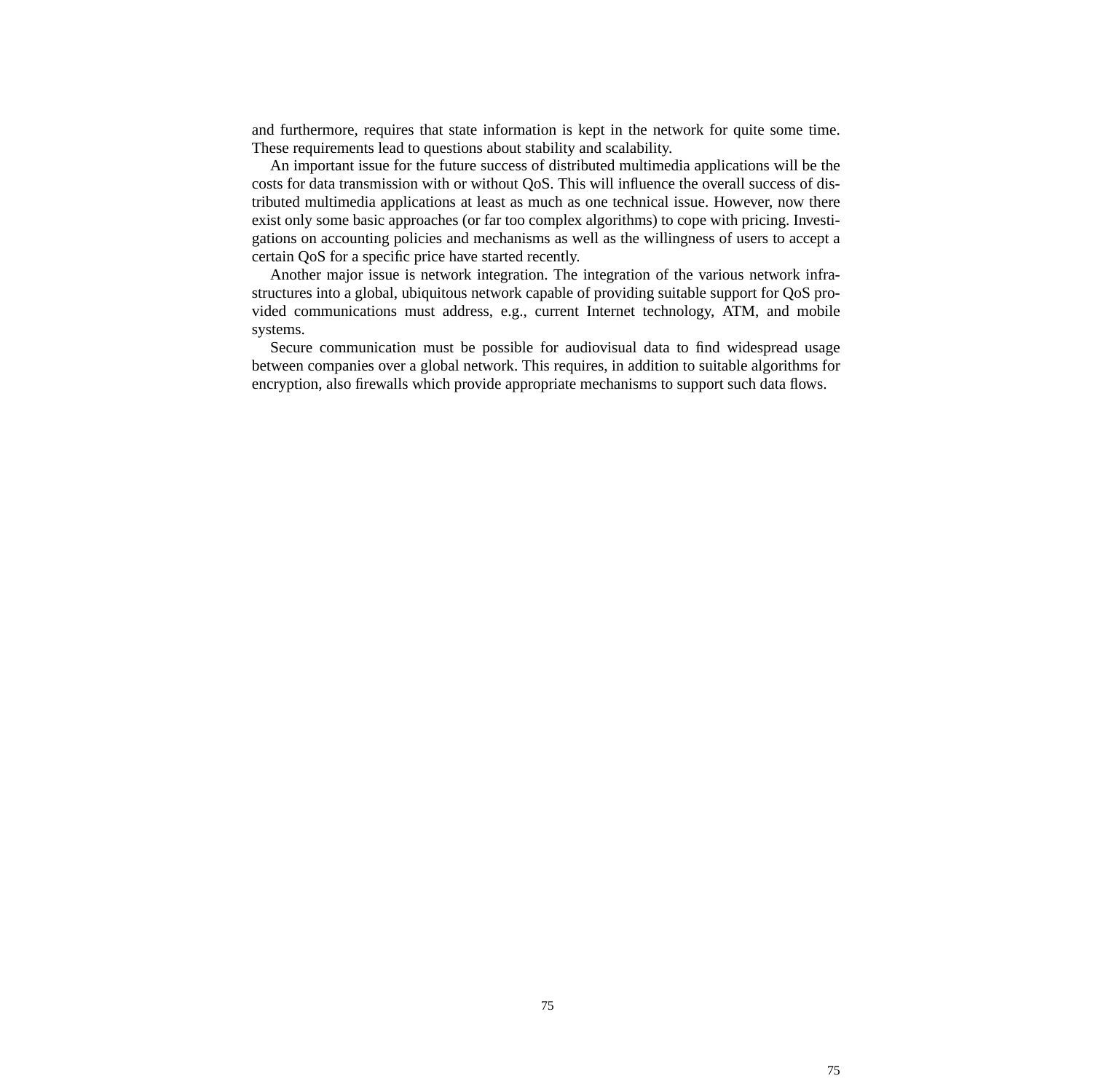and furthermore, requires that state information is kept in the network for quite some time. These requirements lead to questions about stability and scalability.

An important issue for the future success of distributed multimedia applications will be the costs for data transmission with or without QoS. This will influence the overall success of distributed multimedia applications at least as much as one technical issue. However, now there exist only some basic approaches (or far too complex algorithms) to cope with pricing. Investigations on accounting policies and mechanisms as well as the willingness of users to accept a certain QoS for a specific price have started recently.

Another major issue is network integration. The integration of the various network infrastructures into a global, ubiquitous network capable of providing suitable support for QoS provided communications must address, e.g., current Internet technology, ATM, and mobile systems.

Secure communication must be possible for audiovisual data to find widespread usage between companies over a global network. This requires, in addition to suitable algorithms for encryption, also firewalls which provide appropriate mechanisms to support such data flows.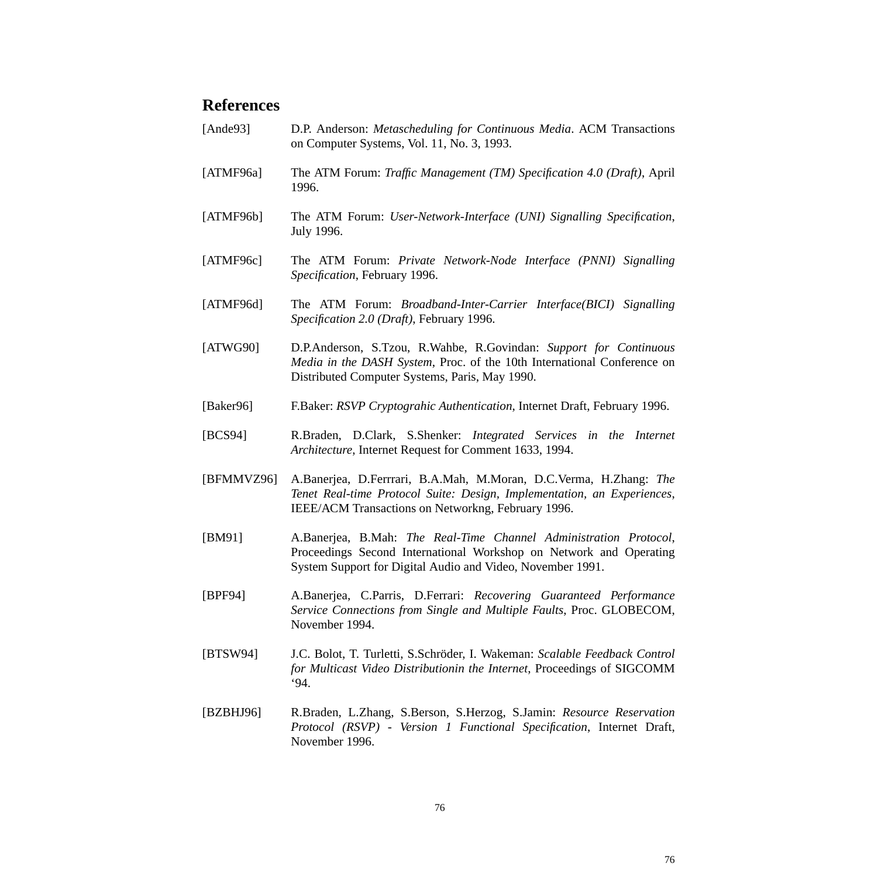## References

[Ande93] D.P. Anderson: *Metascheduling for Continuous Media*. ACM Transactions on Computer Systems, Vol. 11, No. 3, 1993.

[ATMF96a] The ATM Forum: *Traffic Management (TM) Specification 4.0 (Draft)*, April 1996.

[ATMF96b] The ATM Forum: *User-Network-Interface (UNI) Signalling Specification*, July 1996.

[ATMF96c] The ATM Forum: *Private Network-Node Interface (PNNI) Signalling Specification*, February 1996.

[ATMF96d] The ATM Forum: *Broadband-Inter-Carrier Interface(BICI) Signalling Specification 2.0 (Draft)*, February 1996.

[ATWG90] D.P.Anderson, S.Tzou, R.Wahbe, R.Govindan: *Support for Continuous Media in the DASH System*, Proc. of the 10th International Conference on Distributed Computer Systems, Paris, May 1990.

[Baker96] F.Baker: *RSVP Cryptograhic Authentication*, Internet Draft, February 1996.

[BCS94] R.Braden, D.Clark, S.Shenker: *Integrated Services in the Internet Architecture*, Internet Request for Comment 1633, 1994.

[BFMMVZ96] A.Banerjea, D.Ferrrari, B.A.Mah, M.Moran, D.C.Verma, H.Zhang: *The Tenet Real-time Protocol Suite: Design, Implementation, an Experiences*, IEEE/ACM Transactions on Networkng, February 1996.

[BM91] A.Banerjea, B.Mah: *The Real-Time Channel Administration Protocol*, Proceedings Second International Workshop on Network and Operating System Support for Digital Audio and Video, November 1991.

[BPF94] A.Banerjea, C.Parris, D.Ferrari: *Recovering Guaranteed Performance Service Connections from Single and Multiple Faults*, Proc. GLOBECOM, November 1994.

[BTSW94] J.C. Bolot, T. Turletti, S.Schröder, I. Wakeman: *Scalable Feedback Control for Multicast Video Distributionin the Internet*, Proceedings of SIGCOMM '94.

[BZBHJ96] R.Braden, L.Zhang, S.Berson, S.Herzog, S.Jamin: *Resource Reservation Protocol (RSVP) - Version 1 Functional Specification*, Internet Draft, November 1996.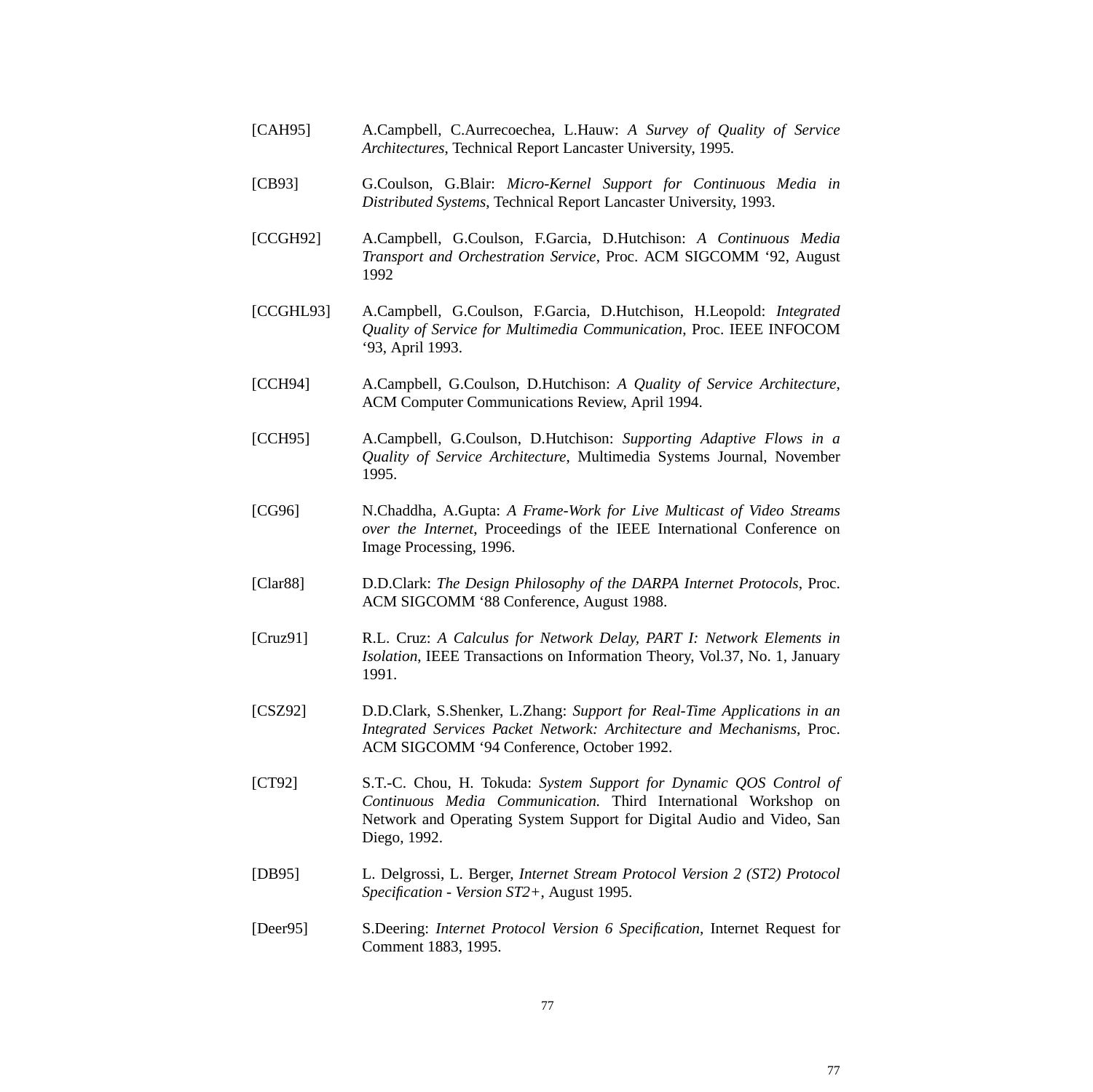[CAH95] A.Campbell, C.Aurrecoechea, L.Hauw: *A Survey of Quality of Service Architectures*, Technical Report Lancaster University, 1995.

[CB93] G.Coulson, G.Blair: *Micro-Kernel Support for Continuous Media in Distributed Systems*, Technical Report Lancaster University, 1993.

[CCGH92] A.Campbell, G.Coulson, F.Garcia, D.Hutchison: *A Continuous Media Transport and Orchestration Service*, Proc. ACM SIGCOMM '92, August 1992

[CCGHL93] A.Campbell, G.Coulson, F.Garcia, D.Hutchison, H.Leopold: *Integrated Quality of Service for Multimedia Communication*, Proc. IEEE INFOCOM '93, April 1993.

[CCH94] A.Campbell, G.Coulson, D.Hutchison: *A Quality of Service Architecture*, ACM Computer Communications Review, April 1994.

[CCH95] A.Campbell, G.Coulson, D.Hutchison: *Supporting Adaptive Flows in a Quality of Service Architecture*, Multimedia Systems Journal, November 1995.

[CG96] N.Chaddha, A.Gupta: *A Frame-Work for Live Multicast of Video Streams over the Internet*, Proceedings of the IEEE International Conference on Image Processing, 1996.

[Clar88] D.D.Clark: *The Design Philosophy of the DARPA Internet Protocols*, Proc. ACM SIGCOMM '88 Conference, August 1988.

[Cruz91] R.L. Cruz: *A Calculus for Network Delay, PART I: Network Elements in Isolation*, IEEE Transactions on Information Theory, Vol.37, No. 1, January 1991.

[CSZ92] D.D.Clark, S.Shenker, L.Zhang: *Support for Real-Time Applications in an Integrated Services Packet Network: Architecture and Mechanisms*, Proc. ACM SIGCOMM '94 Conference, October 1992.

[CT92] S.T.-C. Chou, H. Tokuda: *System Support for Dynamic QOS Control of Continuous Media Communication.* Third International Workshop on Network and Operating System Support for Digital Audio and Video, San Diego, 1992.

[DB95] L. Delgrossi, L. Berger, *Internet Stream Protocol Version 2 (ST2) Protocol Specification - Version ST2+*, August 1995.

[Deer95] S.Deering: *Internet Protocol Version 6 Specification*, Internet Request for Comment 1883, 1995.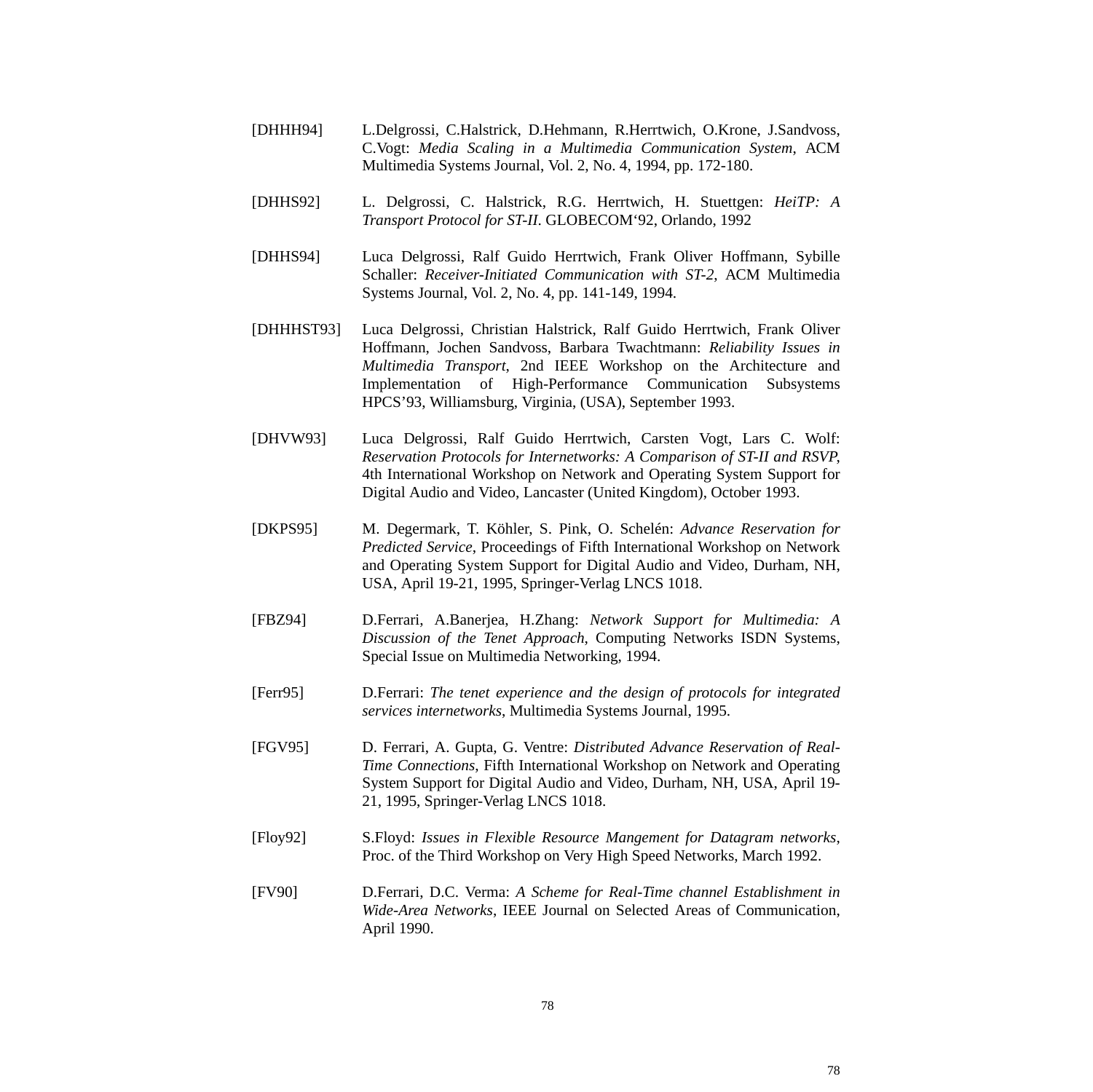[DHHH94] L.Delgrossi, C.Halstrick, D.Hehmann, R.Herrtwich, O.Krone, J.Sandvoss, C.Vogt: *Media Scaling in a Multimedia Communication System*, ACM Multimedia Systems Journal, Vol. 2, No. 4, 1994, pp. 172-180.

[DHHS92] L. Delgrossi, C. Halstrick, R.G. Herrtwich, H. Stuettgen: *HeiTP: A Transport Protocol for ST-II*. GLOBECOM'92, Orlando, 1992

[DHHS94] Luca Delgrossi, Ralf Guido Herrtwich, Frank Oliver Hoffmann, Sybille Schaller: *Receiver-Initiated Communication with ST-2*, ACM Multimedia Systems Journal, Vol. 2, No. 4, pp. 141-149, 1994.

[DHHHST93] Luca Delgrossi, Christian Halstrick, Ralf Guido Herrtwich, Frank Oliver Hoffmann, Jochen Sandvoss, Barbara Twachtmann: *Reliability Issues in Multimedia Transport*, 2nd IEEE Workshop on the Architecture and Implementation of High-Performance Communication Subsystems HPCS'93, Williamsburg, Virginia, (USA), September 1993.

[DHVW93] Luca Delgrossi, Ralf Guido Herrtwich, Carsten Vogt, Lars C. Wolf: *Reservation Protocols for Internetworks: A Comparison of ST-II and RSVP*, 4th International Workshop on Network and Operating System Support for Digital Audio and Video, Lancaster (United Kingdom), October 1993.

[DKPS95] M. Degermark, T. Köhler, S. Pink, O. Schelén: *Advance Reservation for Predicted Service*, Proceedings of Fifth International Workshop on Network and Operating System Support for Digital Audio and Video, Durham, NH, USA, April 19-21, 1995, Springer-Verlag LNCS 1018.

[FBZ94] D.Ferrari, A.Banerjea, H.Zhang: *Network Support for Multimedia: A Discussion of the Tenet Approach*, Computing Networks ISDN Systems, Special Issue on Multimedia Networking, 1994.

[Ferr95] D.Ferrari: *The tenet experience and the design of protocols for integrated services internetworks*, Multimedia Systems Journal, 1995.

[FGV95] D. Ferrari, A. Gupta, G. Ventre: *Distributed Advance Reservation of Real-Time Connections*, Fifth International Workshop on Network and Operating System Support for Digital Audio and Video, Durham, NH, USA, April 19-21, 1995, Springer-Verlag LNCS 1018.

[Floy92] S.Floyd: *Issues in Flexible Resource Mangement for Datagram networks*, Proc. of the Third Workshop on Very High Speed Networks, March 1992.

[FV90] D.Ferrari, D.C. Verma: *A Scheme for Real-Time channel Establishment in Wide-Area Networks*, IEEE Journal on Selected Areas of Communication, April 1990.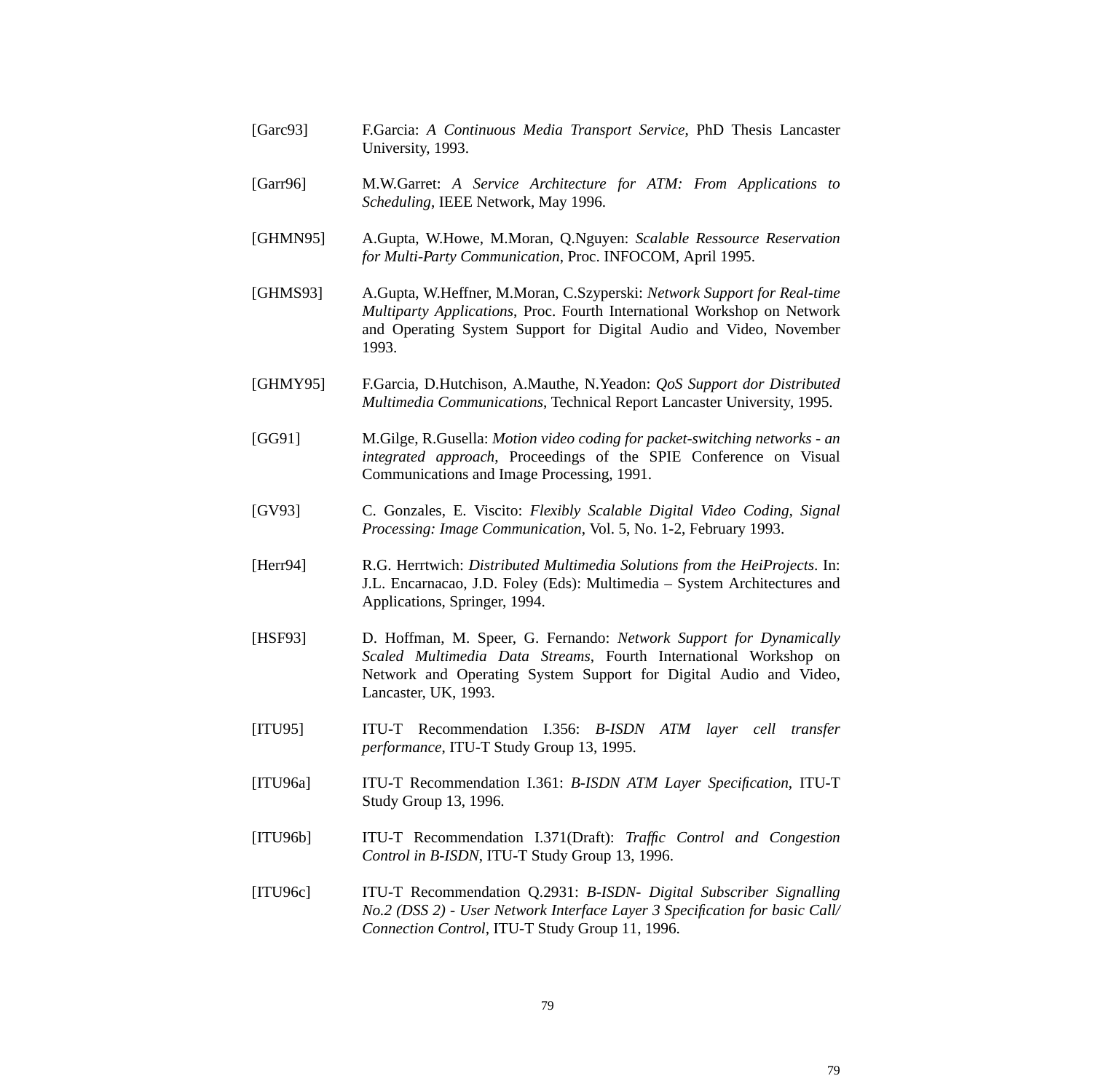[Garc93] F.Garcia: *A Continuous Media Transport Service*, PhD Thesis Lancaster University, 1993.

[Garr96] M.W.Garret: *A Service Architecture for ATM: From Applications to Scheduling*, IEEE Network, May 1996.

[GHMN95] A.Gupta, W.Howe, M.Moran, Q.Nguyen: *Scalable Ressource Reservation for Multi-Party Communication*, Proc. INFOCOM, April 1995.

[GHMS93] A.Gupta, W.Heffner, M.Moran, C.Szyperski: *Network Support for Real-time Multiparty Applications*, Proc. Fourth International Workshop on Network and Operating System Support for Digital Audio and Video, November 1993.

[GHMY95] F.Garcia, D.Hutchison, A.Mauthe, N.Yeadon: *QoS Support dor Distributed Multimedia Communications*, Technical Report Lancaster University, 1995.

[GG91] M.Gilge, R.Gusella: *Motion video coding for packet-switching networks - an integrated approach*, Proceedings of the SPIE Conference on Visual Communications and Image Processing, 1991.

[GV93] C. Gonzales, E. Viscito: *Flexibly Scalable Digital Video Coding, Signal Processing: Image Communication*, Vol. 5, No. 1-2, February 1993.

[Herr94] R.G. Herrtwich: *Distributed Multimedia Solutions from the HeiProjects*. In: J.L. Encarnacao, J.D. Foley (Eds): Multimedia – System Architectures and Applications, Springer, 1994.

[HSF93] D. Hoffman, M. Speer, G. Fernando: *Network Support for Dynamically Scaled Multimedia Data Streams*, Fourth International Workshop on Network and Operating System Support for Digital Audio and Video, Lancaster, UK, 1993.

[ITU95] ITU-T Recommendation I.356: *B-ISDN ATM layer cell transfer performance*, ITU-T Study Group 13, 1995.

[ITU96a] ITU-T Recommendation I.361: *B-ISDN ATM Layer Specification*, ITU-T Study Group 13, 1996.

[ITU96b] ITU-T Recommendation I.371(Draft): *Traffic Control and Congestion Control in B-ISDN*, ITU-T Study Group 13, 1996.

[ITU96c] ITU-T Recommendation Q.2931: *B-ISDN- Digital Subscriber Signalling No.2 (DSS 2) - User Network Interface Layer 3 Specification for basic Call/ Connection Control*, ITU-T Study Group 11, 1996.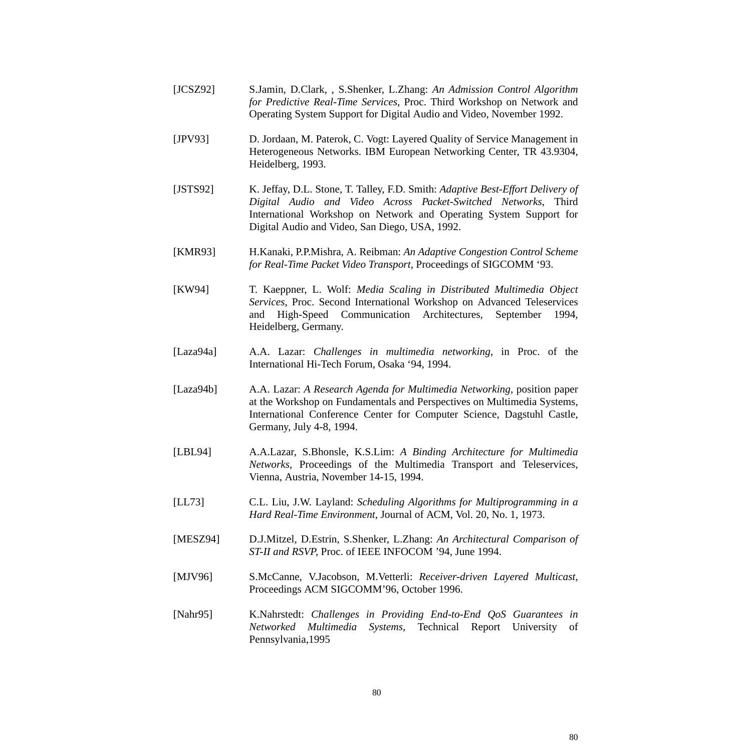[JCSZ92] S.Jamin, D.Clark, , S.Shenker, L.Zhang: *An Admission Control Algorithm for Predictive Real-Time Services*, Proc. Third Workshop on Network and Operating System Support for Digital Audio and Video, November 1992.

[JPV93] D. Jordaan, M. Paterok, C. Vogt: Layered Quality of Service Management in Heterogeneous Networks. IBM European Networking Center, TR 43.9304, Heidelberg, 1993.

[JSTS92] K. Jeffay, D.L. Stone, T. Talley, F.D. Smith: *Adaptive Best-Effort Delivery of Digital Audio and Video Across Packet-Switched Networks*, Third International Workshop on Network and Operating System Support for Digital Audio and Video, San Diego, USA, 1992.

[KMR93] H.Kanaki, P.P.Mishra, A. Reibman: *An Adaptive Congestion Control Scheme for Real-Time Packet Video Transport*, Proceedings of SIGCOMM '93.

[KW94] T. Kaeppner, L. Wolf: *Media Scaling in Distributed Multimedia Object Services*, Proc. Second International Workshop on Advanced Teleservices and High-Speed Communication Architectures, September 1994, Heidelberg, Germany.

[Laza94a] A.A. Lazar: *Challenges in multimedia networking*, in Proc. of the International Hi-Tech Forum, Osaka '94, 1994.

[Laza94b] A.A. Lazar: *A Research Agenda for Multimedia Networking*, position paper at the Workshop on Fundamentals and Perspectives on Multimedia Systems, International Conference Center for Computer Science, Dagstuhl Castle, Germany, July 4-8, 1994.

[LBL94] A.A.Lazar, S.Bhonsle, K.S.Lim: *A Binding Architecture for Multimedia Networks*, Proceedings of the Multimedia Transport and Teleservices, Vienna, Austria, November 14-15, 1994.

[LL73] C.L. Liu, J.W. Layland: *Scheduling Algorithms for Multiprogramming in a Hard Real-Time Environment*, Journal of ACM, Vol. 20, No. 1, 1973.

[MESZ94] D.J.Mitzel, D.Estrin, S.Shenker, L.Zhang: *An Architectural Comparison of ST-II and RSVP*, Proc. of IEEE INFOCOM '94, June 1994.

[MJV96] S.McCanne, V.Jacobson, M.Vetterli: *Receiver-driven Layered Multicast*, Proceedings ACM SIGCOMM'96, October 1996.

[Nahr95] K.Nahrstedt: *Challenges in Providing End-to-End QoS Guarantees in Networked Multimedia Systems*, Technical Report University of Pennsylvania,1995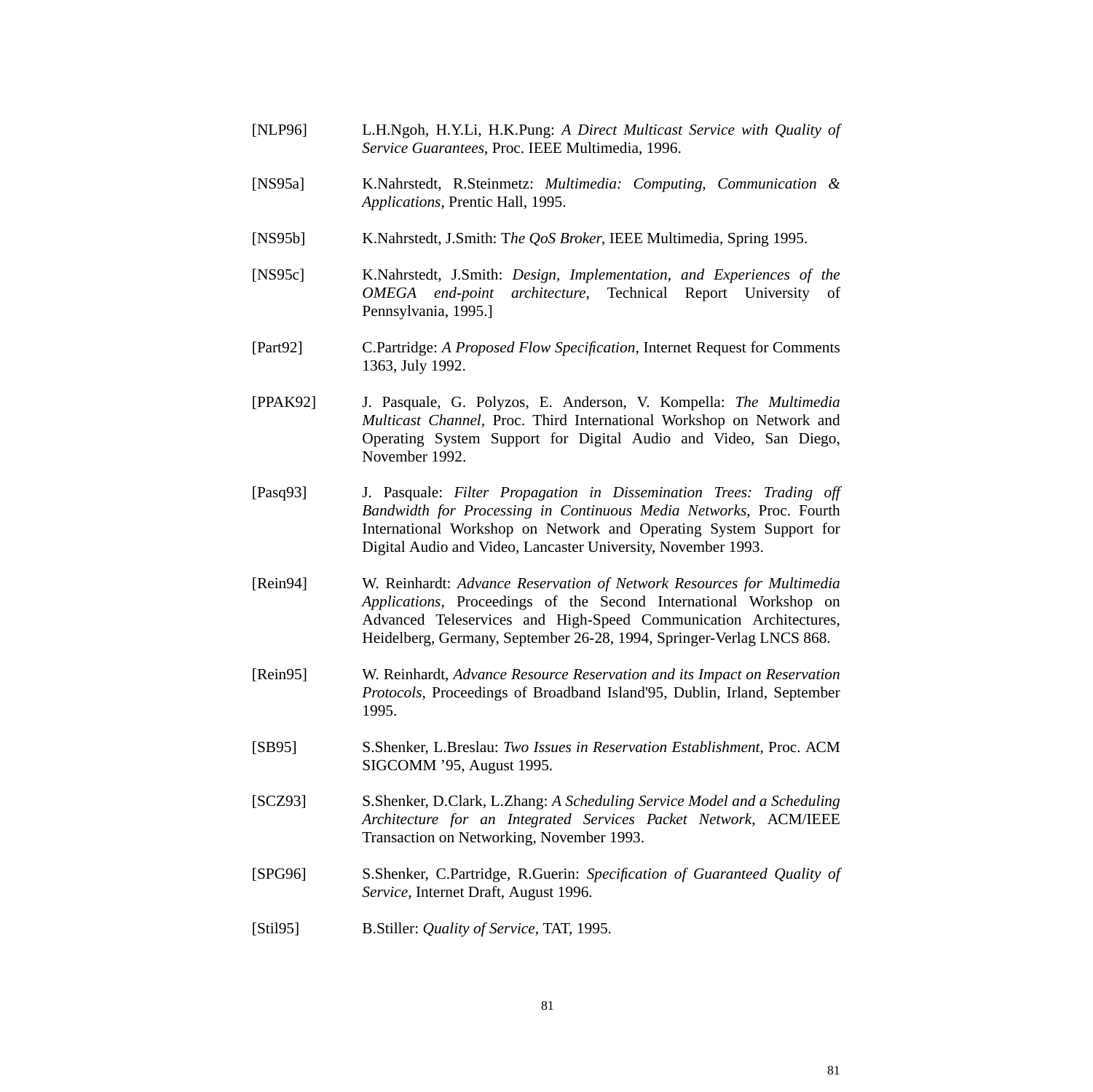[NLP96] L.H.Ngoh, H.Y.Li, H.K.Pung: *A Direct Multicast Service with Quality of Service Guarantees*, Proc. IEEE Multimedia, 1996.

[NS95a] K.Nahrstedt, R.Steinmetz: *Multimedia: Computing, Communication & Applications*, Prentic Hall, 1995.

[NS95b] K.Nahrstedt, J.Smith: T*he QoS Broker*, IEEE Multimedia, Spring 1995.

[NS95c] K.Nahrstedt, J.Smith: *Design, Implementation, and Experiences of the OMEGA end-point architecture*, Technical Report University of Pennsylvania, 1995.]

[Part92] C.Partridge: *A Proposed Flow Specification*, Internet Request for Comments 1363, July 1992.

[PPAK92] J. Pasquale, G. Polyzos, E. Anderson, V. Kompella: *The Multimedia Multicast Channel*, Proc. Third International Workshop on Network and Operating System Support for Digital Audio and Video, San Diego, November 1992.

[Pasq93] J. Pasquale: *Filter Propagation in Dissemination Trees: Trading off Bandwidth for Processing in Continuous Media Networks*, Proc. Fourth International Workshop on Network and Operating System Support for Digital Audio and Video, Lancaster University, November 1993.

[Rein94] W. Reinhardt: *Advance Reservation of Network Resources for Multimedia Applications*, Proceedings of the Second International Workshop on Advanced Teleservices and High-Speed Communication Architectures, Heidelberg, Germany, September 26-28, 1994, Springer-Verlag LNCS 868.

[Rein95] W. Reinhardt, *Advance Resource Reservation and its Impact on Reservation Protocols*, Proceedings of Broadband Island'95, Dublin, Irland, September 1995.

[SB95] S.Shenker, L.Breslau: *Two Issues in Reservation Establishment*, Proc. ACM SIGCOMM '95, August 1995.

[SCZ93] S.Shenker, D.Clark, L.Zhang: *A Scheduling Service Model and a Scheduling Architecture for an Integrated Services Packet Network*, ACM/IEEE Transaction on Networking, November 1993.

[SPG96] S.Shenker, C.Partridge, R.Guerin: *Specification of Guaranteed Quality of Service*, Internet Draft, August 1996.

[Stil95] B.Stiller: *Quality of Service*, TAT, 1995.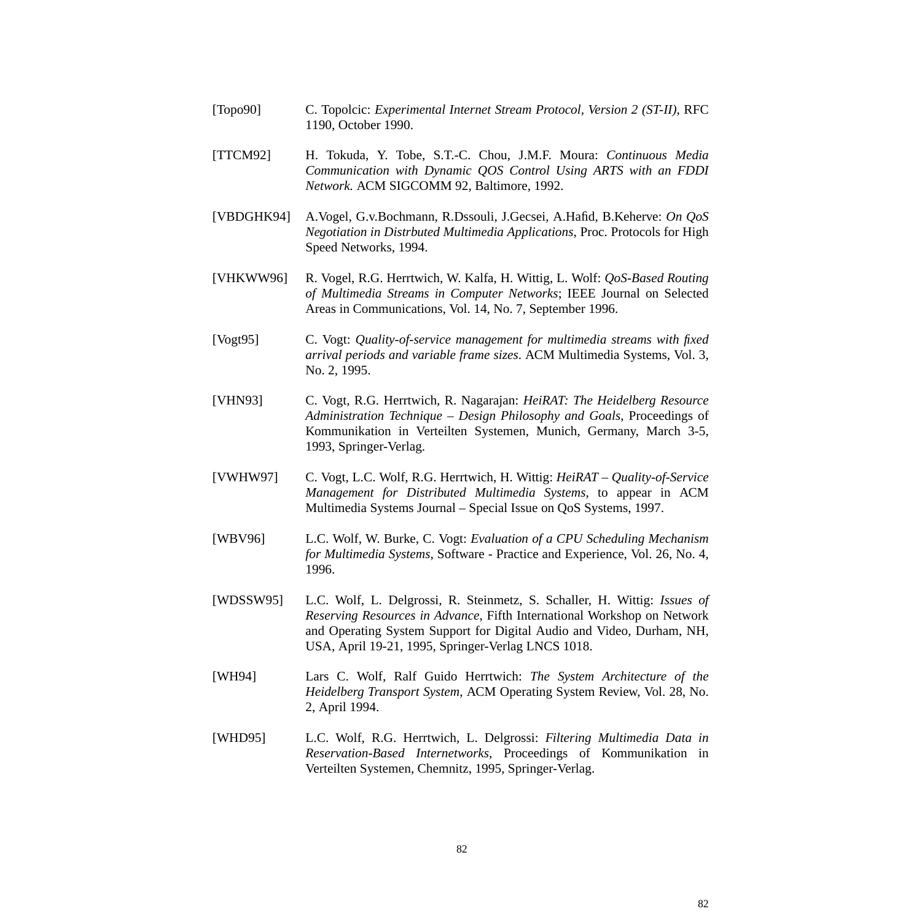[Topo90] C. Topolcic: *Experimental Internet Stream Protocol, Version 2 (ST-II)*, RFC 1190, October 1990.

[TTCM92] H. Tokuda, Y. Tobe, S.T.-C. Chou, J.M.F. Moura: *Continuous Media Communication with Dynamic QOS Control Using ARTS with an FDDI Network.* ACM SIGCOMM 92, Baltimore, 1992.

[VBDGHK94] A.Vogel, G.v.Bochmann, R.Dssouli, J.Gecsei, A.Hafid, B.Keherve: *On QoS Negotiation in Distrbuted Multimedia Applications*, Proc. Protocols for High Speed Networks, 1994.

[VHKWW96] R. Vogel, R.G. Herrtwich, W. Kalfa, H. Wittig, L. Wolf: *QoS-Based Routing of Multimedia Streams in Computer Networks*; IEEE Journal on Selected Areas in Communications, Vol. 14, No. 7, September 1996.

[Vogt95] C. Vogt: *Quality-of-service management for multimedia streams with fixed arrival periods and variable frame sizes*. ACM Multimedia Systems, Vol. 3, No. 2, 1995.

[VHN93] C. Vogt, R.G. Herrtwich, R. Nagarajan: *HeiRAT: The Heidelberg Resource Administration Technique – Design Philosophy and Goals*, Proceedings of Kommunikation in Verteilten Systemen, Munich, Germany, March 3-5, 1993, Springer-Verlag.

[VWHW97] C. Vogt, L.C. Wolf, R.G. Herrtwich, H. Wittig: *HeiRAT – Quality-of-Service Management for Distributed Multimedia Systems*, to appear in ACM Multimedia Systems Journal – Special Issue on QoS Systems, 1997.

[WBV96] L.C. Wolf, W. Burke, C. Vogt: *Evaluation of a CPU Scheduling Mechanism for Multimedia Systems*, Software - Practice and Experience, Vol. 26, No. 4, 1996.

[WDSSW95] L.C. Wolf, L. Delgrossi, R. Steinmetz, S. Schaller, H. Wittig: *Issues of Reserving Resources in Advance*, Fifth International Workshop on Network and Operating System Support for Digital Audio and Video, Durham, NH, USA, April 19-21, 1995, Springer-Verlag LNCS 1018.

[WH94] Lars C. Wolf, Ralf Guido Herrtwich: *The System Architecture of the Heidelberg Transport System*, ACM Operating System Review, Vol. 28, No. 2, April 1994.

[WHD95] L.C. Wolf, R.G. Herrtwich, L. Delgrossi: *Filtering Multimedia Data in Reservation-Based Internetworks*, Proceedings of Kommunikation in Verteilten Systemen, Chemnitz, 1995, Springer-Verlag.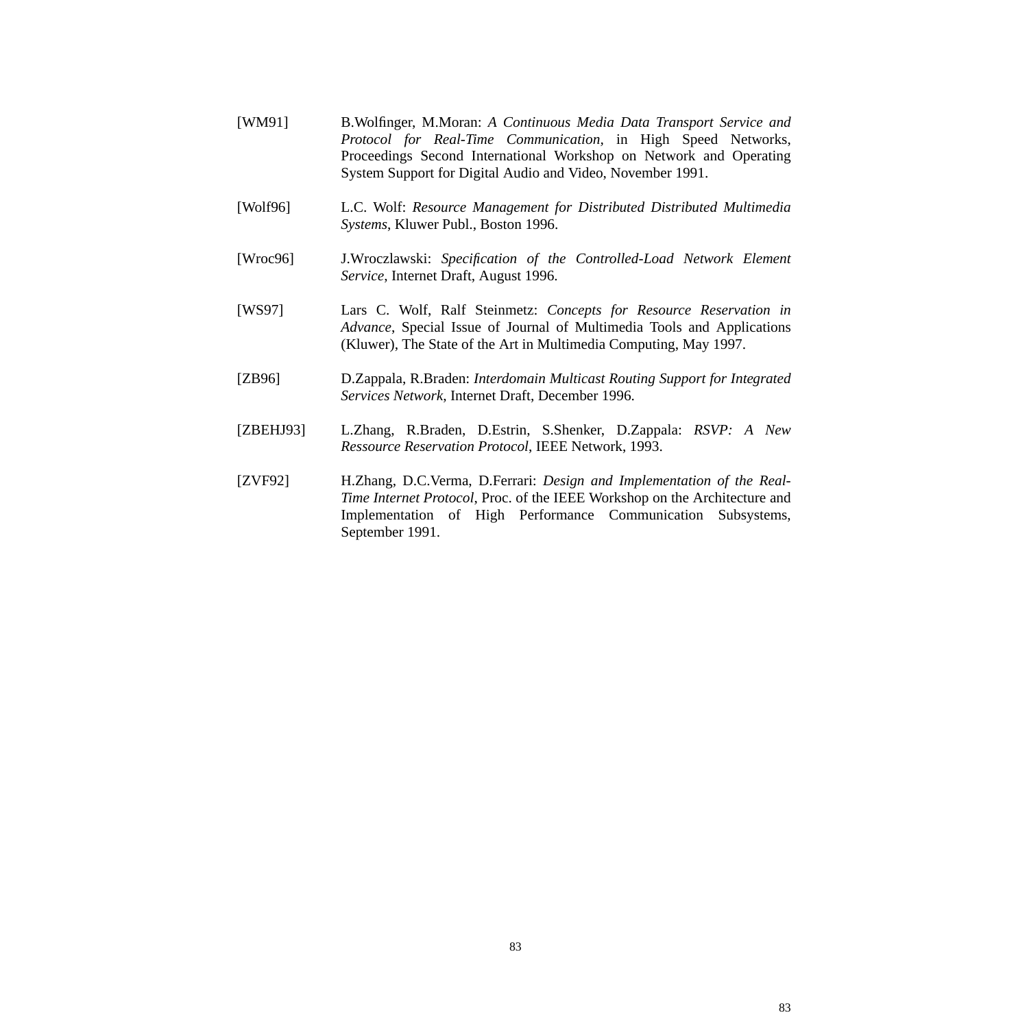[WM91] B.Wolfinger, M.Moran: *A Continuous Media Data Transport Service and Protocol for Real-Time Communication*, in High Speed Networks, Proceedings Second International Workshop on Network and Operating System Support for Digital Audio and Video, November 1991.

[Wolf96] L.C. Wolf: *Resource Management for Distributed Distributed Multimedia Systems*, Kluwer Publ., Boston 1996.

[Wroc96] J.Wroczlawski: *Specification of the Controlled-Load Network Element Service*, Internet Draft, August 1996.

[WS97] Lars C. Wolf, Ralf Steinmetz: *Concepts for Resource Reservation in Advance*, Special Issue of Journal of Multimedia Tools and Applications (Kluwer), The State of the Art in Multimedia Computing, May 1997.

[ZB96] D.Zappala, R.Braden: *Interdomain Multicast Routing Support for Integrated Services Network*, Internet Draft, December 1996.

[ZBEHJ93] L.Zhang, R.Braden, D.Estrin, S.Shenker, D.Zappala: *RSVP: A New Ressource Reservation Protocol*, IEEE Network, 1993.

[ZVF92] H.Zhang, D.C.Verma, D.Ferrari: *Design and Implementation of the Real-Time Internet Protocol*, Proc. of the IEEE Workshop on the Architecture and Implementation of High Performance Communication Subsystems, September 1991.